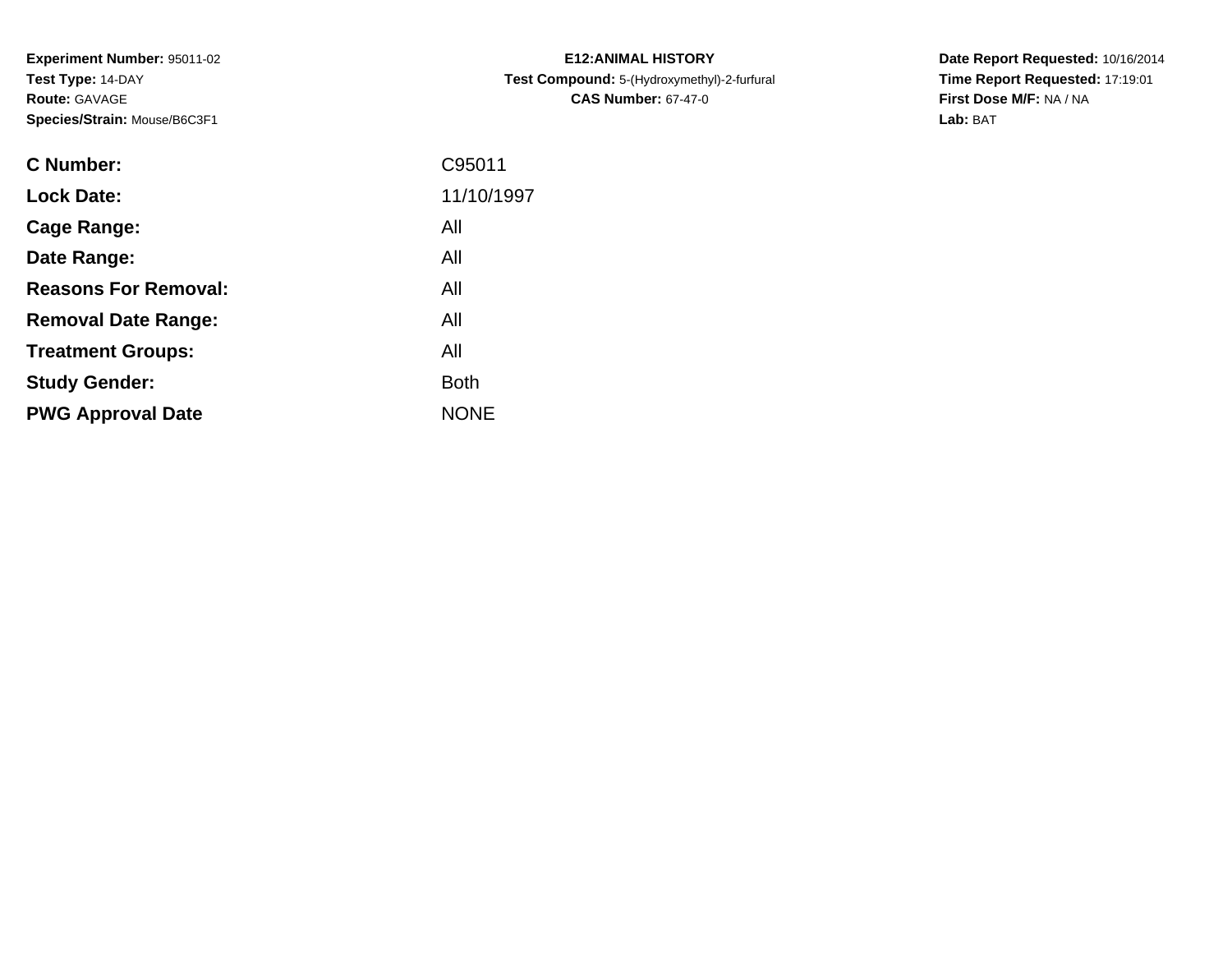**Experiment Number:** 95011-02
**Test Type:** 14-DAY
**Route:** GAVAGE
**Species/Strain:** Mouse/B6C3F1

**E12:ANIMAL HISTORY**
**Test Compound:** 5-(Hydroxymethyl)-2-furfural
**CAS Number:** 67-47-0

**Date Report Requested:** 10/16/2014
**Time Report Requested:** 17:19:01
**First Dose M/F:** NA / NA
**Lab:** BAT

| | |
|---|---|
| **C Number:** | C95011 |
| **Lock Date:** | 11/10/1997 |
| **Cage Range:** | All |
| **Date Range:** | All |
| **Reasons For Removal:** | All |
| **Removal Date Range:** | All |
| **Treatment Groups:** | All |
| **Study Gender:** | Both |
| **PWG Approval Date** | NONE |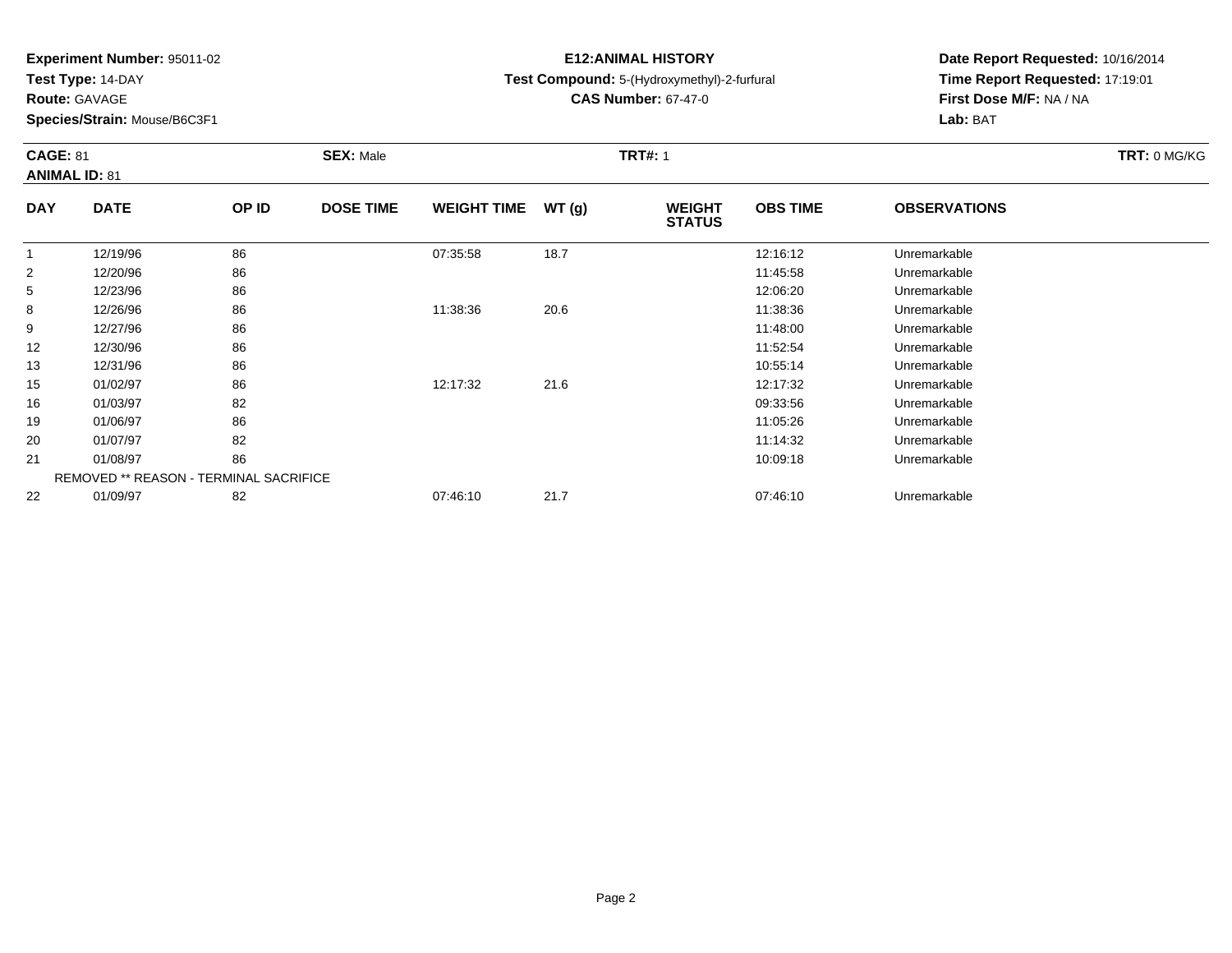**Experiment Number:** 95011-02
**Test Type:** 14-DAY
**Route:** GAVAGE
**Species/Strain:** Mouse/B6C3F1

**E12:ANIMAL HISTORY**
**Test Compound:** 5-(Hydroxymethyl)-2-furfural
**CAS Number:** 67-47-0

**Date Report Requested:** 10/16/2014
**Time Report Requested:** 17:19:01
**First Dose M/F:** NA / NA
**Lab:** BAT

**CAGE:** 81 **SEX:** Male **TRT#:** 1 **TRT:** 0 MG/KG
**ANIMAL ID:** 81

| DAY | DATE | OP ID | DOSE TIME | WEIGHT TIME | WT (g) | WEIGHT STATUS | OBS TIME | OBSERVATIONS |
|---|---|---|---|---|---|---|---|---|
| 1 | 12/19/96 | 86 | | 07:35:58 | 18.7 | | 12:16:12 | Unremarkable |
| 2 | 12/20/96 | 86 | | | | | 11:45:58 | Unremarkable |
| 5 | 12/23/96 | 86 | | | | | 12:06:20 | Unremarkable |
| 8 | 12/26/96 | 86 | | 11:38:36 | 20.6 | | 11:38:36 | Unremarkable |
| 9 | 12/27/96 | 86 | | | | | 11:48:00 | Unremarkable |
| 12 | 12/30/96 | 86 | | | | | 11:52:54 | Unremarkable |
| 13 | 12/31/96 | 86 | | | | | 10:55:14 | Unremarkable |
| 15 | 01/02/97 | 86 | | 12:17:32 | 21.6 | | 12:17:32 | Unremarkable |
| 16 | 01/03/97 | 82 | | | | | 09:33:56 | Unremarkable |
| 19 | 01/06/97 | 86 | | | | | 11:05:26 | Unremarkable |
| 20 | 01/07/97 | 82 | | | | | 11:14:32 | Unremarkable |
| 21 | 01/08/97 | 86 | | | | | 10:09:18 | Unremarkable |
| | REMOVED ** REASON - TERMINAL SACRIFICE | | | | | | | |
| 22 | 01/09/97 | 82 | | 07:46:10 | 21.7 | | 07:46:10 | Unremarkable |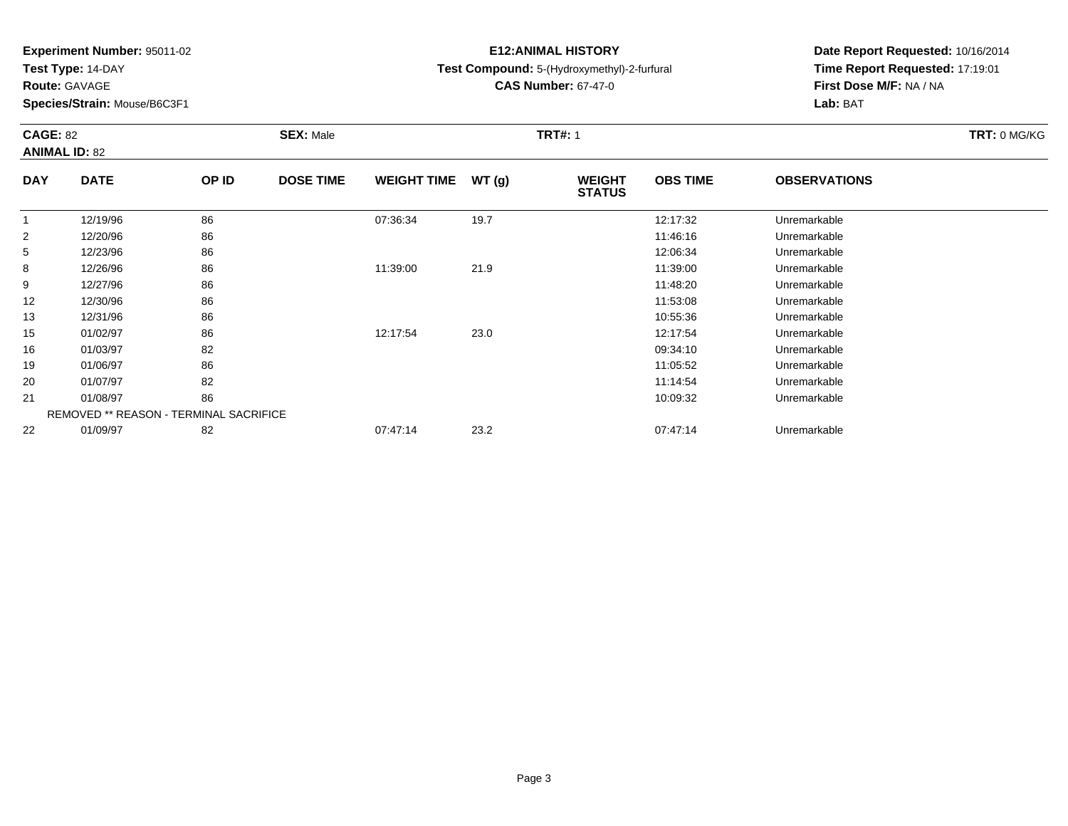**Experiment Number:** 95011-02
**Test Type:** 14-DAY
**Route:** GAVAGE
**Species/Strain:** Mouse/B6C3F1

**E12:ANIMAL HISTORY**
**Test Compound:** 5-(Hydroxymethyl)-2-furfural
**CAS Number:** 67-47-0

**Date Report Requested:** 10/16/2014
**Time Report Requested:** 17:19:01
**First Dose M/F:** NA / NA
**Lab:** BAT

**CAGE:** 82 **SEX:** Male **TRT#:** 1 **TRT:** 0 MG/KG
**ANIMAL ID:** 82

| DAY | DATE | OP ID | DOSE TIME | WEIGHT TIME | WT (g) | WEIGHT STATUS | OBS TIME | OBSERVATIONS |
|---|---|---|---|---|---|---|---|---|
| 1 | 12/19/96 | 86 | | 07:36:34 | 19.7 | | 12:17:32 | Unremarkable |
| 2 | 12/20/96 | 86 | | | | | 11:46:16 | Unremarkable |
| 5 | 12/23/96 | 86 | | | | | 12:06:34 | Unremarkable |
| 8 | 12/26/96 | 86 | | 11:39:00 | 21.9 | | 11:39:00 | Unremarkable |
| 9 | 12/27/96 | 86 | | | | | 11:48:20 | Unremarkable |
| 12 | 12/30/96 | 86 | | | | | 11:53:08 | Unremarkable |
| 13 | 12/31/96 | 86 | | | | | 10:55:36 | Unremarkable |
| 15 | 01/02/97 | 86 | | 12:17:54 | 23.0 | | 12:17:54 | Unremarkable |
| 16 | 01/03/97 | 82 | | | | | 09:34:10 | Unremarkable |
| 19 | 01/06/97 | 86 | | | | | 11:05:52 | Unremarkable |
| 20 | 01/07/97 | 82 | | | | | 11:14:54 | Unremarkable |
| 21 | 01/08/97 | 86 | | | | | 10:09:32 | Unremarkable |
| | REMOVED ** REASON - TERMINAL SACRIFICE | | | | | | | |
| 22 | 01/09/97 | 82 | | 07:47:14 | 23.2 | | 07:47:14 | Unremarkable |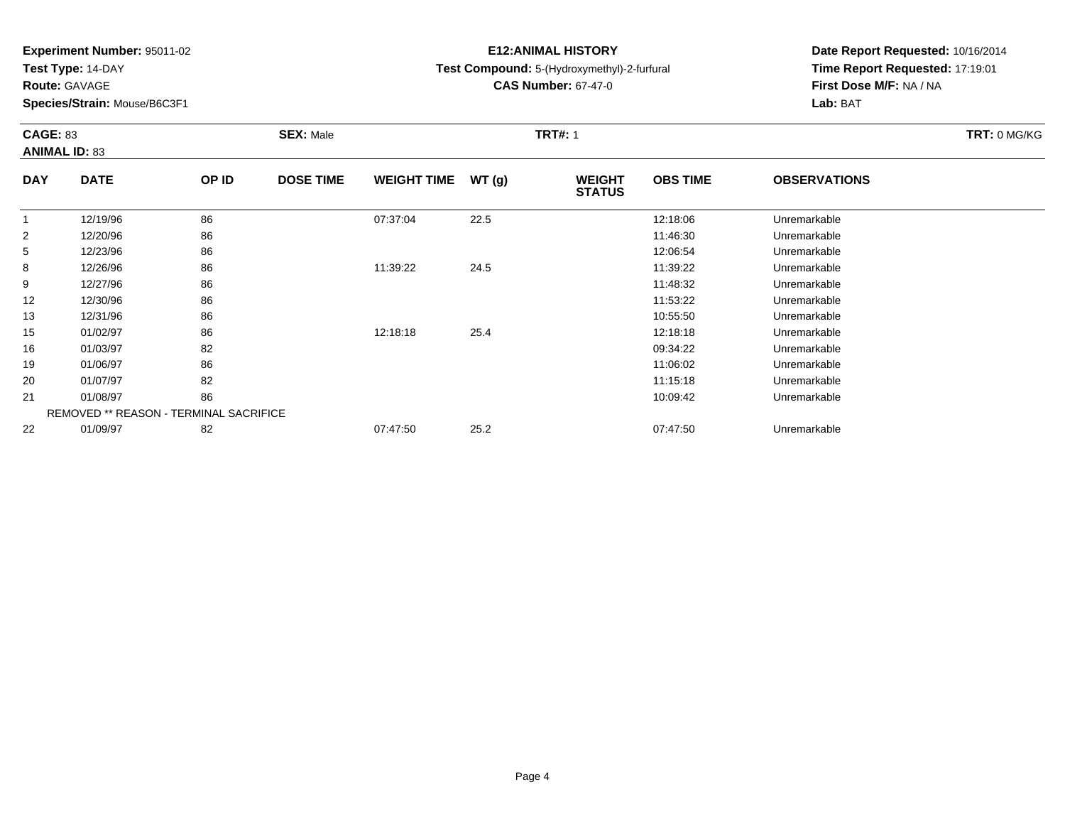**Experiment Number:** 95011-02
**Test Type:** 14-DAY
**Route:** GAVAGE
**Species/Strain:** Mouse/B6C3F1

**E12:ANIMAL HISTORY**
**Test Compound:** 5-(Hydroxymethyl)-2-furfural
**CAS Number:** 67-47-0

**Date Report Requested:** 10/16/2014
**Time Report Requested:** 17:19:01
**First Dose M/F:** NA / NA
**Lab:** BAT

**CAGE:** 83
**ANIMAL ID:** 83
**SEX:** Male
**TRT#:** 1
**TRT:** 0 MG/KG

| DAY | DATE | OP ID | DOSE TIME | WEIGHT TIME | WT (g) | WEIGHT STATUS | OBS TIME | OBSERVATIONS |
|---|---|---|---|---|---|---|---|---|
| 1 | 12/19/96 | 86 | | 07:37:04 | 22.5 | | 12:18:06 | Unremarkable |
| 2 | 12/20/96 | 86 | | | | | 11:46:30 | Unremarkable |
| 5 | 12/23/96 | 86 | | | | | 12:06:54 | Unremarkable |
| 8 | 12/26/96 | 86 | | 11:39:22 | 24.5 | | 11:39:22 | Unremarkable |
| 9 | 12/27/96 | 86 | | | | | 11:48:32 | Unremarkable |
| 12 | 12/30/96 | 86 | | | | | 11:53:22 | Unremarkable |
| 13 | 12/31/96 | 86 | | | | | 10:55:50 | Unremarkable |
| 15 | 01/02/97 | 86 | | 12:18:18 | 25.4 | | 12:18:18 | Unremarkable |
| 16 | 01/03/97 | 82 | | | | | 09:34:22 | Unremarkable |
| 19 | 01/06/97 | 86 | | | | | 11:06:02 | Unremarkable |
| 20 | 01/07/97 | 82 | | | | | 11:15:18 | Unremarkable |
| 21 | 01/08/97 | 86 | | | | | 10:09:42 | Unremarkable |
| | REMOVED ** REASON - TERMINAL SACRIFICE | | | | | | | |
| 22 | 01/09/97 | 82 | | 07:47:50 | 25.2 | | 07:47:50 | Unremarkable |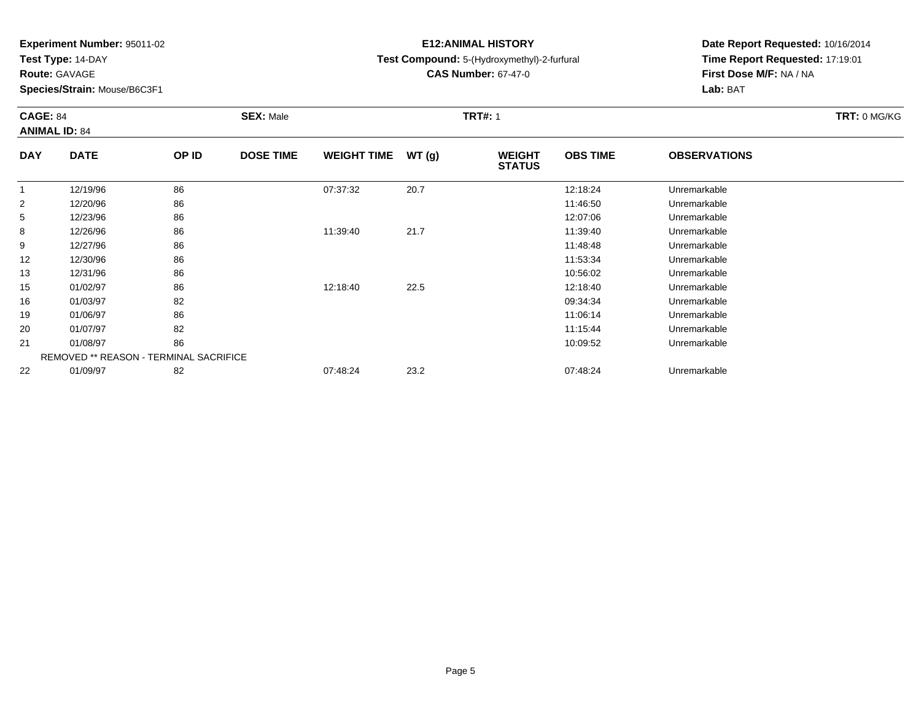**Experiment Number:** 95011-02
**Test Type:** 14-DAY
**Route:** GAVAGE
**Species/Strain:** Mouse/B6C3F1

**E12:ANIMAL HISTORY**
**Test Compound:** 5-(Hydroxymethyl)-2-furfural
**CAS Number:** 67-47-0

**Date Report Requested:** 10/16/2014
**Time Report Requested:** 17:19:01
**First Dose M/F:** NA / NA
**Lab:** BAT

**CAGE:** 84 **SEX:** Male **TRT#:** 1 **TRT:** 0 MG/KG
**ANIMAL ID:** 84

| DAY | DATE | OP ID | DOSE TIME | WEIGHT TIME | WT (g) | WEIGHT STATUS | OBS TIME | OBSERVATIONS |
|---|---|---|---|---|---|---|---|---|
| 1 | 12/19/96 | 86 | | 07:37:32 | 20.7 | | 12:18:24 | Unremarkable |
| 2 | 12/20/96 | 86 | | | | | 11:46:50 | Unremarkable |
| 5 | 12/23/96 | 86 | | | | | 12:07:06 | Unremarkable |
| 8 | 12/26/96 | 86 | | 11:39:40 | 21.7 | | 11:39:40 | Unremarkable |
| 9 | 12/27/96 | 86 | | | | | 11:48:48 | Unremarkable |
| 12 | 12/30/96 | 86 | | | | | 11:53:34 | Unremarkable |
| 13 | 12/31/96 | 86 | | | | | 10:56:02 | Unremarkable |
| 15 | 01/02/97 | 86 | | 12:18:40 | 22.5 | | 12:18:40 | Unremarkable |
| 16 | 01/03/97 | 82 | | | | | 09:34:34 | Unremarkable |
| 19 | 01/06/97 | 86 | | | | | 11:06:14 | Unremarkable |
| 20 | 01/07/97 | 82 | | | | | 11:15:44 | Unremarkable |
| 21 | 01/08/97 | 86 | | | | | 10:09:52 | Unremarkable |
| | REMOVED ** REASON - TERMINAL SACRIFICE | | | | | | | |
| 22 | 01/09/97 | 82 | | 07:48:24 | 23.2 | | 07:48:24 | Unremarkable |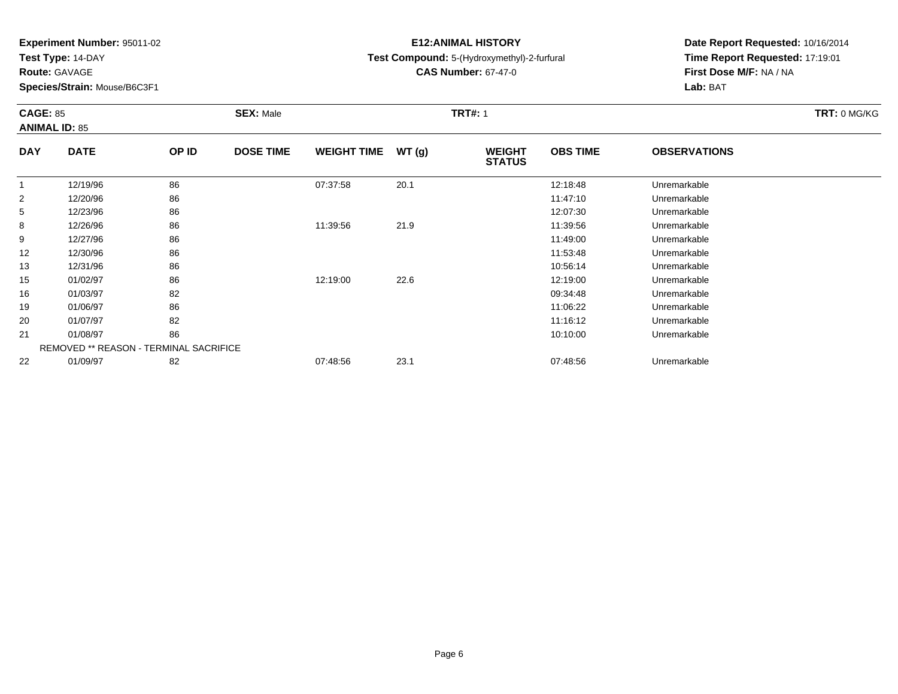**Experiment Number:** 95011-02
**Test Type:** 14-DAY
**Route:** GAVAGE
**Species/Strain:** Mouse/B6C3F1

**E12:ANIMAL HISTORY**
**Test Compound:** 5-(Hydroxymethyl)-2-furfural
**CAS Number:** 67-47-0

**Date Report Requested:** 10/16/2014
**Time Report Requested:** 17:19:01
**First Dose M/F:** NA / NA
**Lab:** BAT

**CAGE:** 85 **SEX:** Male **TRT#:** 1 **TRT:** 0 MG/KG
**ANIMAL ID:** 85

| DAY | DATE | OP ID | DOSE TIME | WEIGHT TIME | WT (g) | WEIGHT STATUS | OBS TIME | OBSERVATIONS |
|---|---|---|---|---|---|---|---|---|
| 1 | 12/19/96 | 86 | | 07:37:58 | 20.1 | | 12:18:48 | Unremarkable |
| 2 | 12/20/96 | 86 | | | | | 11:47:10 | Unremarkable |
| 5 | 12/23/96 | 86 | | | | | 12:07:30 | Unremarkable |
| 8 | 12/26/96 | 86 | | 11:39:56 | 21.9 | | 11:39:56 | Unremarkable |
| 9 | 12/27/96 | 86 | | | | | 11:49:00 | Unremarkable |
| 12 | 12/30/96 | 86 | | | | | 11:53:48 | Unremarkable |
| 13 | 12/31/96 | 86 | | | | | 10:56:14 | Unremarkable |
| 15 | 01/02/97 | 86 | | 12:19:00 | 22.6 | | 12:19:00 | Unremarkable |
| 16 | 01/03/97 | 82 | | | | | 09:34:48 | Unremarkable |
| 19 | 01/06/97 | 86 | | | | | 11:06:22 | Unremarkable |
| 20 | 01/07/97 | 82 | | | | | 11:16:12 | Unremarkable |
| 21 | 01/08/97 | 86 | | | | | 10:10:00 | Unremarkable |
| | REMOVED ** REASON - TERMINAL SACRIFICE | | | | | | | |
| 22 | 01/09/97 | 82 | | 07:48:56 | 23.1 | | 07:48:56 | Unremarkable |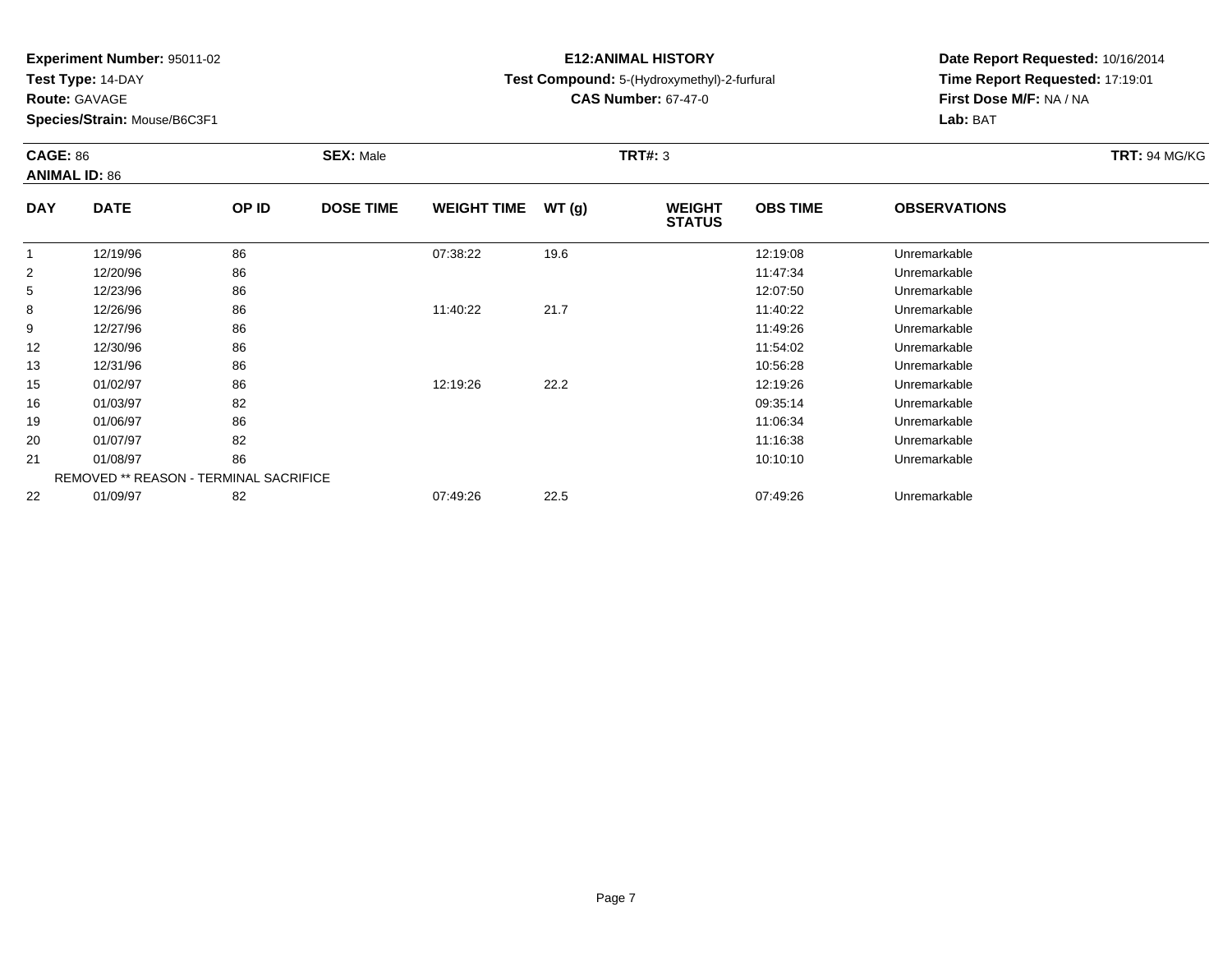**Experiment Number:** 95011-02
**Test Type:** 14-DAY
**Route:** GAVAGE
**Species/Strain:** Mouse/B6C3F1

**E12:ANIMAL HISTORY**
**Test Compound:** 5-(Hydroxymethyl)-2-furfural
**CAS Number:** 67-47-0

**Date Report Requested:** 10/16/2014
**Time Report Requested:** 17:19:01
**First Dose M/F:** NA / NA
**Lab:** BAT

**CAGE:** 86 **SEX:** Male **TRT#:** 3 **TRT:** 94 MG/KG
**ANIMAL ID:** 86

| DAY | DATE | OP ID | DOSE TIME | WEIGHT TIME | WT (g) | WEIGHT STATUS | OBS TIME | OBSERVATIONS |
|---|---|---|---|---|---|---|---|---|
| 1 | 12/19/96 | 86 | | 07:38:22 | 19.6 | | 12:19:08 | Unremarkable |
| 2 | 12/20/96 | 86 | | | | | 11:47:34 | Unremarkable |
| 5 | 12/23/96 | 86 | | | | | 12:07:50 | Unremarkable |
| 8 | 12/26/96 | 86 | | 11:40:22 | 21.7 | | 11:40:22 | Unremarkable |
| 9 | 12/27/96 | 86 | | | | | 11:49:26 | Unremarkable |
| 12 | 12/30/96 | 86 | | | | | 11:54:02 | Unremarkable |
| 13 | 12/31/96 | 86 | | | | | 10:56:28 | Unremarkable |
| 15 | 01/02/97 | 86 | | 12:19:26 | 22.2 | | 12:19:26 | Unremarkable |
| 16 | 01/03/97 | 82 | | | | | 09:35:14 | Unremarkable |
| 19 | 01/06/97 | 86 | | | | | 11:06:34 | Unremarkable |
| 20 | 01/07/97 | 82 | | | | | 11:16:38 | Unremarkable |
| 21 | 01/08/97 | 86 | | | | | 10:10:10 | Unremarkable |
| | REMOVED ** REASON - TERMINAL SACRIFICE | | | | | | | |
| 22 | 01/09/97 | 82 | | 07:49:26 | 22.5 | | 07:49:26 | Unremarkable |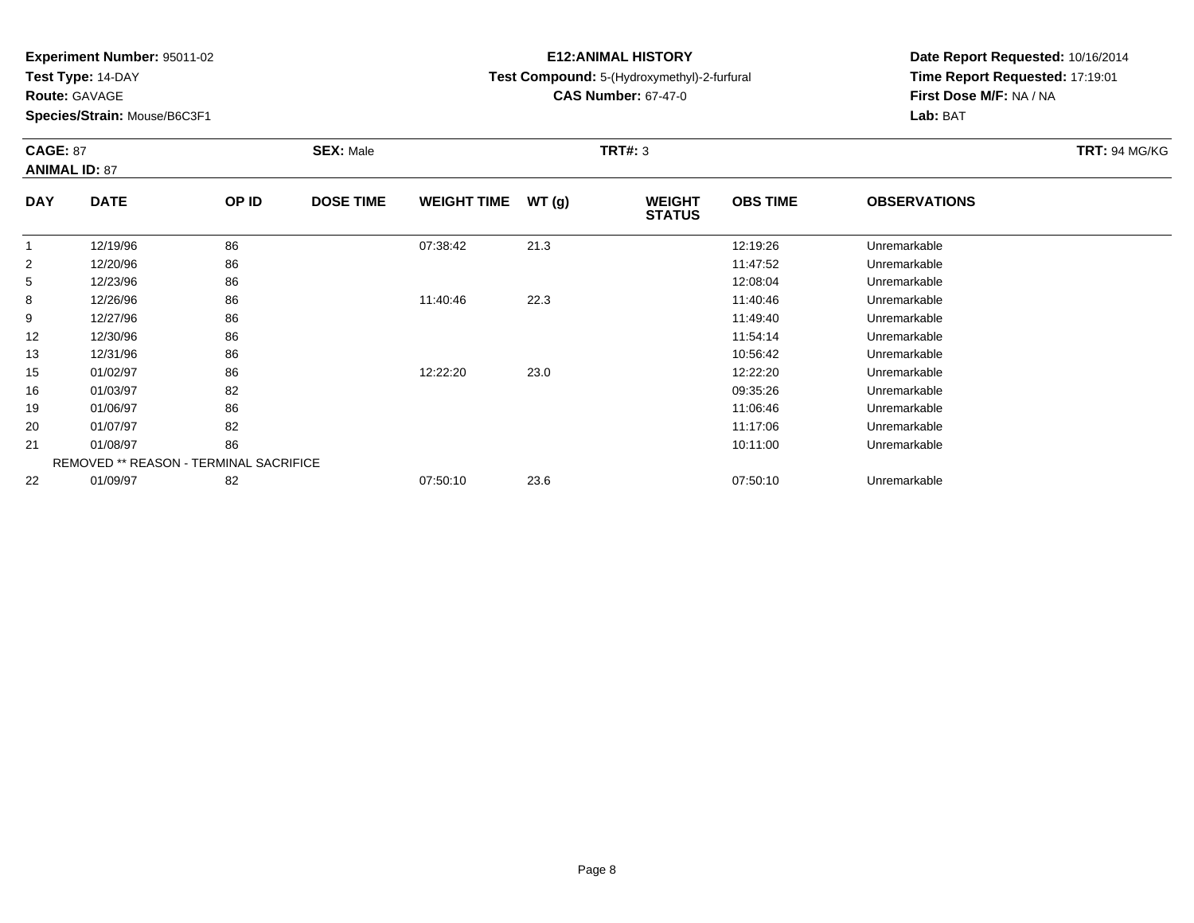**Experiment Number:** 95011-02
**Test Type:** 14-DAY
**Route:** GAVAGE
**Species/Strain:** Mouse/B6C3F1

**E12:ANIMAL HISTORY**
**Test Compound:** 5-(Hydroxymethyl)-2-furfural
**CAS Number:** 67-47-0

**Date Report Requested:** 10/16/2014
**Time Report Requested:** 17:19:01
**First Dose M/F:** NA / NA
**Lab:** BAT

**CAGE:** 87 **SEX:** Male **TRT#:** 3 **TRT:** 94 MG/KG
**ANIMAL ID:** 87

| DAY | DATE | OP ID | DOSE TIME | WEIGHT TIME | WT (g) | WEIGHT STATUS | OBS TIME | OBSERVATIONS |
|---|---|---|---|---|---|---|---|---|
| 1 | 12/19/96 | 86 | | 07:38:42 | 21.3 | | 12:19:26 | Unremarkable |
| 2 | 12/20/96 | 86 | | | | | 11:47:52 | Unremarkable |
| 5 | 12/23/96 | 86 | | | | | 12:08:04 | Unremarkable |
| 8 | 12/26/96 | 86 | | 11:40:46 | 22.3 | | 11:40:46 | Unremarkable |
| 9 | 12/27/96 | 86 | | | | | 11:49:40 | Unremarkable |
| 12 | 12/30/96 | 86 | | | | | 11:54:14 | Unremarkable |
| 13 | 12/31/96 | 86 | | | | | 10:56:42 | Unremarkable |
| 15 | 01/02/97 | 86 | | 12:22:20 | 23.0 | | 12:22:20 | Unremarkable |
| 16 | 01/03/97 | 82 | | | | | 09:35:26 | Unremarkable |
| 19 | 01/06/97 | 86 | | | | | 11:06:46 | Unremarkable |
| 20 | 01/07/97 | 82 | | | | | 11:17:06 | Unremarkable |
| 21 | 01/08/97 | 86 | | | | | 10:11:00 | Unremarkable |
| | REMOVED ** REASON - TERMINAL SACRIFICE | | | | | | | |
| 22 | 01/09/97 | 82 | | 07:50:10 | 23.6 | | 07:50:10 | Unremarkable |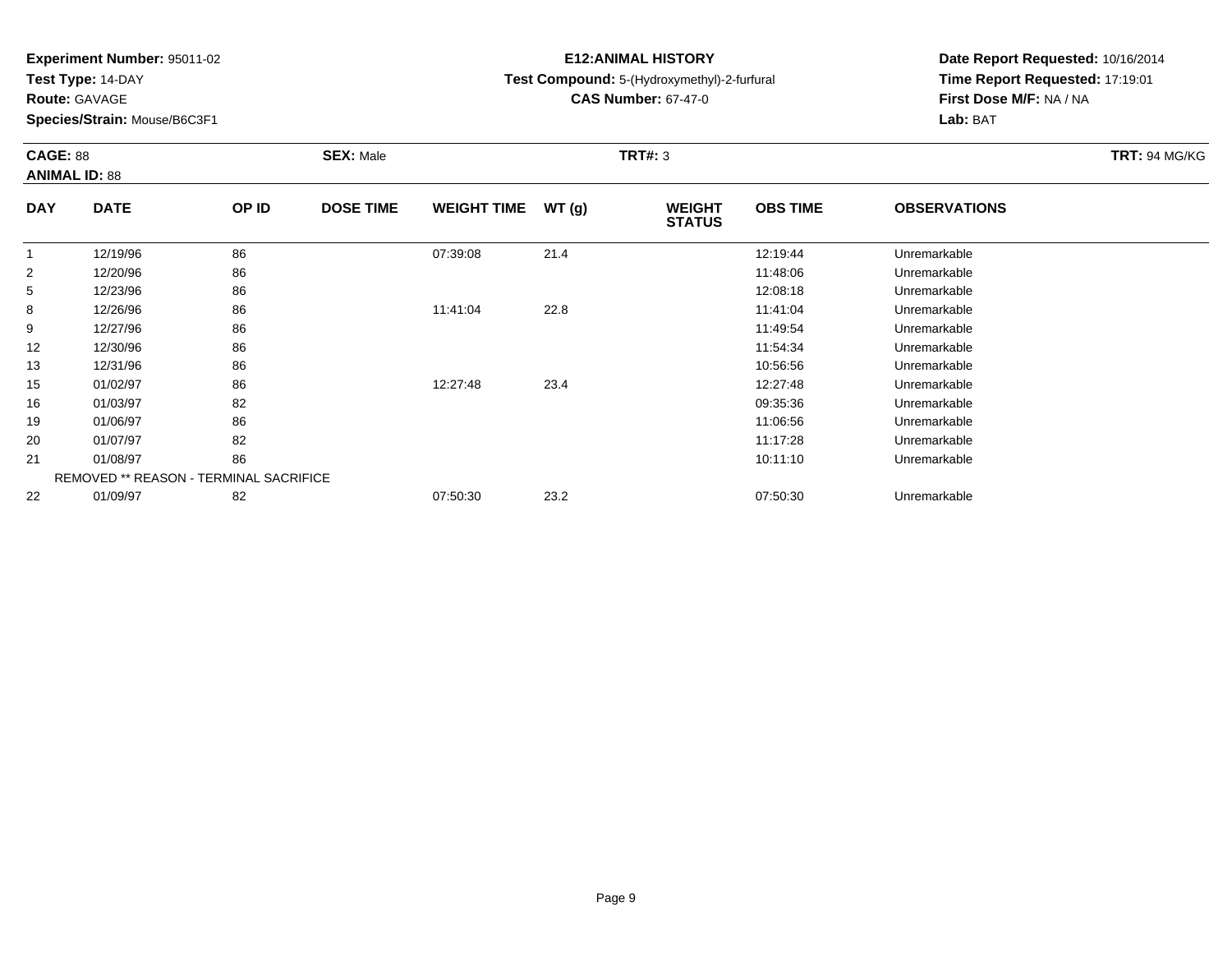**Experiment Number:** 95011-02
**Test Type:** 14-DAY
**Route:** GAVAGE
**Species/Strain:** Mouse/B6C3F1

**E12:ANIMAL HISTORY**
**Test Compound:** 5-(Hydroxymethyl)-2-furfural
**CAS Number:** 67-47-0

**Date Report Requested:** 10/16/2014
**Time Report Requested:** 17:19:01
**First Dose M/F:** NA / NA
**Lab:** BAT

**CAGE:** 88 **SEX:** Male **TRT#:** 3 **TRT:** 94 MG/KG
**ANIMAL ID:** 88

| DAY | DATE | OP ID | DOSE TIME | WEIGHT TIME | WT (g) | WEIGHT STATUS | OBS TIME | OBSERVATIONS |
|---|---|---|---|---|---|---|---|---|
| 1 | 12/19/96 | 86 | | 07:39:08 | 21.4 | | 12:19:44 | Unremarkable |
| 2 | 12/20/96 | 86 | | | | | 11:48:06 | Unremarkable |
| 5 | 12/23/96 | 86 | | | | | 12:08:18 | Unremarkable |
| 8 | 12/26/96 | 86 | | 11:41:04 | 22.8 | | 11:41:04 | Unremarkable |
| 9 | 12/27/96 | 86 | | | | | 11:49:54 | Unremarkable |
| 12 | 12/30/96 | 86 | | | | | 11:54:34 | Unremarkable |
| 13 | 12/31/96 | 86 | | | | | 10:56:56 | Unremarkable |
| 15 | 01/02/97 | 86 | | 12:27:48 | 23.4 | | 12:27:48 | Unremarkable |
| 16 | 01/03/97 | 82 | | | | | 09:35:36 | Unremarkable |
| 19 | 01/06/97 | 86 | | | | | 11:06:56 | Unremarkable |
| 20 | 01/07/97 | 82 | | | | | 11:17:28 | Unremarkable |
| 21 | 01/08/97 | 86 | | | | | 10:11:10 | Unremarkable |
| | REMOVED ** REASON - TERMINAL SACRIFICE | | | | | | | |
| 22 | 01/09/97 | 82 | | 07:50:30 | 23.2 | | 07:50:30 | Unremarkable |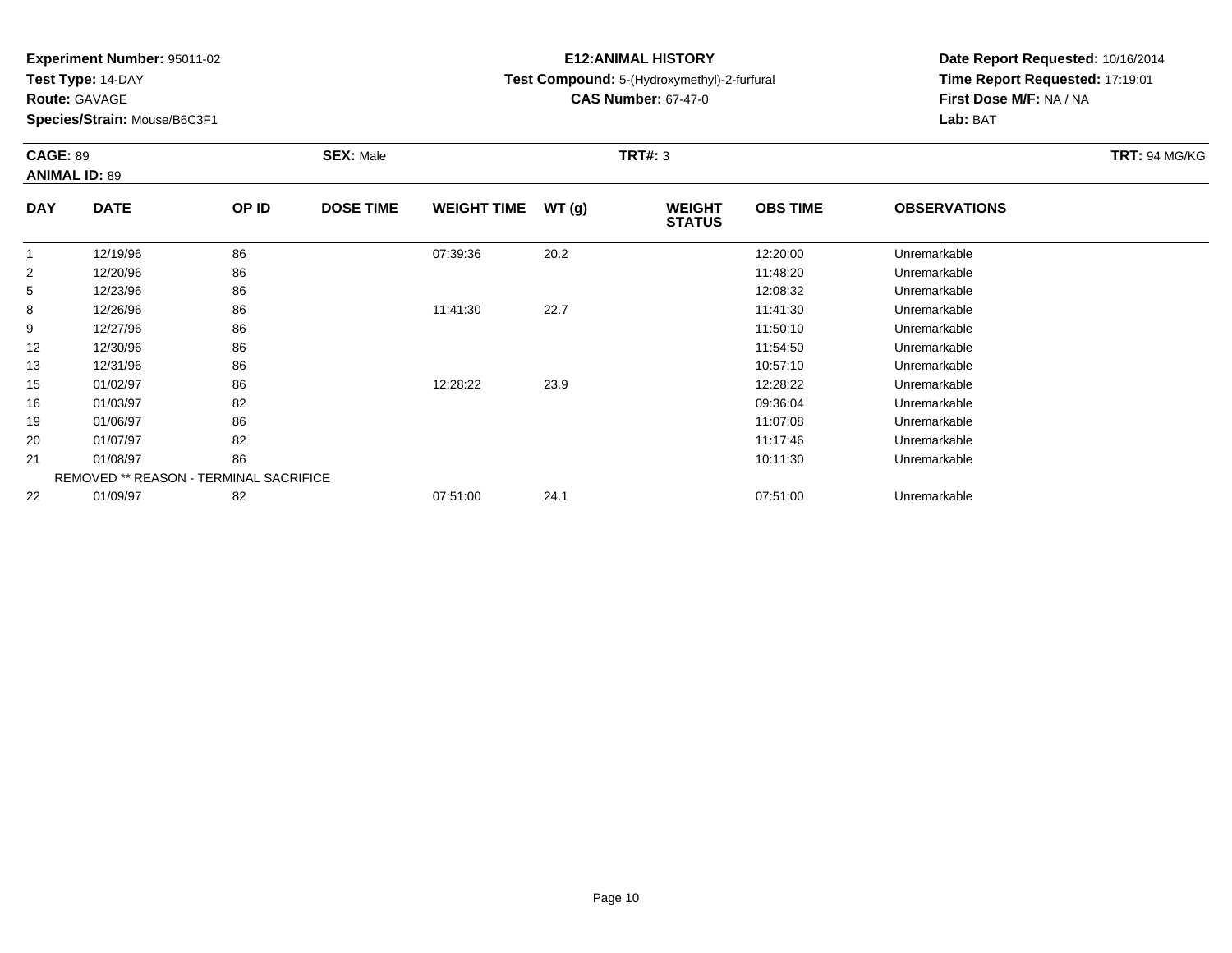**Experiment Number:** 95011-02
**Test Type:** 14-DAY
**Route:** GAVAGE
**Species/Strain:** Mouse/B6C3F1

**E12:ANIMAL HISTORY**
**Test Compound:** 5-(Hydroxymethyl)-2-furfural
**CAS Number:** 67-47-0

**Date Report Requested:** 10/16/2014
**Time Report Requested:** 17:19:01
**First Dose M/F:** NA / NA
**Lab:** BAT

**CAGE:** 89 **SEX:** Male **TRT#:** 3 **TRT:** 94 MG/KG
**ANIMAL ID:** 89

| DAY | DATE | OP ID | DOSE TIME | WEIGHT TIME | WT (g) | WEIGHT STATUS | OBS TIME | OBSERVATIONS |
|---|---|---|---|---|---|---|---|---|
| 1 | 12/19/96 | 86 | | 07:39:36 | 20.2 | | 12:20:00 | Unremarkable |
| 2 | 12/20/96 | 86 | | | | | 11:48:20 | Unremarkable |
| 5 | 12/23/96 | 86 | | | | | 12:08:32 | Unremarkable |
| 8 | 12/26/96 | 86 | | 11:41:30 | 22.7 | | 11:41:30 | Unremarkable |
| 9 | 12/27/96 | 86 | | | | | 11:50:10 | Unremarkable |
| 12 | 12/30/96 | 86 | | | | | 11:54:50 | Unremarkable |
| 13 | 12/31/96 | 86 | | | | | 10:57:10 | Unremarkable |
| 15 | 01/02/97 | 86 | | 12:28:22 | 23.9 | | 12:28:22 | Unremarkable |
| 16 | 01/03/97 | 82 | | | | | 09:36:04 | Unremarkable |
| 19 | 01/06/97 | 86 | | | | | 11:07:08 | Unremarkable |
| 20 | 01/07/97 | 82 | | | | | 11:17:46 | Unremarkable |
| 21 | 01/08/97 | 86 | | | | | 10:11:30 | Unremarkable |
| | REMOVED ** REASON - TERMINAL SACRIFICE | | | | | | | |
| 22 | 01/09/97 | 82 | | 07:51:00 | 24.1 | | 07:51:00 | Unremarkable |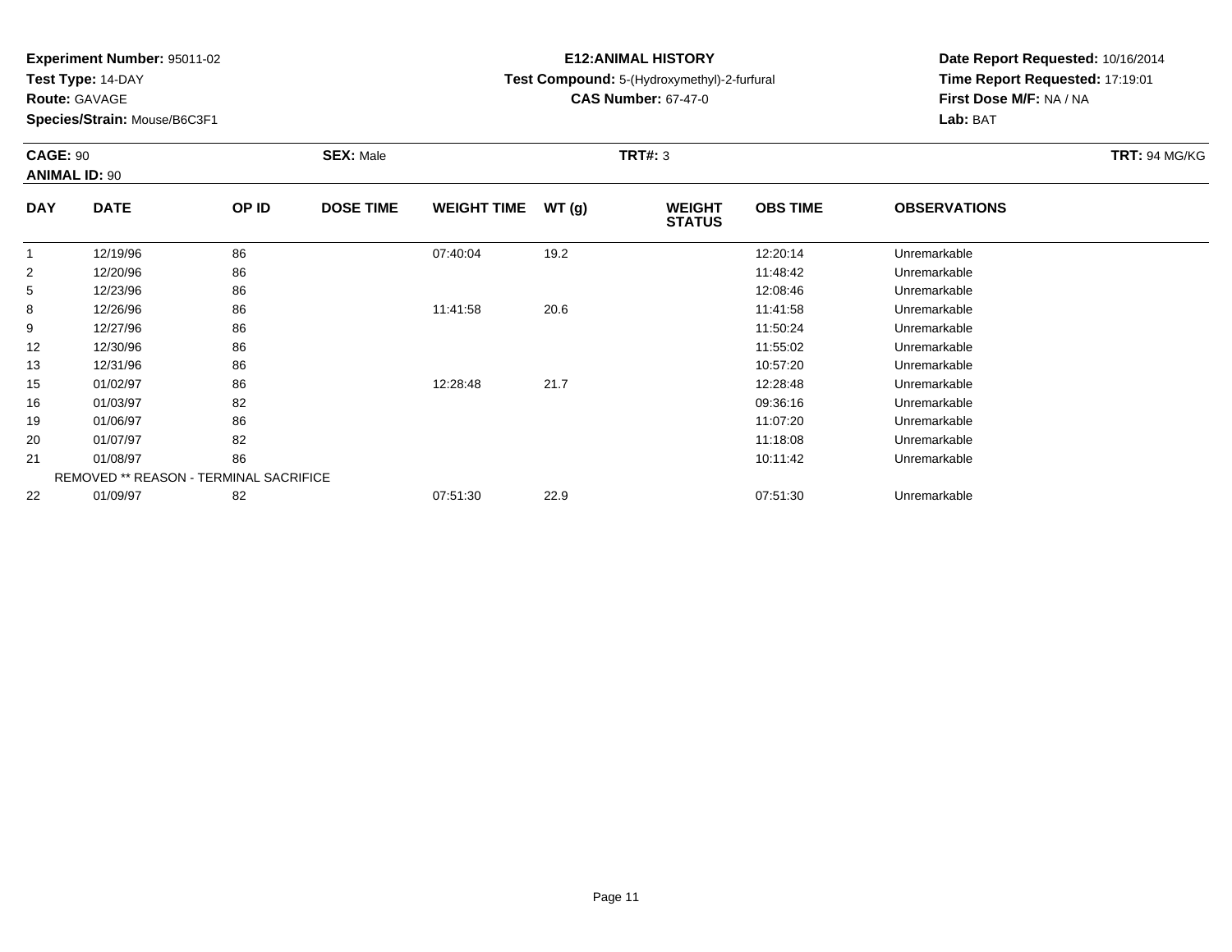**Experiment Number:** 95011-02
**Test Type:** 14-DAY
**Route:** GAVAGE
**Species/Strain:** Mouse/B6C3F1

**E12:ANIMAL HISTORY**
**Test Compound:** 5-(Hydroxymethyl)-2-furfural
**CAS Number:** 67-47-0

**Date Report Requested:** 10/16/2014
**Time Report Requested:** 17:19:01
**First Dose M/F:** NA / NA
**Lab:** BAT

**CAGE:** 90 **SEX:** Male **TRT#:** 3 **TRT:** 94 MG/KG
**ANIMAL ID:** 90

| DAY | DATE | OP ID | DOSE TIME | WEIGHT TIME | WT (g) | WEIGHT STATUS | OBS TIME | OBSERVATIONS |
|---|---|---|---|---|---|---|---|---|
| 1 | 12/19/96 | 86 | | 07:40:04 | 19.2 | | 12:20:14 | Unremarkable |
| 2 | 12/20/96 | 86 | | | | | 11:48:42 | Unremarkable |
| 5 | 12/23/96 | 86 | | | | | 12:08:46 | Unremarkable |
| 8 | 12/26/96 | 86 | | 11:41:58 | 20.6 | | 11:41:58 | Unremarkable |
| 9 | 12/27/96 | 86 | | | | | 11:50:24 | Unremarkable |
| 12 | 12/30/96 | 86 | | | | | 11:55:02 | Unremarkable |
| 13 | 12/31/96 | 86 | | | | | 10:57:20 | Unremarkable |
| 15 | 01/02/97 | 86 | | 12:28:48 | 21.7 | | 12:28:48 | Unremarkable |
| 16 | 01/03/97 | 82 | | | | | 09:36:16 | Unremarkable |
| 19 | 01/06/97 | 86 | | | | | 11:07:20 | Unremarkable |
| 20 | 01/07/97 | 82 | | | | | 11:18:08 | Unremarkable |
| 21 | 01/08/97 | 86 | | | | | 10:11:42 | Unremarkable |
| | REMOVED ** REASON - TERMINAL SACRIFICE | | | | | | | |
| 22 | 01/09/97 | 82 | | 07:51:30 | 22.9 | | 07:51:30 | Unremarkable |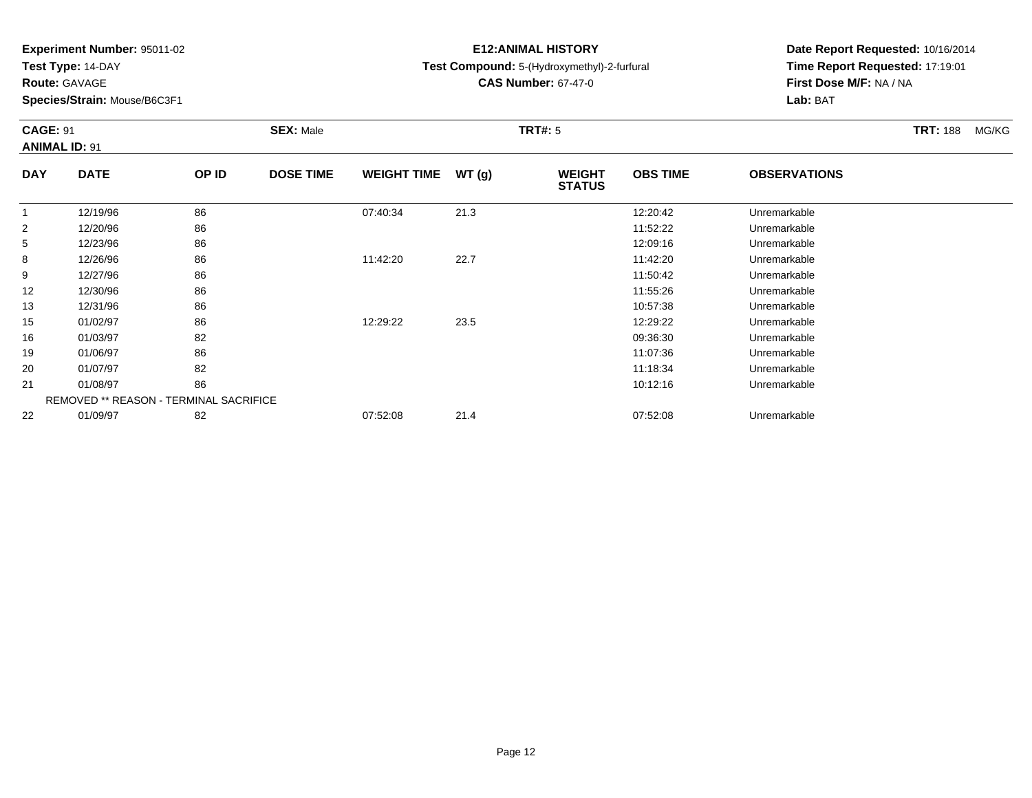**Experiment Number:** 95011-02
**Test Type:** 14-DAY
**Route:** GAVAGE
**Species/Strain:** Mouse/B6C3F1

**E12:ANIMAL HISTORY**
**Test Compound:** 5-(Hydroxymethyl)-2-furfural
**CAS Number:** 67-47-0

**Date Report Requested:** 10/16/2014
**Time Report Requested:** 17:19:01
**First Dose M/F:** NA / NA
**Lab:** BAT

**CAGE:** 91 **SEX:** Male **TRT#:** 5 **TRT:** 188 MG/KG
**ANIMAL ID:** 91

| DAY | DATE | OP ID | DOSE TIME | WEIGHT TIME | WT (g) | WEIGHT STATUS | OBS TIME | OBSERVATIONS |
|---|---|---|---|---|---|---|---|---|
| 1 | 12/19/96 | 86 | | 07:40:34 | 21.3 | | 12:20:42 | Unremarkable |
| 2 | 12/20/96 | 86 | | | | | 11:52:22 | Unremarkable |
| 5 | 12/23/96 | 86 | | | | | 12:09:16 | Unremarkable |
| 8 | 12/26/96 | 86 | | 11:42:20 | 22.7 | | 11:42:20 | Unremarkable |
| 9 | 12/27/96 | 86 | | | | | 11:50:42 | Unremarkable |
| 12 | 12/30/96 | 86 | | | | | 11:55:26 | Unremarkable |
| 13 | 12/31/96 | 86 | | | | | 10:57:38 | Unremarkable |
| 15 | 01/02/97 | 86 | | 12:29:22 | 23.5 | | 12:29:22 | Unremarkable |
| 16 | 01/03/97 | 82 | | | | | 09:36:30 | Unremarkable |
| 19 | 01/06/97 | 86 | | | | | 11:07:36 | Unremarkable |
| 20 | 01/07/97 | 82 | | | | | 11:18:34 | Unremarkable |
| 21 | 01/08/97 | 86 | | | | | 10:12:16 | Unremarkable |
| | REMOVED ** REASON - TERMINAL SACRIFICE | | | | | | | |
| 22 | 01/09/97 | 82 | | 07:52:08 | 21.4 | | 07:52:08 | Unremarkable |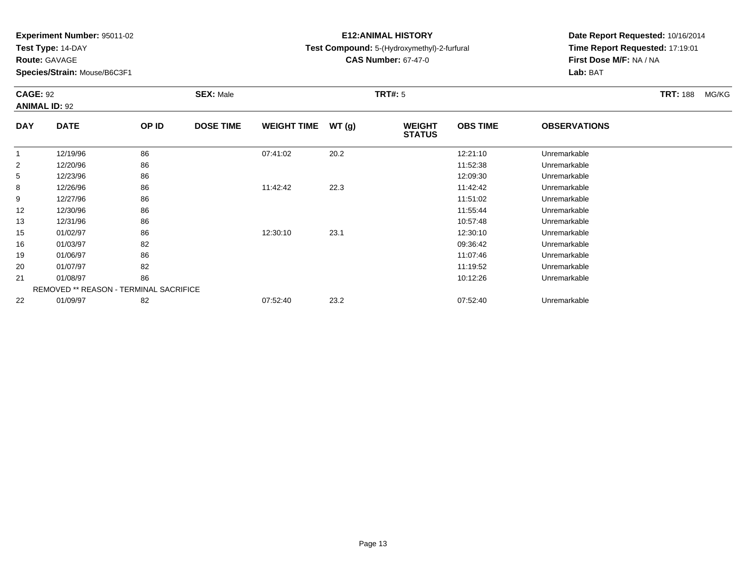**Experiment Number:** 95011-02
**Test Type:** 14-DAY
**Route:** GAVAGE
**Species/Strain:** Mouse/B6C3F1

**E12:ANIMAL HISTORY**
**Test Compound:** 5-(Hydroxymethyl)-2-furfural
**CAS Number:** 67-47-0

**Date Report Requested:** 10/16/2014
**Time Report Requested:** 17:19:01
**First Dose M/F:** NA / NA
**Lab:** BAT

**CAGE:** 92 **SEX:** Male **TRT#:** 5 **TRT:** 188 MG/KG
**ANIMAL ID:** 92

| DAY | DATE | OP ID | DOSE TIME | WEIGHT TIME | WT (g) | WEIGHT STATUS | OBS TIME | OBSERVATIONS |
|---|---|---|---|---|---|---|---|---|
| 1 | 12/19/96 | 86 | | 07:41:02 | 20.2 | | 12:21:10 | Unremarkable |
| 2 | 12/20/96 | 86 | | | | | 11:52:38 | Unremarkable |
| 5 | 12/23/96 | 86 | | | | | 12:09:30 | Unremarkable |
| 8 | 12/26/96 | 86 | | 11:42:42 | 22.3 | | 11:42:42 | Unremarkable |
| 9 | 12/27/96 | 86 | | | | | 11:51:02 | Unremarkable |
| 12 | 12/30/96 | 86 | | | | | 11:55:44 | Unremarkable |
| 13 | 12/31/96 | 86 | | | | | 10:57:48 | Unremarkable |
| 15 | 01/02/97 | 86 | | 12:30:10 | 23.1 | | 12:30:10 | Unremarkable |
| 16 | 01/03/97 | 82 | | | | | 09:36:42 | Unremarkable |
| 19 | 01/06/97 | 86 | | | | | 11:07:46 | Unremarkable |
| 20 | 01/07/97 | 82 | | | | | 11:19:52 | Unremarkable |
| 21 | 01/08/97 | 86 | | | | | 10:12:26 | Unremarkable |
| | REMOVED ** REASON - TERMINAL SACRIFICE | | | | | | | |
| 22 | 01/09/97 | 82 | | 07:52:40 | 23.2 | | 07:52:40 | Unremarkable |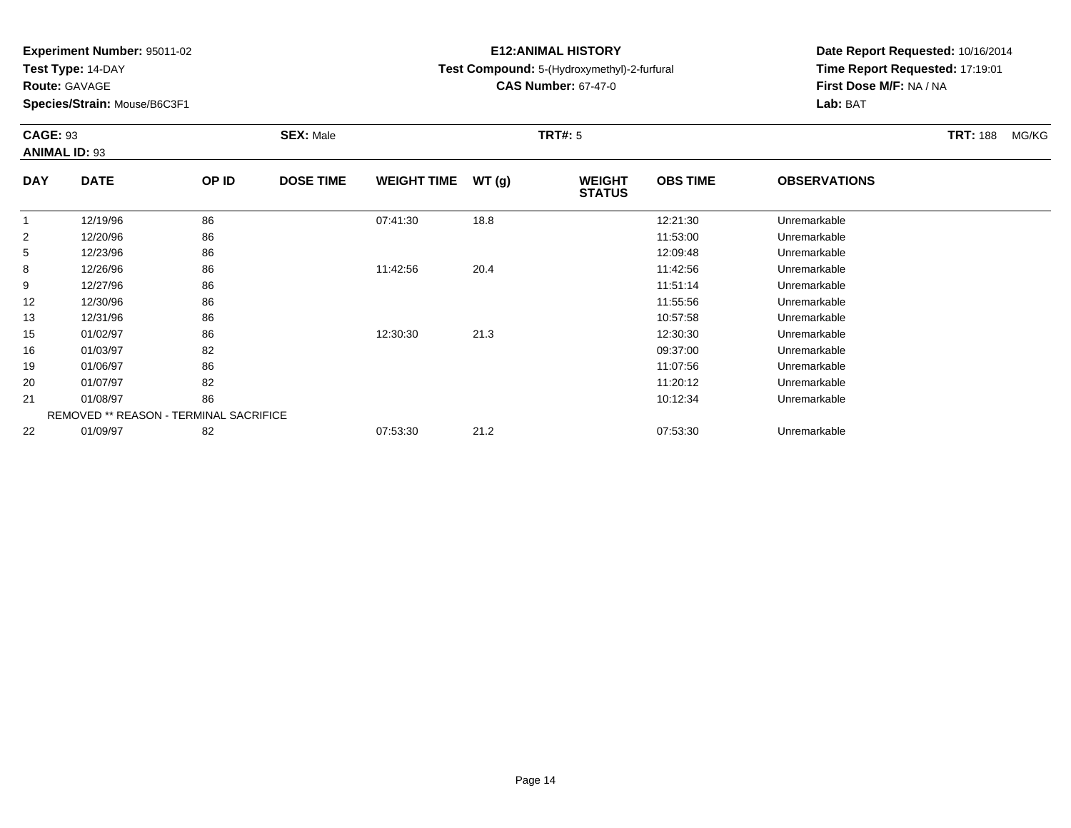**Experiment Number:** 95011-02
**Test Type:** 14-DAY
**Route:** GAVAGE
**Species/Strain:** Mouse/B6C3F1

**E12:ANIMAL HISTORY**
**Test Compound:** 5-(Hydroxymethyl)-2-furfural
**CAS Number:** 67-47-0

**Date Report Requested:** 10/16/2014
**Time Report Requested:** 17:19:01
**First Dose M/F:** NA / NA
**Lab:** BAT

**CAGE:** 93 **SEX:** Male **TRT#:** 5 **TRT:** 188 MG/KG
**ANIMAL ID:** 93

| DAY | DATE | OP ID | DOSE TIME | WEIGHT TIME | WT (g) | WEIGHT STATUS | OBS TIME | OBSERVATIONS |
|---|---|---|---|---|---|---|---|---|
| 1 | 12/19/96 | 86 | | 07:41:30 | 18.8 | | 12:21:30 | Unremarkable |
| 2 | 12/20/96 | 86 | | | | | 11:53:00 | Unremarkable |
| 5 | 12/23/96 | 86 | | | | | 12:09:48 | Unremarkable |
| 8 | 12/26/96 | 86 | | 11:42:56 | 20.4 | | 11:42:56 | Unremarkable |
| 9 | 12/27/96 | 86 | | | | | 11:51:14 | Unremarkable |
| 12 | 12/30/96 | 86 | | | | | 11:55:56 | Unremarkable |
| 13 | 12/31/96 | 86 | | | | | 10:57:58 | Unremarkable |
| 15 | 01/02/97 | 86 | | 12:30:30 | 21.3 | | 12:30:30 | Unremarkable |
| 16 | 01/03/97 | 82 | | | | | 09:37:00 | Unremarkable |
| 19 | 01/06/97 | 86 | | | | | 11:07:56 | Unremarkable |
| 20 | 01/07/97 | 82 | | | | | 11:20:12 | Unremarkable |
| 21 | 01/08/97 | 86 | | | | | 10:12:34 | Unremarkable |
| | REMOVED ** REASON - TERMINAL SACRIFICE | | | | | | | |
| 22 | 01/09/97 | 82 | | 07:53:30 | 21.2 | | 07:53:30 | Unremarkable |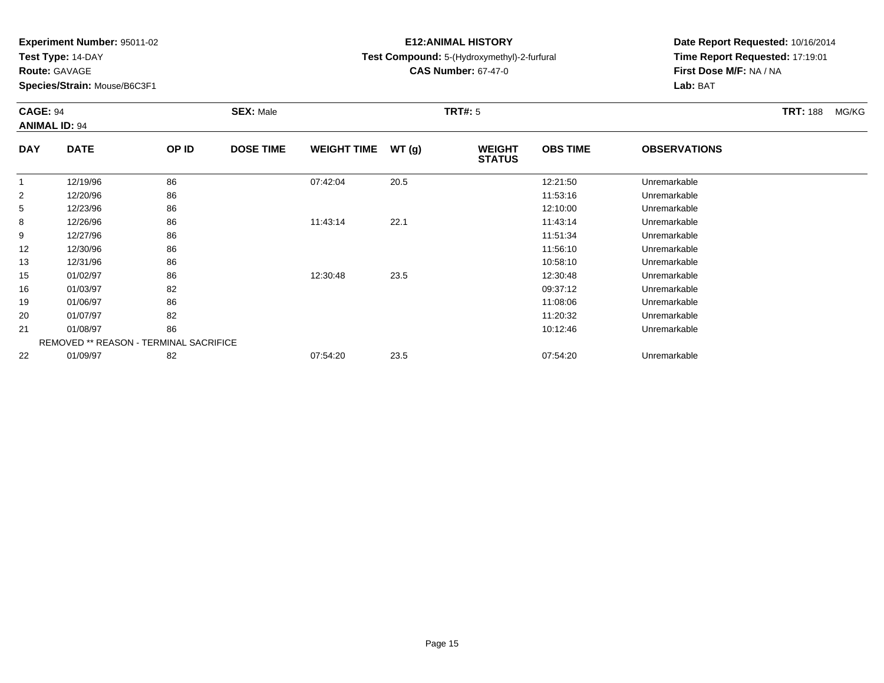**Experiment Number:** 95011-02
**Test Type:** 14-DAY
**Route:** GAVAGE
**Species/Strain:** Mouse/B6C3F1

**E12:ANIMAL HISTORY**
**Test Compound:** 5-(Hydroxymethyl)-2-furfural
**CAS Number:** 67-47-0

**Date Report Requested:** 10/16/2014
**Time Report Requested:** 17:19:01
**First Dose M/F:** NA / NA
**Lab:** BAT

**CAGE:** 94 **SEX:** Male **TRT#:** 5 **TRT:** 188 MG/KG
**ANIMAL ID:** 94

| DAY | DATE | OP ID | DOSE TIME | WEIGHT TIME | WT (g) | WEIGHT STATUS | OBS TIME | OBSERVATIONS |
|---|---|---|---|---|---|---|---|---|
| 1 | 12/19/96 | 86 | | 07:42:04 | 20.5 | | 12:21:50 | Unremarkable |
| 2 | 12/20/96 | 86 | | | | | 11:53:16 | Unremarkable |
| 5 | 12/23/96 | 86 | | | | | 12:10:00 | Unremarkable |
| 8 | 12/26/96 | 86 | | 11:43:14 | 22.1 | | 11:43:14 | Unremarkable |
| 9 | 12/27/96 | 86 | | | | | 11:51:34 | Unremarkable |
| 12 | 12/30/96 | 86 | | | | | 11:56:10 | Unremarkable |
| 13 | 12/31/96 | 86 | | | | | 10:58:10 | Unremarkable |
| 15 | 01/02/97 | 86 | | 12:30:48 | 23.5 | | 12:30:48 | Unremarkable |
| 16 | 01/03/97 | 82 | | | | | 09:37:12 | Unremarkable |
| 19 | 01/06/97 | 86 | | | | | 11:08:06 | Unremarkable |
| 20 | 01/07/97 | 82 | | | | | 11:20:32 | Unremarkable |
| 21 | 01/08/97 | 86 | | | | | 10:12:46 | Unremarkable |
| | REMOVED ** REASON - TERMINAL SACRIFICE | | | | | | | |
| 22 | 01/09/97 | 82 | | 07:54:20 | 23.5 | | 07:54:20 | Unremarkable |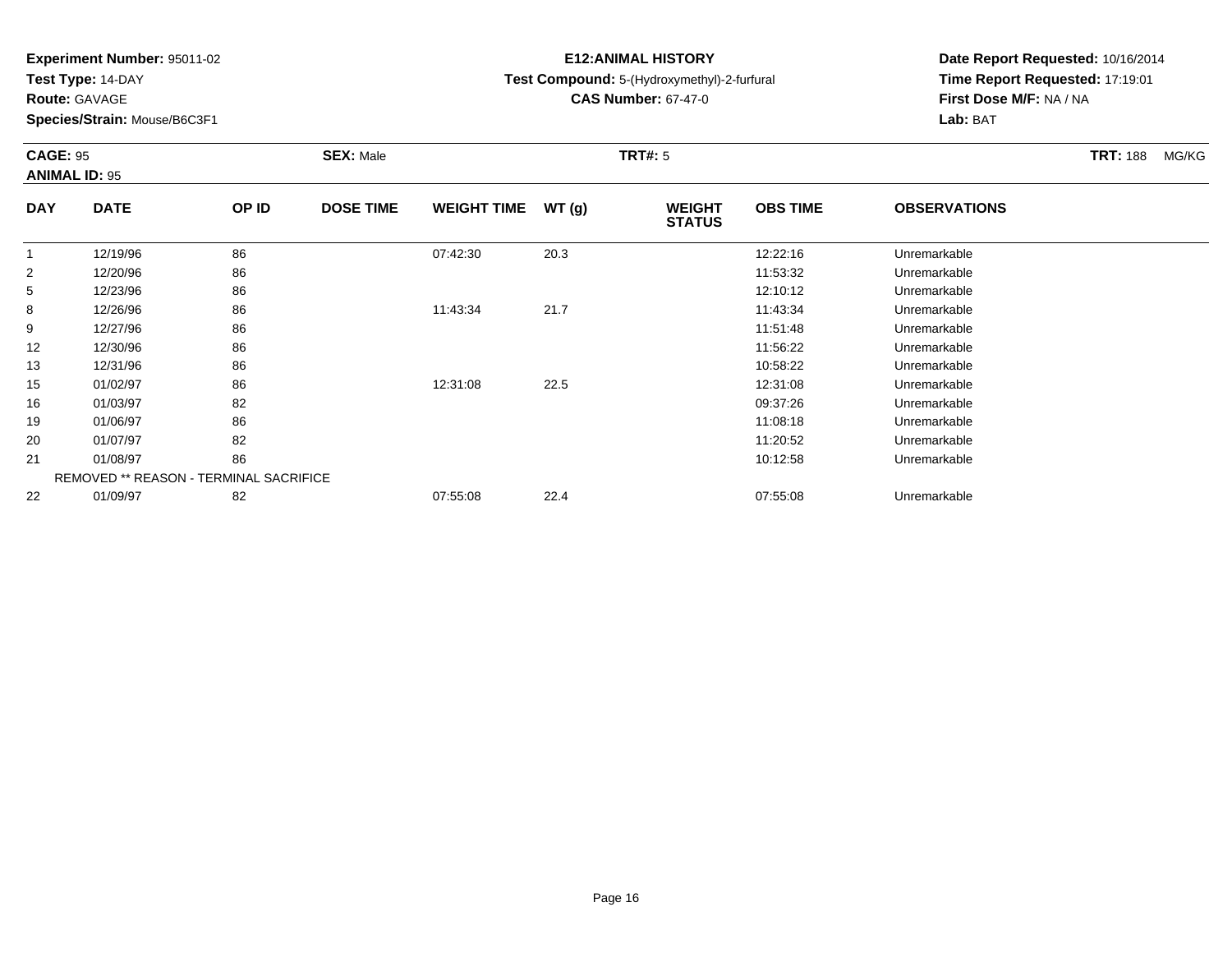**Experiment Number:** 95011-02
**Test Type:** 14-DAY
**Route:** GAVAGE
**Species/Strain:** Mouse/B6C3F1

**E12:ANIMAL HISTORY**
**Test Compound:** 5-(Hydroxymethyl)-2-furfural
**CAS Number:** 67-47-0

**Date Report Requested:** 10/16/2014
**Time Report Requested:** 17:19:01
**First Dose M/F:** NA / NA
**Lab:** BAT

**CAGE:** 95 **SEX:** Male **TRT#:** 5 **TRT:** 188 MG/KG
**ANIMAL ID:** 95

| DAY | DATE | OP ID | DOSE TIME | WEIGHT TIME | WT (g) | WEIGHT STATUS | OBS TIME | OBSERVATIONS |
|---|---|---|---|---|---|---|---|---|
| 1 | 12/19/96 | 86 | | 07:42:30 | 20.3 | | 12:22:16 | Unremarkable |
| 2 | 12/20/96 | 86 | | | | | 11:53:32 | Unremarkable |
| 5 | 12/23/96 | 86 | | | | | 12:10:12 | Unremarkable |
| 8 | 12/26/96 | 86 | | 11:43:34 | 21.7 | | 11:43:34 | Unremarkable |
| 9 | 12/27/96 | 86 | | | | | 11:51:48 | Unremarkable |
| 12 | 12/30/96 | 86 | | | | | 11:56:22 | Unremarkable |
| 13 | 12/31/96 | 86 | | | | | 10:58:22 | Unremarkable |
| 15 | 01/02/97 | 86 | | 12:31:08 | 22.5 | | 12:31:08 | Unremarkable |
| 16 | 01/03/97 | 82 | | | | | 09:37:26 | Unremarkable |
| 19 | 01/06/97 | 86 | | | | | 11:08:18 | Unremarkable |
| 20 | 01/07/97 | 82 | | | | | 11:20:52 | Unremarkable |
| 21 | 01/08/97 | 86 | | | | | 10:12:58 | Unremarkable |
| | REMOVED ** REASON - TERMINAL SACRIFICE | | | | | | | |
| 22 | 01/09/97 | 82 | | 07:55:08 | 22.4 | | 07:55:08 | Unremarkable |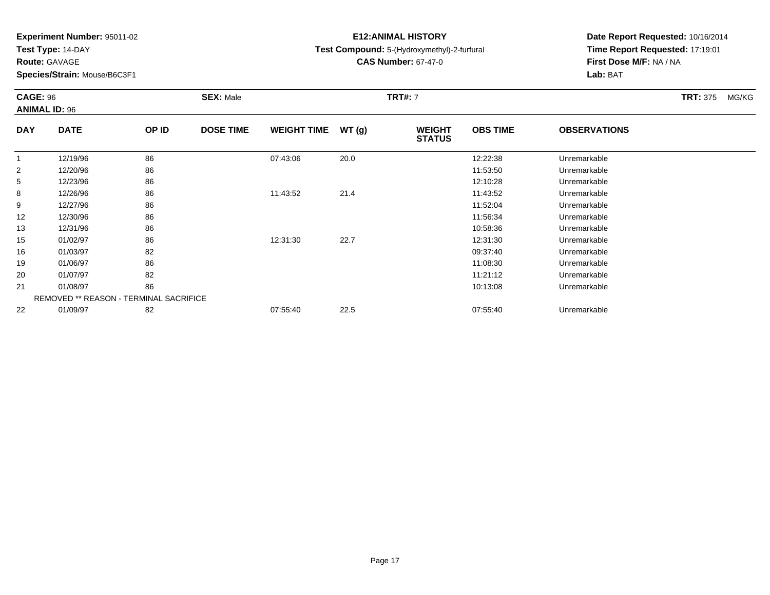**Experiment Number:** 95011-02
**Test Type:** 14-DAY
**Route:** GAVAGE
**Species/Strain:** Mouse/B6C3F1

**E12:ANIMAL HISTORY**
**Test Compound:** 5-(Hydroxymethyl)-2-furfural
**CAS Number:** 67-47-0

**Date Report Requested:** 10/16/2014
**Time Report Requested:** 17:19:01
**First Dose M/F:** NA / NA
**Lab:** BAT

**CAGE:** 96 **SEX:** Male **TRT#:** 7 **TRT:** 375 MG/KG
**ANIMAL ID:** 96

| DAY | DATE | OP ID | DOSE TIME | WEIGHT TIME | WT (g) | WEIGHT STATUS | OBS TIME | OBSERVATIONS |
|---|---|---|---|---|---|---|---|---|
| 1 | 12/19/96 | 86 | | 07:43:06 | 20.0 | | 12:22:38 | Unremarkable |
| 2 | 12/20/96 | 86 | | | | | 11:53:50 | Unremarkable |
| 5 | 12/23/96 | 86 | | | | | 12:10:28 | Unremarkable |
| 8 | 12/26/96 | 86 | | 11:43:52 | 21.4 | | 11:43:52 | Unremarkable |
| 9 | 12/27/96 | 86 | | | | | 11:52:04 | Unremarkable |
| 12 | 12/30/96 | 86 | | | | | 11:56:34 | Unremarkable |
| 13 | 12/31/96 | 86 | | | | | 10:58:36 | Unremarkable |
| 15 | 01/02/97 | 86 | | 12:31:30 | 22.7 | | 12:31:30 | Unremarkable |
| 16 | 01/03/97 | 82 | | | | | 09:37:40 | Unremarkable |
| 19 | 01/06/97 | 86 | | | | | 11:08:30 | Unremarkable |
| 20 | 01/07/97 | 82 | | | | | 11:21:12 | Unremarkable |
| 21 | 01/08/97 | 86 | | | | | 10:13:08 | Unremarkable |
| | REMOVED ** REASON - TERMINAL SACRIFICE | | | | | | | |
| 22 | 01/09/97 | 82 | | 07:55:40 | 22.5 | | 07:55:40 | Unremarkable |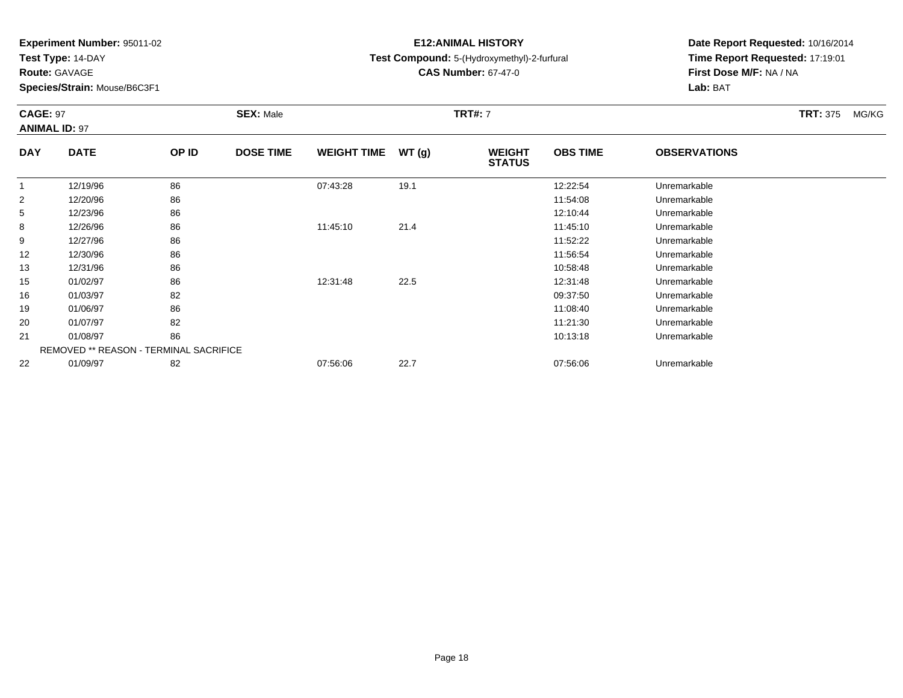**Experiment Number:** 95011-02
**Test Type:** 14-DAY
**Route:** GAVAGE
**Species/Strain:** Mouse/B6C3F1

**E12:ANIMAL HISTORY**
**Test Compound:** 5-(Hydroxymethyl)-2-furfural
**CAS Number:** 67-47-0

**Date Report Requested:** 10/16/2014
**Time Report Requested:** 17:19:01
**First Dose M/F:** NA / NA
**Lab:** BAT

**CAGE:** 97 **SEX:** Male **TRT#:** 7 **TRT:** 375 MG/KG
**ANIMAL ID:** 97

| DAY | DATE | OP ID | DOSE TIME | WEIGHT TIME | WT (g) | WEIGHT STATUS | OBS TIME | OBSERVATIONS |
|---|---|---|---|---|---|---|---|---|
| 1 | 12/19/96 | 86 | | 07:43:28 | 19.1 | | 12:22:54 | Unremarkable |
| 2 | 12/20/96 | 86 | | | | | 11:54:08 | Unremarkable |
| 5 | 12/23/96 | 86 | | | | | 12:10:44 | Unremarkable |
| 8 | 12/26/96 | 86 | | 11:45:10 | 21.4 | | 11:45:10 | Unremarkable |
| 9 | 12/27/96 | 86 | | | | | 11:52:22 | Unremarkable |
| 12 | 12/30/96 | 86 | | | | | 11:56:54 | Unremarkable |
| 13 | 12/31/96 | 86 | | | | | 10:58:48 | Unremarkable |
| 15 | 01/02/97 | 86 | | 12:31:48 | 22.5 | | 12:31:48 | Unremarkable |
| 16 | 01/03/97 | 82 | | | | | 09:37:50 | Unremarkable |
| 19 | 01/06/97 | 86 | | | | | 11:08:40 | Unremarkable |
| 20 | 01/07/97 | 82 | | | | | 11:21:30 | Unremarkable |
| 21 | 01/08/97 | 86 | | | | | 10:13:18 | Unremarkable |
| | REMOVED ** REASON - TERMINAL SACRIFICE | | | | | | | |
| 22 | 01/09/97 | 82 | | 07:56:06 | 22.7 | | 07:56:06 | Unremarkable |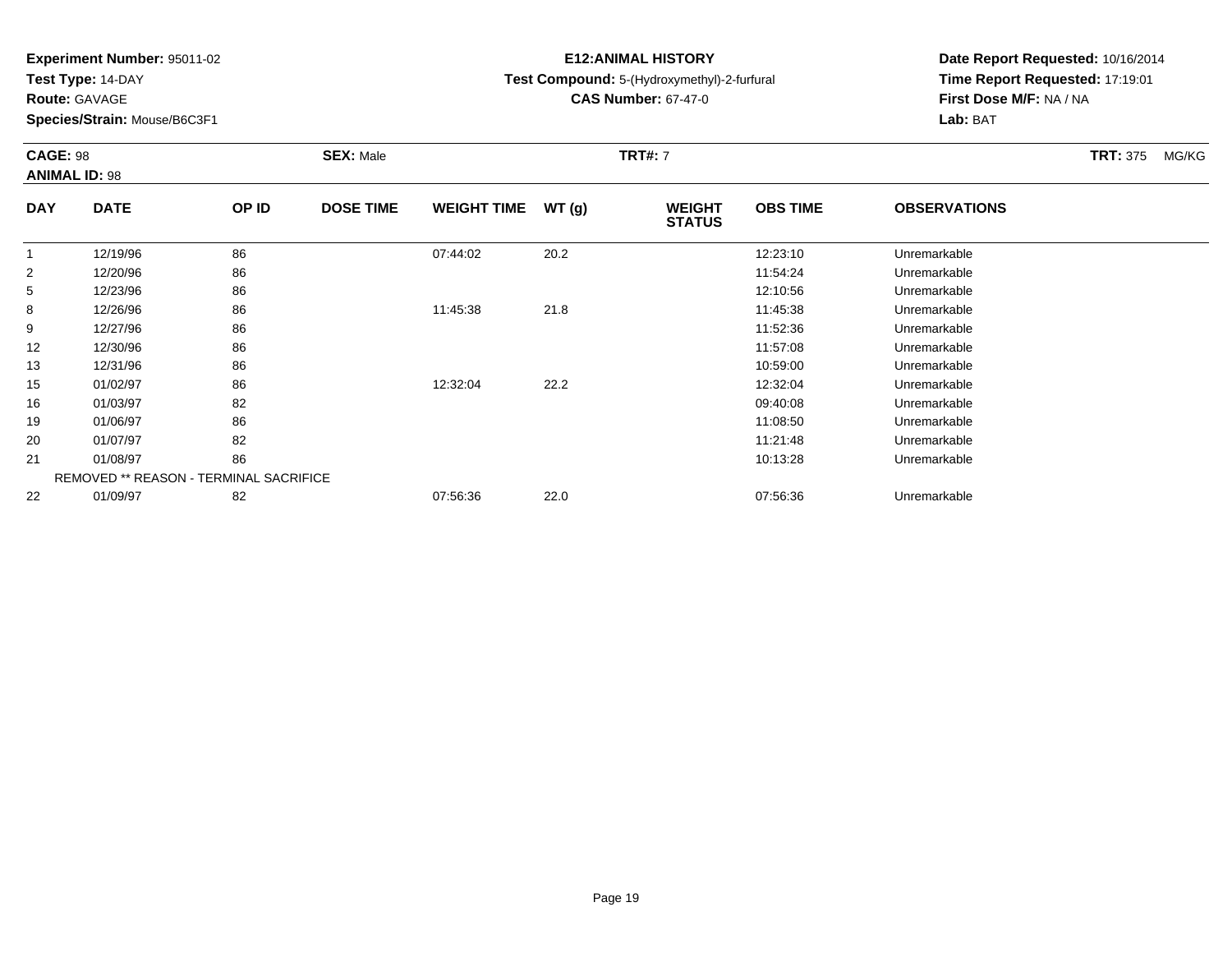**Experiment Number:** 95011-02
**Test Type:** 14-DAY
**Route:** GAVAGE
**Species/Strain:** Mouse/B6C3F1

**E12:ANIMAL HISTORY**
**Test Compound:** 5-(Hydroxymethyl)-2-furfural
**CAS Number:** 67-47-0

**Date Report Requested:** 10/16/2014
**Time Report Requested:** 17:19:01
**First Dose M/F:** NA / NA
**Lab:** BAT

**CAGE:** 98 **SEX:** Male **TRT#:** 7 **TRT:** 375 MG/KG
**ANIMAL ID:** 98

| DAY | DATE | OP ID | DOSE TIME | WEIGHT TIME | WT (g) | WEIGHT STATUS | OBS TIME | OBSERVATIONS |
|---|---|---|---|---|---|---|---|---|
| 1 | 12/19/96 | 86 | | 07:44:02 | 20.2 | | 12:23:10 | Unremarkable |
| 2 | 12/20/96 | 86 | | | | | 11:54:24 | Unremarkable |
| 5 | 12/23/96 | 86 | | | | | 12:10:56 | Unremarkable |
| 8 | 12/26/96 | 86 | | 11:45:38 | 21.8 | | 11:45:38 | Unremarkable |
| 9 | 12/27/96 | 86 | | | | | 11:52:36 | Unremarkable |
| 12 | 12/30/96 | 86 | | | | | 11:57:08 | Unremarkable |
| 13 | 12/31/96 | 86 | | | | | 10:59:00 | Unremarkable |
| 15 | 01/02/97 | 86 | | 12:32:04 | 22.2 | | 12:32:04 | Unremarkable |
| 16 | 01/03/97 | 82 | | | | | 09:40:08 | Unremarkable |
| 19 | 01/06/97 | 86 | | | | | 11:08:50 | Unremarkable |
| 20 | 01/07/97 | 82 | | | | | 11:21:48 | Unremarkable |
| 21 | 01/08/97 | 86 | | | | | 10:13:28 | Unremarkable |
| | REMOVED ** REASON - TERMINAL SACRIFICE | | | | | | | |
| 22 | 01/09/97 | 82 | | 07:56:36 | 22.0 | | 07:56:36 | Unremarkable |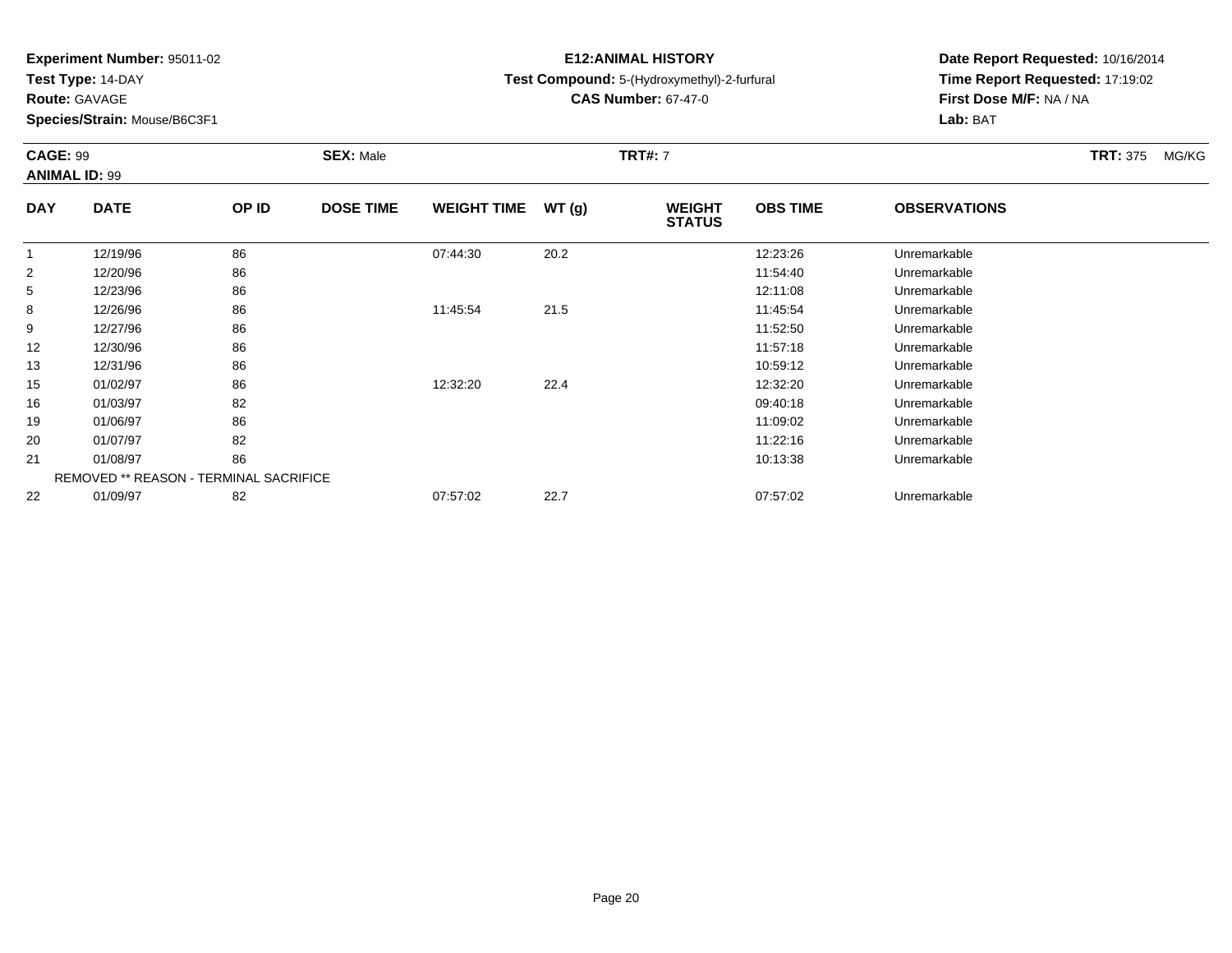**Experiment Number:** 95011-02
**Test Type:** 14-DAY
**Route:** GAVAGE
**Species/Strain:** Mouse/B6C3F1

**E12:ANIMAL HISTORY**
**Test Compound:** 5-(Hydroxymethyl)-2-furfural
**CAS Number:** 67-47-0

**Date Report Requested:** 10/16/2014
**Time Report Requested:** 17:19:02
**First Dose M/F:** NA / NA
**Lab:** BAT

**CAGE:** 99 **SEX:** Male **TRT#:** 7 **TRT:** 375 MG/KG
**ANIMAL ID:** 99

| DAY | DATE | OP ID | DOSE TIME | WEIGHT TIME | WT (g) | WEIGHT STATUS | OBS TIME | OBSERVATIONS |
|---|---|---|---|---|---|---|---|---|
| 1 | 12/19/96 | 86 | | 07:44:30 | 20.2 | | 12:23:26 | Unremarkable |
| 2 | 12/20/96 | 86 | | | | | 11:54:40 | Unremarkable |
| 5 | 12/23/96 | 86 | | | | | 12:11:08 | Unremarkable |
| 8 | 12/26/96 | 86 | | 11:45:54 | 21.5 | | 11:45:54 | Unremarkable |
| 9 | 12/27/96 | 86 | | | | | 11:52:50 | Unremarkable |
| 12 | 12/30/96 | 86 | | | | | 11:57:18 | Unremarkable |
| 13 | 12/31/96 | 86 | | | | | 10:59:12 | Unremarkable |
| 15 | 01/02/97 | 86 | | 12:32:20 | 22.4 | | 12:32:20 | Unremarkable |
| 16 | 01/03/97 | 82 | | | | | 09:40:18 | Unremarkable |
| 19 | 01/06/97 | 86 | | | | | 11:09:02 | Unremarkable |
| 20 | 01/07/97 | 82 | | | | | 11:22:16 | Unremarkable |
| 21 | 01/08/97 | 86 | | | | | 10:13:38 | Unremarkable |
| | REMOVED ** REASON - TERMINAL SACRIFICE | | | | | | | |
| 22 | 01/09/97 | 82 | | 07:57:02 | 22.7 | | 07:57:02 | Unremarkable |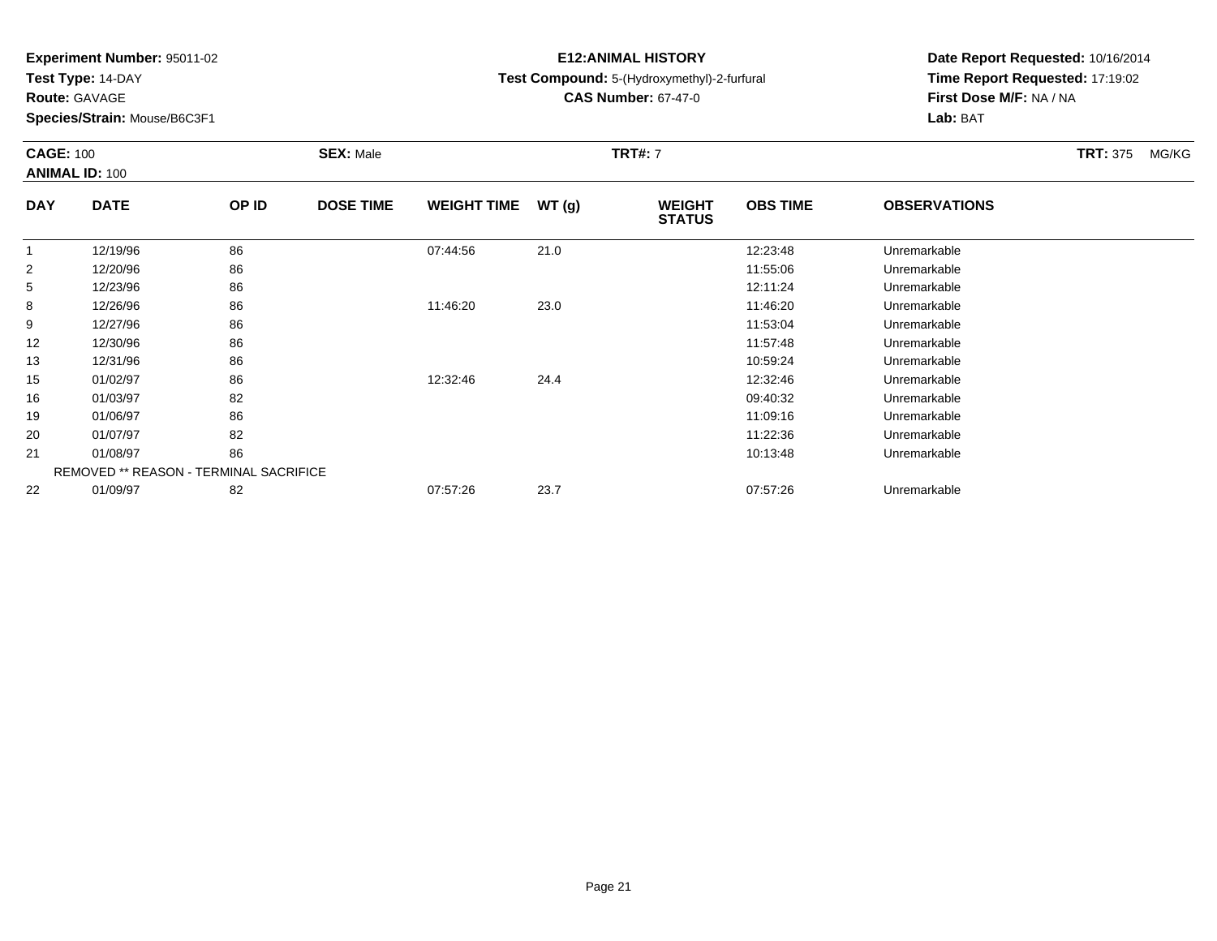**Experiment Number:** 95011-02
**Test Type:** 14-DAY
**Route:** GAVAGE
**Species/Strain:** Mouse/B6C3F1

**E12:ANIMAL HISTORY**
**Test Compound:** 5-(Hydroxymethyl)-2-furfural
**CAS Number:** 67-47-0

**Date Report Requested:** 10/16/2014
**Time Report Requested:** 17:19:02
**First Dose M/F:** NA / NA
**Lab:** BAT

**CAGE:** 100 **SEX:** Male **TRT#:** 7 **TRT:** 375 MG/KG
**ANIMAL ID:** 100

| DAY | DATE | OP ID | DOSE TIME | WEIGHT TIME | WT (g) | WEIGHT STATUS | OBS TIME | OBSERVATIONS |
|---|---|---|---|---|---|---|---|---|
| 1 | 12/19/96 | 86 | | 07:44:56 | 21.0 | | 12:23:48 | Unremarkable |
| 2 | 12/20/96 | 86 | | | | | 11:55:06 | Unremarkable |
| 5 | 12/23/96 | 86 | | | | | 12:11:24 | Unremarkable |
| 8 | 12/26/96 | 86 | | 11:46:20 | 23.0 | | 11:46:20 | Unremarkable |
| 9 | 12/27/96 | 86 | | | | | 11:53:04 | Unremarkable |
| 12 | 12/30/96 | 86 | | | | | 11:57:48 | Unremarkable |
| 13 | 12/31/96 | 86 | | | | | 10:59:24 | Unremarkable |
| 15 | 01/02/97 | 86 | | 12:32:46 | 24.4 | | 12:32:46 | Unremarkable |
| 16 | 01/03/97 | 82 | | | | | 09:40:32 | Unremarkable |
| 19 | 01/06/97 | 86 | | | | | 11:09:16 | Unremarkable |
| 20 | 01/07/97 | 82 | | | | | 11:22:36 | Unremarkable |
| 21 | 01/08/97 | 86 | | | | | 10:13:48 | Unremarkable |
| | REMOVED ** REASON - TERMINAL SACRIFICE | | | | | | | |
| 22 | 01/09/97 | 82 | | 07:57:26 | 23.7 | | 07:57:26 | Unremarkable |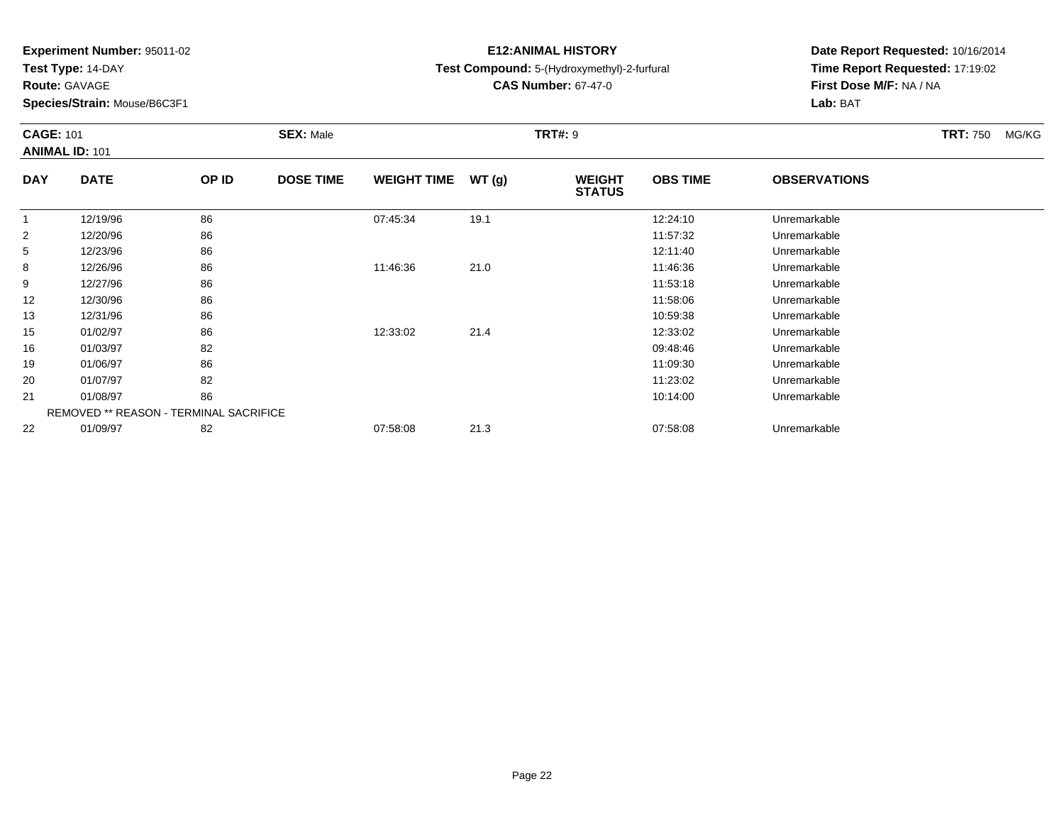**Experiment Number:** 95011-02
**Test Type:** 14-DAY
**Route:** GAVAGE
**Species/Strain:** Mouse/B6C3F1

**E12:ANIMAL HISTORY**
**Test Compound:** 5-(Hydroxymethyl)-2-furfural
**CAS Number:** 67-47-0

**Date Report Requested:** 10/16/2014
**Time Report Requested:** 17:19:02
**First Dose M/F:** NA / NA
**Lab:** BAT

**CAGE:** 101 **SEX:** Male **TRT#:** 9 **TRT:** 750 MG/KG
**ANIMAL ID:** 101

| DAY | DATE | OP ID | DOSE TIME | WEIGHT TIME | WT (g) | WEIGHT STATUS | OBS TIME | OBSERVATIONS |
|---|---|---|---|---|---|---|---|---|
| 1 | 12/19/96 | 86 | | 07:45:34 | 19.1 | | 12:24:10 | Unremarkable |
| 2 | 12/20/96 | 86 | | | | | 11:57:32 | Unremarkable |
| 5 | 12/23/96 | 86 | | | | | 12:11:40 | Unremarkable |
| 8 | 12/26/96 | 86 | | 11:46:36 | 21.0 | | 11:46:36 | Unremarkable |
| 9 | 12/27/96 | 86 | | | | | 11:53:18 | Unremarkable |
| 12 | 12/30/96 | 86 | | | | | 11:58:06 | Unremarkable |
| 13 | 12/31/96 | 86 | | | | | 10:59:38 | Unremarkable |
| 15 | 01/02/97 | 86 | | 12:33:02 | 21.4 | | 12:33:02 | Unremarkable |
| 16 | 01/03/97 | 82 | | | | | 09:48:46 | Unremarkable |
| 19 | 01/06/97 | 86 | | | | | 11:09:30 | Unremarkable |
| 20 | 01/07/97 | 82 | | | | | 11:23:02 | Unremarkable |
| 21 | 01/08/97 | 86 | | | | | 10:14:00 | Unremarkable |
| | REMOVED ** REASON - TERMINAL SACRIFICE | | | | | | | |
| 22 | 01/09/97 | 82 | | 07:58:08 | 21.3 | | 07:58:08 | Unremarkable |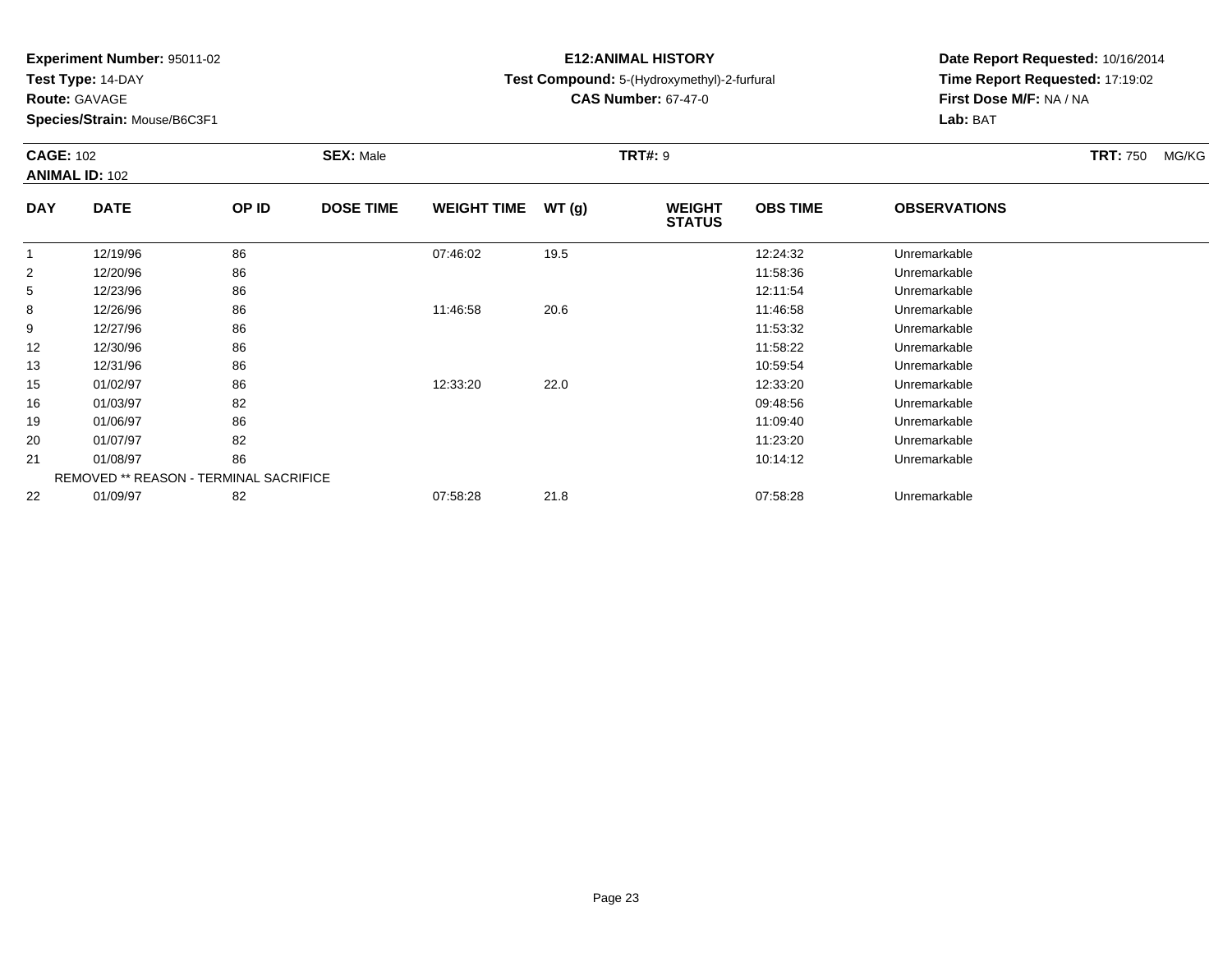**Experiment Number:** 95011-02
**Test Type:** 14-DAY
**Route:** GAVAGE
**Species/Strain:** Mouse/B6C3F1

**E12:ANIMAL HISTORY**
**Test Compound:** 5-(Hydroxymethyl)-2-furfural
**CAS Number:** 67-47-0

**Date Report Requested:** 10/16/2014
**Time Report Requested:** 17:19:02
**First Dose M/F:** NA / NA
**Lab:** BAT

**CAGE:** 102 **SEX:** Male **TRT#:** 9 **TRT:** 750 MG/KG
**ANIMAL ID:** 102

| DAY | DATE | OP ID | DOSE TIME | WEIGHT TIME | WT (g) | WEIGHT STATUS | OBS TIME | OBSERVATIONS |
|---|---|---|---|---|---|---|---|---|
| 1 | 12/19/96 | 86 | | 07:46:02 | 19.5 | | 12:24:32 | Unremarkable |
| 2 | 12/20/96 | 86 | | | | | 11:58:36 | Unremarkable |
| 5 | 12/23/96 | 86 | | | | | 12:11:54 | Unremarkable |
| 8 | 12/26/96 | 86 | | 11:46:58 | 20.6 | | 11:46:58 | Unremarkable |
| 9 | 12/27/96 | 86 | | | | | 11:53:32 | Unremarkable |
| 12 | 12/30/96 | 86 | | | | | 11:58:22 | Unremarkable |
| 13 | 12/31/96 | 86 | | | | | 10:59:54 | Unremarkable |
| 15 | 01/02/97 | 86 | | 12:33:20 | 22.0 | | 12:33:20 | Unremarkable |
| 16 | 01/03/97 | 82 | | | | | 09:48:56 | Unremarkable |
| 19 | 01/06/97 | 86 | | | | | 11:09:40 | Unremarkable |
| 20 | 01/07/97 | 82 | | | | | 11:23:20 | Unremarkable |
| 21 | 01/08/97 | 86 | | | | | 10:14:12 | Unremarkable |
| | REMOVED ** REASON - TERMINAL SACRIFICE | | | | | | | |
| 22 | 01/09/97 | 82 | | 07:58:28 | 21.8 | | 07:58:28 | Unremarkable |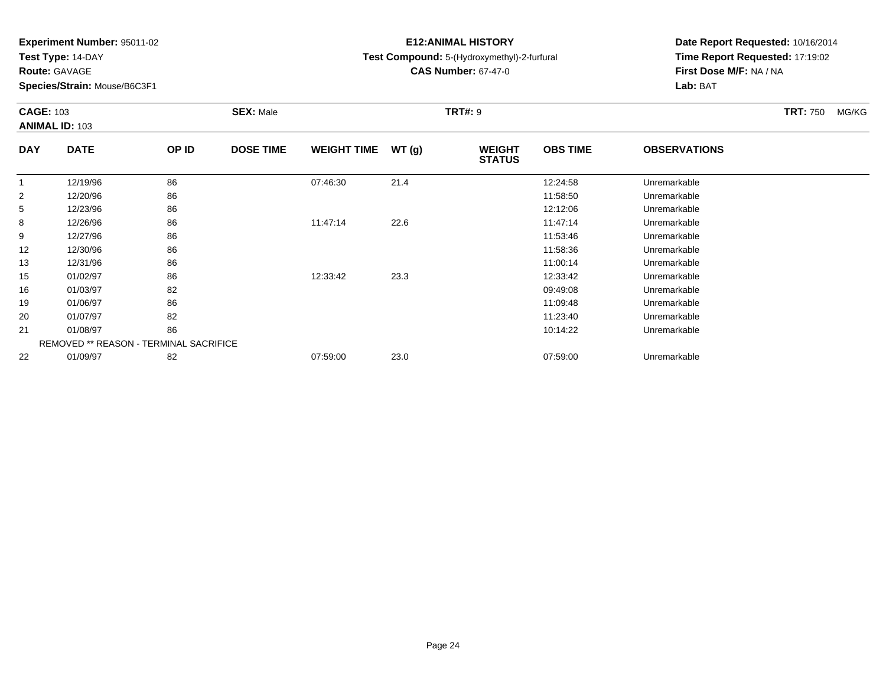**Experiment Number:** 95011-02
**Test Type:** 14-DAY
**Route:** GAVAGE
**Species/Strain:** Mouse/B6C3F1

**E12:ANIMAL HISTORY**
**Test Compound:** 5-(Hydroxymethyl)-2-furfural
**CAS Number:** 67-47-0

**Date Report Requested:** 10/16/2014
**Time Report Requested:** 17:19:02
**First Dose M/F:** NA / NA
**Lab:** BAT

**CAGE:** 103 **SEX:** Male **TRT#:** 9 **TRT:** 750 MG/KG
**ANIMAL ID:** 103

| DAY | DATE | OP ID | DOSE TIME | WEIGHT TIME | WT (g) | WEIGHT STATUS | OBS TIME | OBSERVATIONS |
|---|---|---|---|---|---|---|---|---|
| 1 | 12/19/96 | 86 | | 07:46:30 | 21.4 | | 12:24:58 | Unremarkable |
| 2 | 12/20/96 | 86 | | | | | 11:58:50 | Unremarkable |
| 5 | 12/23/96 | 86 | | | | | 12:12:06 | Unremarkable |
| 8 | 12/26/96 | 86 | | 11:47:14 | 22.6 | | 11:47:14 | Unremarkable |
| 9 | 12/27/96 | 86 | | | | | 11:53:46 | Unremarkable |
| 12 | 12/30/96 | 86 | | | | | 11:58:36 | Unremarkable |
| 13 | 12/31/96 | 86 | | | | | 11:00:14 | Unremarkable |
| 15 | 01/02/97 | 86 | | 12:33:42 | 23.3 | | 12:33:42 | Unremarkable |
| 16 | 01/03/97 | 82 | | | | | 09:49:08 | Unremarkable |
| 19 | 01/06/97 | 86 | | | | | 11:09:48 | Unremarkable |
| 20 | 01/07/97 | 82 | | | | | 11:23:40 | Unremarkable |
| 21 | 01/08/97 | 86 | | | | | 10:14:22 | Unremarkable |
| | REMOVED ** REASON - TERMINAL SACRIFICE | | | | | | | |
| 22 | 01/09/97 | 82 | | 07:59:00 | 23.0 | | 07:59:00 | Unremarkable |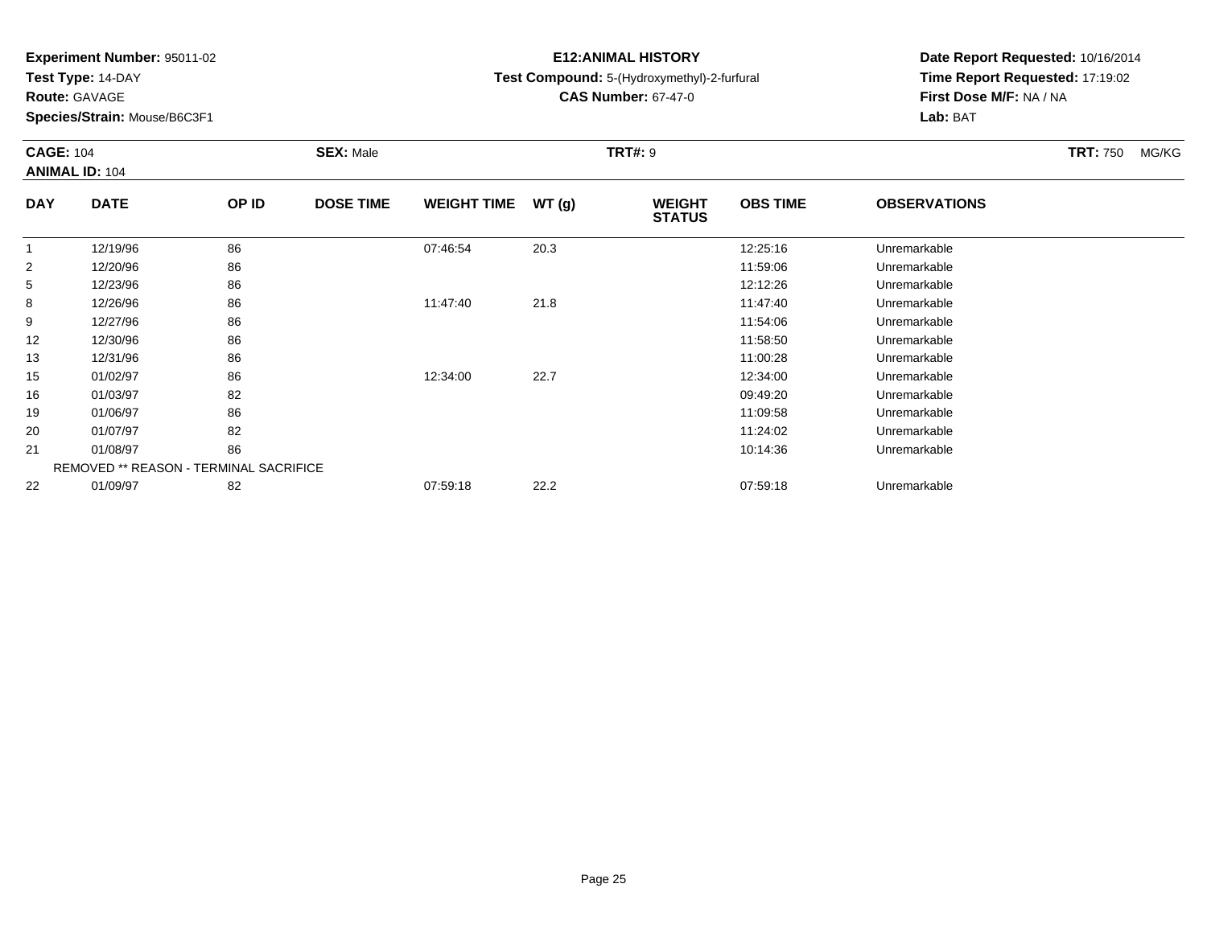**Experiment Number:** 95011-02
**Test Type:** 14-DAY
**Route:** GAVAGE
**Species/Strain:** Mouse/B6C3F1

**E12:ANIMAL HISTORY**
**Test Compound:** 5-(Hydroxymethyl)-2-furfural
**CAS Number:** 67-47-0

**Date Report Requested:** 10/16/2014
**Time Report Requested:** 17:19:02
**First Dose M/F:** NA / NA
**Lab:** BAT

**CAGE:** 104 **SEX:** Male **TRT#:** 9 **TRT:** 750 MG/KG
**ANIMAL ID:** 104

| DAY | DATE | OP ID | DOSE TIME | WEIGHT TIME | WT (g) | WEIGHT STATUS | OBS TIME | OBSERVATIONS |
|---|---|---|---|---|---|---|---|---|
| 1 | 12/19/96 | 86 | | 07:46:54 | 20.3 | | 12:25:16 | Unremarkable |
| 2 | 12/20/96 | 86 | | | | | 11:59:06 | Unremarkable |
| 5 | 12/23/96 | 86 | | | | | 12:12:26 | Unremarkable |
| 8 | 12/26/96 | 86 | | 11:47:40 | 21.8 | | 11:47:40 | Unremarkable |
| 9 | 12/27/96 | 86 | | | | | 11:54:06 | Unremarkable |
| 12 | 12/30/96 | 86 | | | | | 11:58:50 | Unremarkable |
| 13 | 12/31/96 | 86 | | | | | 11:00:28 | Unremarkable |
| 15 | 01/02/97 | 86 | | 12:34:00 | 22.7 | | 12:34:00 | Unremarkable |
| 16 | 01/03/97 | 82 | | | | | 09:49:20 | Unremarkable |
| 19 | 01/06/97 | 86 | | | | | 11:09:58 | Unremarkable |
| 20 | 01/07/97 | 82 | | | | | 11:24:02 | Unremarkable |
| 21 | 01/08/97 | 86 | | | | | 10:14:36 | Unremarkable |
| | REMOVED ** REASON - TERMINAL SACRIFICE | | | | | | | |
| 22 | 01/09/97 | 82 | | 07:59:18 | 22.2 | | 07:59:18 | Unremarkable |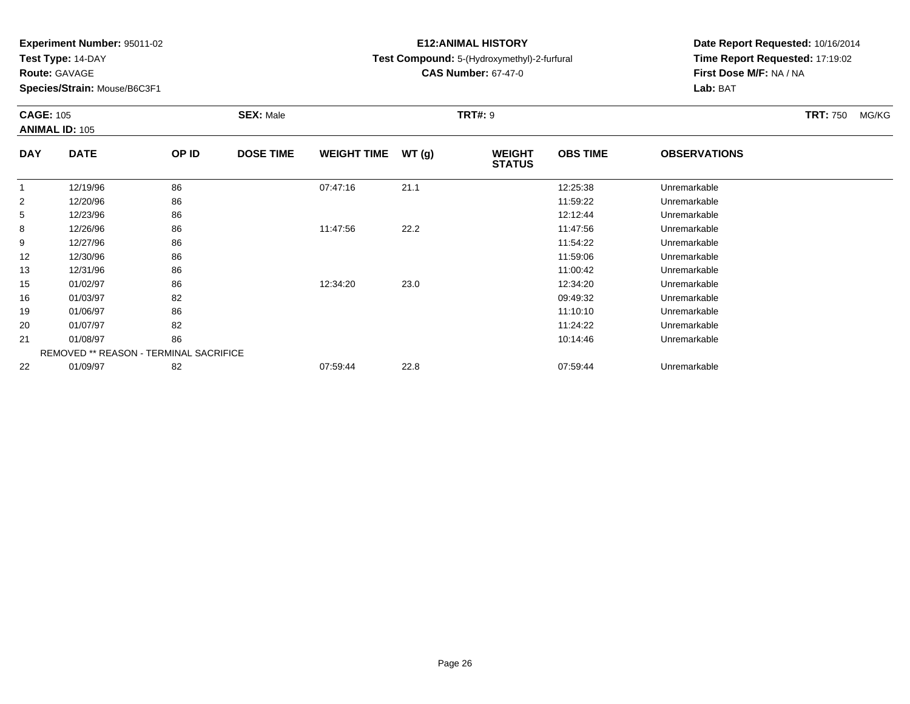**Experiment Number:** 95011-02
**Test Type:** 14-DAY
**Route:** GAVAGE
**Species/Strain:** Mouse/B6C3F1

**E12:ANIMAL HISTORY**
**Test Compound:** 5-(Hydroxymethyl)-2-furfural
**CAS Number:** 67-47-0

**Date Report Requested:** 10/16/2014
**Time Report Requested:** 17:19:02
**First Dose M/F:** NA / NA
**Lab:** BAT

**CAGE:** 105 **SEX:** Male **TRT#:** 9 **TRT:** 750 MG/KG
**ANIMAL ID:** 105

| DAY | DATE | OP ID | DOSE TIME | WEIGHT TIME | WT (g) | WEIGHT STATUS | OBS TIME | OBSERVATIONS |
|---|---|---|---|---|---|---|---|---|
| 1 | 12/19/96 | 86 | | 07:47:16 | 21.1 | | 12:25:38 | Unremarkable |
| 2 | 12/20/96 | 86 | | | | | 11:59:22 | Unremarkable |
| 5 | 12/23/96 | 86 | | | | | 12:12:44 | Unremarkable |
| 8 | 12/26/96 | 86 | | 11:47:56 | 22.2 | | 11:47:56 | Unremarkable |
| 9 | 12/27/96 | 86 | | | | | 11:54:22 | Unremarkable |
| 12 | 12/30/96 | 86 | | | | | 11:59:06 | Unremarkable |
| 13 | 12/31/96 | 86 | | | | | 11:00:42 | Unremarkable |
| 15 | 01/02/97 | 86 | | 12:34:20 | 23.0 | | 12:34:20 | Unremarkable |
| 16 | 01/03/97 | 82 | | | | | 09:49:32 | Unremarkable |
| 19 | 01/06/97 | 86 | | | | | 11:10:10 | Unremarkable |
| 20 | 01/07/97 | 82 | | | | | 11:24:22 | Unremarkable |
| 21 | 01/08/97 | 86 | | | | | 10:14:46 | Unremarkable |
| | REMOVED ** REASON - TERMINAL SACRIFICE | | | | | | | |
| 22 | 01/09/97 | 82 | | 07:59:44 | 22.8 | | 07:59:44 | Unremarkable |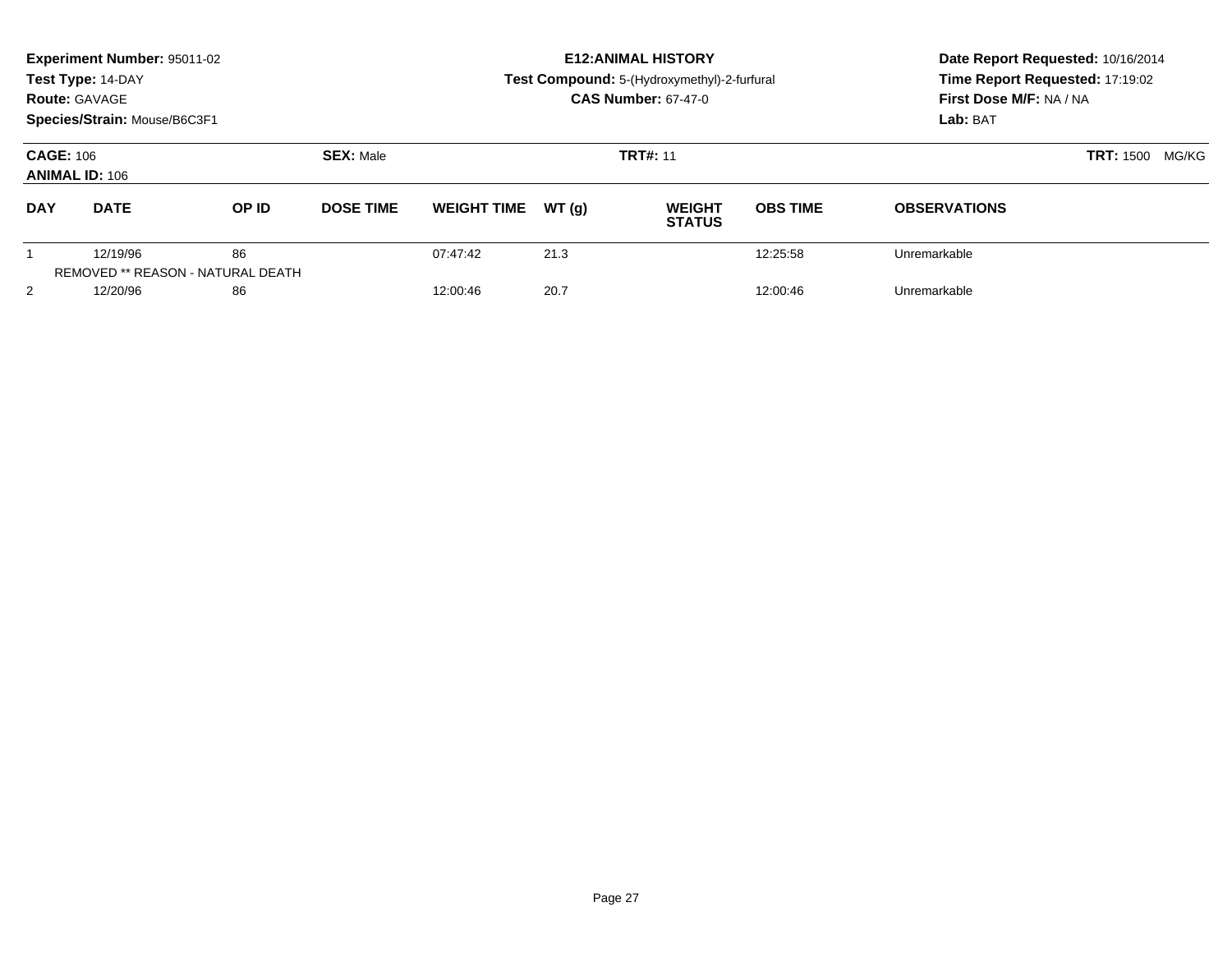**Experiment Number:** 95011-02
**Test Type:** 14-DAY
**Route:** GAVAGE
**Species/Strain:** Mouse/B6C3F1

# E12:ANIMAL HISTORY

**Test Compound:** 5-(Hydroxymethyl)-2-furfural
**CAS Number:** 67-47-0

**Date Report Requested:** 10/16/2014
**Time Report Requested:** 17:19:02
**First Dose M/F:** NA / NA
**Lab:** BAT

**CAGE:** 106 **SEX:** Male **TRT#:** 11 **TRT:** 1500 MG/KG
**ANIMAL ID:** 106

| DAY | DATE | OP ID | DOSE TIME | WEIGHT TIME | WT (g) | WEIGHT STATUS | OBS TIME | OBSERVATIONS |
|---|---|---|---|---|---|---|---|---|
| 1 | 12/19/96 | 86 | | 07:47:42 | 21.3 | | 12:25:58 | Unremarkable |
| | REMOVED ** REASON - NATURAL DEATH | | | | | | | |
| 2 | 12/20/96 | 86 | | 12:00:46 | 20.7 | | 12:00:46 | Unremarkable |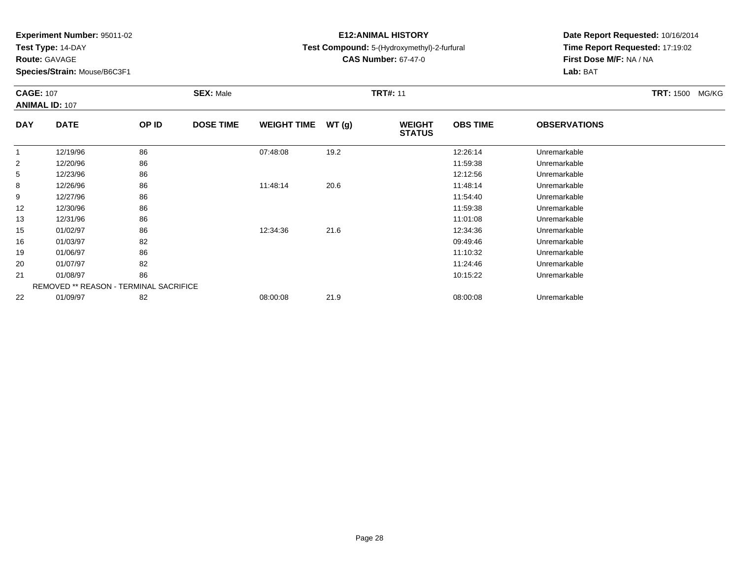**Experiment Number:** 95011-02
**Test Type:** 14-DAY
**Route:** GAVAGE
**Species/Strain:** Mouse/B6C3F1

**E12:ANIMAL HISTORY**
**Test Compound:** 5-(Hydroxymethyl)-2-furfural
**CAS Number:** 67-47-0

**Date Report Requested:** 10/16/2014
**Time Report Requested:** 17:19:02
**First Dose M/F:** NA / NA
**Lab:** BAT

**CAGE:** 107 **SEX:** Male **TRT#:** 11 **TRT:** 1500 MG/KG
**ANIMAL ID:** 107

| DAY | DATE | OP ID | DOSE TIME | WEIGHT TIME | WT (g) | WEIGHT STATUS | OBS TIME | OBSERVATIONS |
|---|---|---|---|---|---|---|---|---|
| 1 | 12/19/96 | 86 | | 07:48:08 | 19.2 | | 12:26:14 | Unremarkable |
| 2 | 12/20/96 | 86 | | | | | 11:59:38 | Unremarkable |
| 5 | 12/23/96 | 86 | | | | | 12:12:56 | Unremarkable |
| 8 | 12/26/96 | 86 | | 11:48:14 | 20.6 | | 11:48:14 | Unremarkable |
| 9 | 12/27/96 | 86 | | | | | 11:54:40 | Unremarkable |
| 12 | 12/30/96 | 86 | | | | | 11:59:38 | Unremarkable |
| 13 | 12/31/96 | 86 | | | | | 11:01:08 | Unremarkable |
| 15 | 01/02/97 | 86 | | 12:34:36 | 21.6 | | 12:34:36 | Unremarkable |
| 16 | 01/03/97 | 82 | | | | | 09:49:46 | Unremarkable |
| 19 | 01/06/97 | 86 | | | | | 11:10:32 | Unremarkable |
| 20 | 01/07/97 | 82 | | | | | 11:24:46 | Unremarkable |
| 21 | 01/08/97 | 86 | | | | | 10:15:22 | Unremarkable |
| | REMOVED ** REASON - TERMINAL SACRIFICE | | | | | | | |
| 22 | 01/09/97 | 82 | | 08:00:08 | 21.9 | | 08:00:08 | Unremarkable |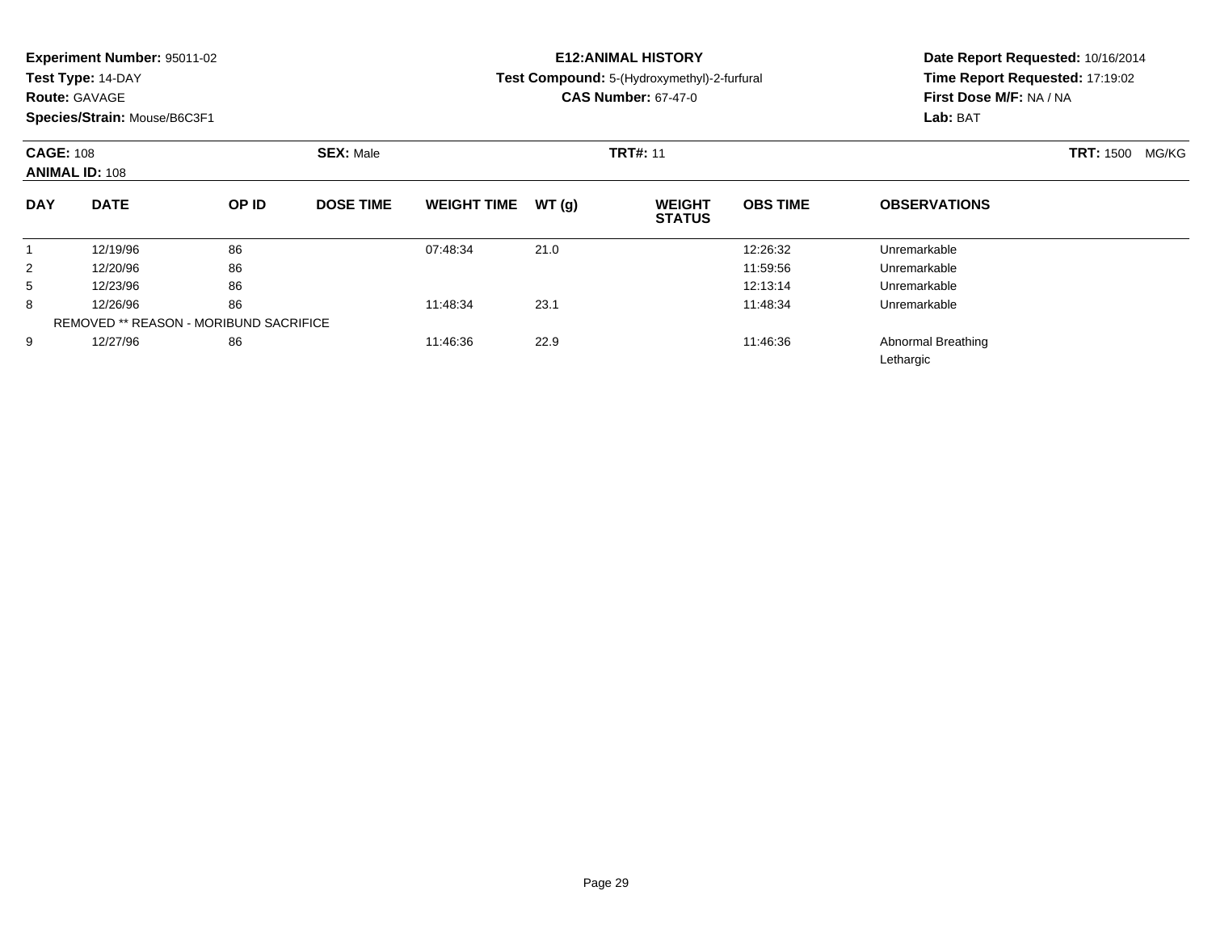**Experiment Number:** 95011-02
**Test Type:** 14-DAY
**Route:** GAVAGE
**Species/Strain:** Mouse/B6C3F1

**E12:ANIMAL HISTORY**
**Test Compound:** 5-(Hydroxymethyl)-2-furfural
**CAS Number:** 67-47-0

**Date Report Requested:** 10/16/2014
**Time Report Requested:** 17:19:02
**First Dose M/F:** NA / NA
**Lab:** BAT

**CAGE:** 108 **SEX:** Male **TRT#:** 11 **TRT:** 1500 MG/KG
**ANIMAL ID:** 108

| DAY | DATE | OP ID | DOSE TIME | WEIGHT TIME | WT (g) | WEIGHT STATUS | OBS TIME | OBSERVATIONS |
|---|---|---|---|---|---|---|---|---|
| 1 | 12/19/96 | 86 | | 07:48:34 | 21.0 | | 12:26:32 | Unremarkable |
| 2 | 12/20/96 | 86 | | | | | 11:59:56 | Unremarkable |
| 5 | 12/23/96 | 86 | | | | | 12:13:14 | Unremarkable |
| 8 | 12/26/96 | 86 | | 11:48:34 | 23.1 | | 11:48:34 | Unremarkable |
| REMOVED ** REASON - MORIBUND SACRIFICE | | | | | | | | |
| 9 | 12/27/96 | 86 | | 11:46:36 | 22.9 | | 11:46:36 | Abnormal Breathing<br>Lethargic |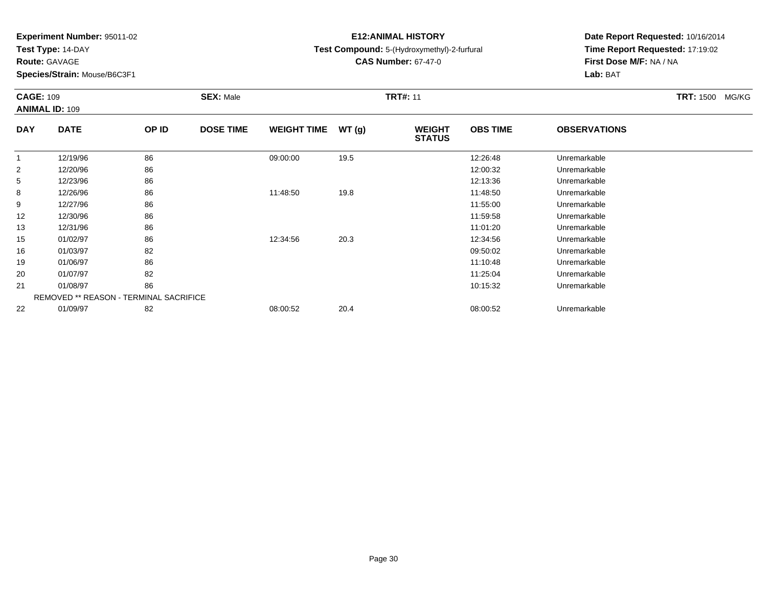**Experiment Number:** 95011-02
**Test Type:** 14-DAY
**Route:** GAVAGE
**Species/Strain:** Mouse/B6C3F1

**E12:ANIMAL HISTORY**
**Test Compound:** 5-(Hydroxymethyl)-2-furfural
**CAS Number:** 67-47-0

**Date Report Requested:** 10/16/2014
**Time Report Requested:** 17:19:02
**First Dose M/F:** NA / NA
**Lab:** BAT

**CAGE:** 109 **SEX:** Male **TRT#:** 11 **TRT:** 1500 MG/KG
**ANIMAL ID:** 109

| DAY | DATE | OP ID | DOSE TIME | WEIGHT TIME | WT (g) | WEIGHT STATUS | OBS TIME | OBSERVATIONS |
|---|---|---|---|---|---|---|---|---|
| 1 | 12/19/96 | 86 | | 09:00:00 | 19.5 | | 12:26:48 | Unremarkable |
| 2 | 12/20/96 | 86 | | | | | 12:00:32 | Unremarkable |
| 5 | 12/23/96 | 86 | | | | | 12:13:36 | Unremarkable |
| 8 | 12/26/96 | 86 | | 11:48:50 | 19.8 | | 11:48:50 | Unremarkable |
| 9 | 12/27/96 | 86 | | | | | 11:55:00 | Unremarkable |
| 12 | 12/30/96 | 86 | | | | | 11:59:58 | Unremarkable |
| 13 | 12/31/96 | 86 | | | | | 11:01:20 | Unremarkable |
| 15 | 01/02/97 | 86 | | 12:34:56 | 20.3 | | 12:34:56 | Unremarkable |
| 16 | 01/03/97 | 82 | | | | | 09:50:02 | Unremarkable |
| 19 | 01/06/97 | 86 | | | | | 11:10:48 | Unremarkable |
| 20 | 01/07/97 | 82 | | | | | 11:25:04 | Unremarkable |
| 21 | 01/08/97 | 86 | | | | | 10:15:32 | Unremarkable |
| | REMOVED ** REASON - TERMINAL SACRIFICE | | | | | | | |
| 22 | 01/09/97 | 82 | | 08:00:52 | 20.4 | | 08:00:52 | Unremarkable |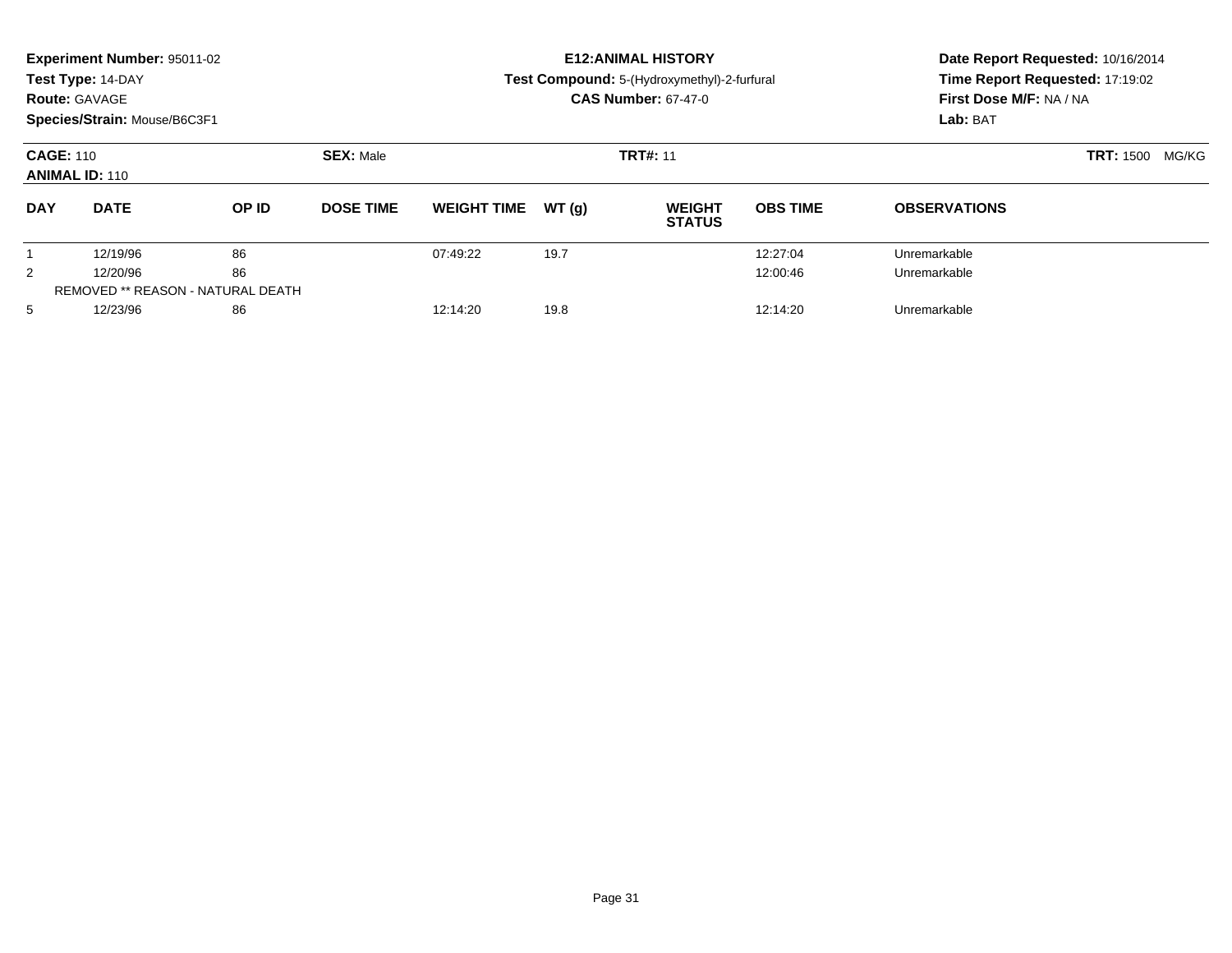**Experiment Number:** 95011-02
**Test Type:** 14-DAY
**Route:** GAVAGE
**Species/Strain:** Mouse/B6C3F1

**E12:ANIMAL HISTORY**
**Test Compound:** 5-(Hydroxymethyl)-2-furfural
**CAS Number:** 67-47-0

**Date Report Requested:** 10/16/2014
**Time Report Requested:** 17:19:02
**First Dose M/F:** NA / NA
**Lab:** BAT

**CAGE:** 110
**ANIMAL ID:** 110
**SEX:** Male
**TRT#:** 11
**TRT:** 1500 MG/KG

| DAY | DATE | OP ID | DOSE TIME | WEIGHT TIME | WT (g) | WEIGHT STATUS | OBS TIME | OBSERVATIONS |
|---|---|---|---|---|---|---|---|---|
| 1 | 12/19/96 | 86 | | 07:49:22 | 19.7 | | 12:27:04 | Unremarkable |
| 2 | 12/20/96 | 86 | | | | | 12:00:46 | Unremarkable |
| | REMOVED ** REASON - NATURAL DEATH | | | | | | | |
| 5 | 12/23/96 | 86 | | 12:14:20 | 19.8 | | 12:14:20 | Unremarkable |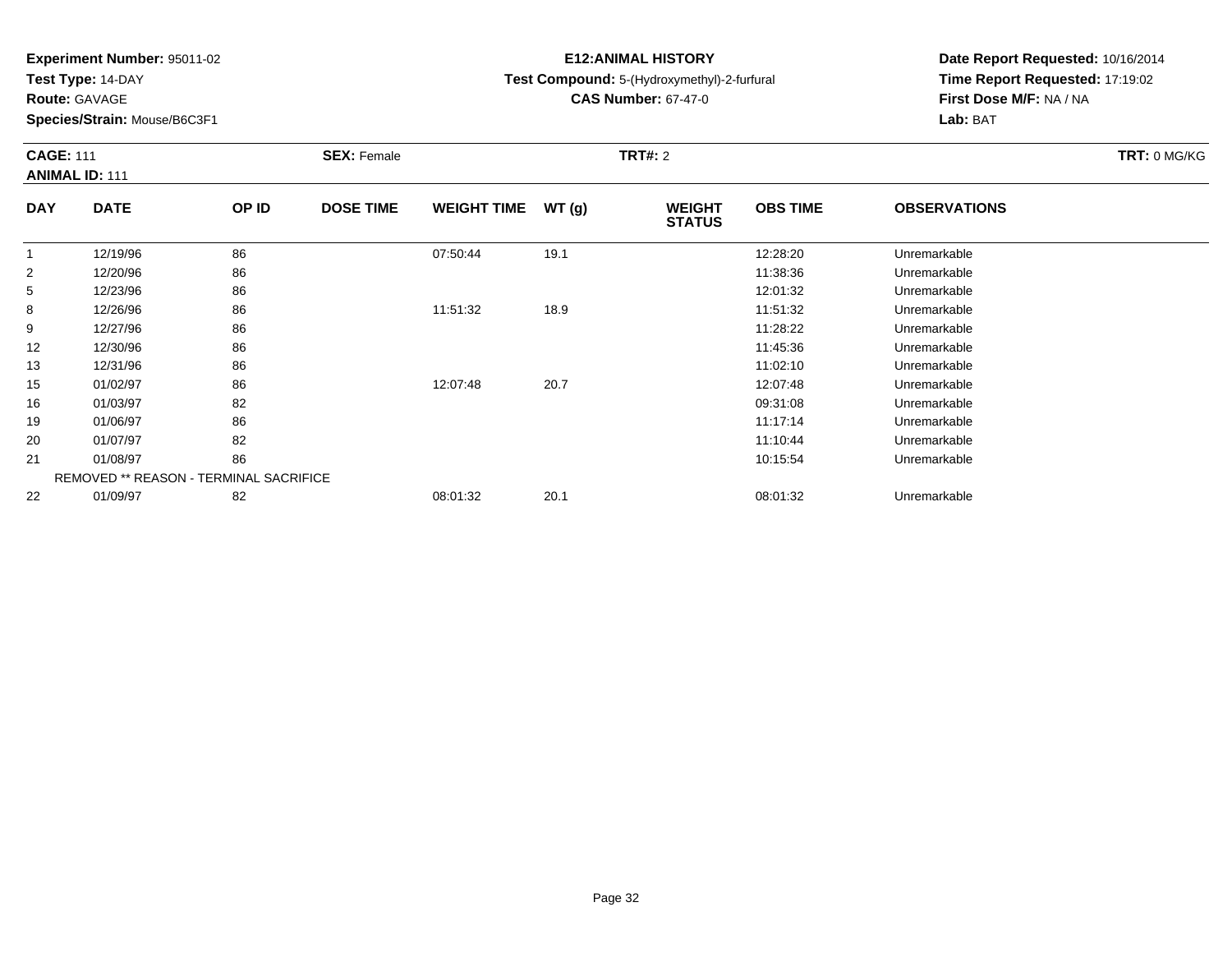**Experiment Number:** 95011-02
**Test Type:** 14-DAY
**Route:** GAVAGE
**Species/Strain:** Mouse/B6C3F1

**E12:ANIMAL HISTORY**
**Test Compound:** 5-(Hydroxymethyl)-2-furfural
**CAS Number:** 67-47-0

**Date Report Requested:** 10/16/2014
**Time Report Requested:** 17:19:02
**First Dose M/F:** NA / NA
**Lab:** BAT

**CAGE:** 111 **SEX:** Female **TRT#:** 2 **TRT:** 0 MG/KG
**ANIMAL ID:** 111

| DAY | DATE | OP ID | DOSE TIME | WEIGHT TIME | WT (g) | WEIGHT STATUS | OBS TIME | OBSERVATIONS |
|---|---|---|---|---|---|---|---|---|
| 1 | 12/19/96 | 86 | | 07:50:44 | 19.1 | | 12:28:20 | Unremarkable |
| 2 | 12/20/96 | 86 | | | | | 11:38:36 | Unremarkable |
| 5 | 12/23/96 | 86 | | | | | 12:01:32 | Unremarkable |
| 8 | 12/26/96 | 86 | | 11:51:32 | 18.9 | | 11:51:32 | Unremarkable |
| 9 | 12/27/96 | 86 | | | | | 11:28:22 | Unremarkable |
| 12 | 12/30/96 | 86 | | | | | 11:45:36 | Unremarkable |
| 13 | 12/31/96 | 86 | | | | | 11:02:10 | Unremarkable |
| 15 | 01/02/97 | 86 | | 12:07:48 | 20.7 | | 12:07:48 | Unremarkable |
| 16 | 01/03/97 | 82 | | | | | 09:31:08 | Unremarkable |
| 19 | 01/06/97 | 86 | | | | | 11:17:14 | Unremarkable |
| 20 | 01/07/97 | 82 | | | | | 11:10:44 | Unremarkable |
| 21 | 01/08/97 | 86 | | | | | 10:15:54 | Unremarkable |
| | REMOVED ** REASON - TERMINAL SACRIFICE | | | | | | | |
| 22 | 01/09/97 | 82 | | 08:01:32 | 20.1 | | 08:01:32 | Unremarkable |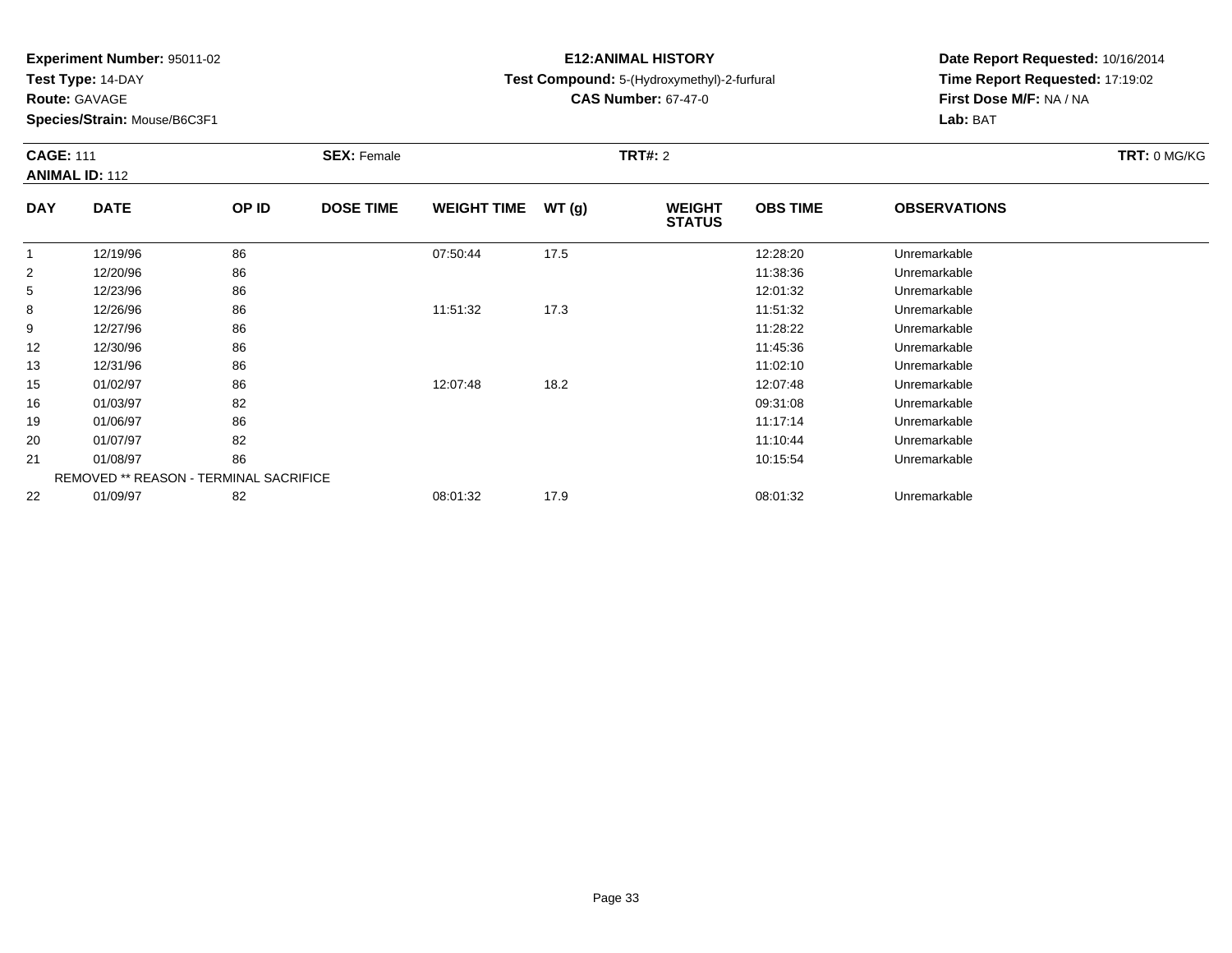**Experiment Number:** 95011-02
**Test Type:** 14-DAY
**Route:** GAVAGE
**Species/Strain:** Mouse/B6C3F1

**E12:ANIMAL HISTORY**
**Test Compound:** 5-(Hydroxymethyl)-2-furfural
**CAS Number:** 67-47-0

**Date Report Requested:** 10/16/2014
**Time Report Requested:** 17:19:02
**First Dose M/F:** NA / NA
**Lab:** BAT

**CAGE:** 111 **SEX:** Female **TRT#:** 2 **TRT:** 0 MG/KG
**ANIMAL ID:** 112

| DAY | DATE | OP ID | DOSE TIME | WEIGHT TIME | WT (g) | WEIGHT STATUS | OBS TIME | OBSERVATIONS |
|---|---|---|---|---|---|---|---|---|
| 1 | 12/19/96 | 86 | | 07:50:44 | 17.5 | | 12:28:20 | Unremarkable |
| 2 | 12/20/96 | 86 | | | | | 11:38:36 | Unremarkable |
| 5 | 12/23/96 | 86 | | | | | 12:01:32 | Unremarkable |
| 8 | 12/26/96 | 86 | | 11:51:32 | 17.3 | | 11:51:32 | Unremarkable |
| 9 | 12/27/96 | 86 | | | | | 11:28:22 | Unremarkable |
| 12 | 12/30/96 | 86 | | | | | 11:45:36 | Unremarkable |
| 13 | 12/31/96 | 86 | | | | | 11:02:10 | Unremarkable |
| 15 | 01/02/97 | 86 | | 12:07:48 | 18.2 | | 12:07:48 | Unremarkable |
| 16 | 01/03/97 | 82 | | | | | 09:31:08 | Unremarkable |
| 19 | 01/06/97 | 86 | | | | | 11:17:14 | Unremarkable |
| 20 | 01/07/97 | 82 | | | | | 11:10:44 | Unremarkable |
| 21 | 01/08/97 | 86 | | | | | 10:15:54 | Unremarkable |
| | REMOVED ** REASON - TERMINAL SACRIFICE | | | | | | | |
| 22 | 01/09/97 | 82 | | 08:01:32 | 17.9 | | 08:01:32 | Unremarkable |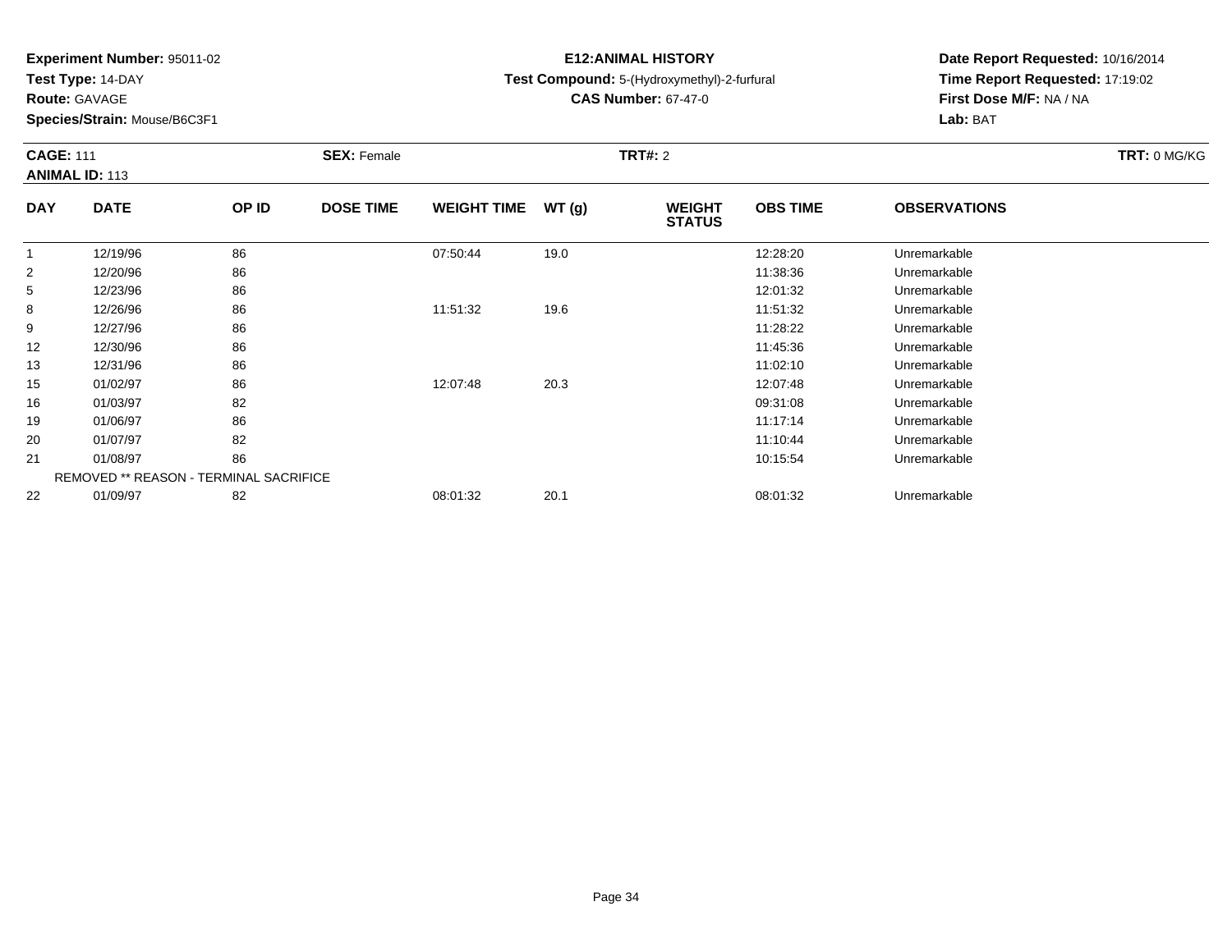**Experiment Number:** 95011-02
**Test Type:** 14-DAY
**Route:** GAVAGE
**Species/Strain:** Mouse/B6C3F1

**E12:ANIMAL HISTORY**
**Test Compound:** 5-(Hydroxymethyl)-2-furfural
**CAS Number:** 67-47-0

**Date Report Requested:** 10/16/2014
**Time Report Requested:** 17:19:02
**First Dose M/F:** NA / NA
**Lab:** BAT

**CAGE:** 111 | **SEX:** Female | **TRT#:** 2 | **TRT:** 0 MG/KG
**ANIMAL ID:** 113

| DAY | DATE | OP ID | DOSE TIME | WEIGHT TIME | WT (g) | WEIGHT STATUS | OBS TIME | OBSERVATIONS |
|---|---|---|---|---|---|---|---|---|
| 1 | 12/19/96 | 86 | | 07:50:44 | 19.0 | | 12:28:20 | Unremarkable |
| 2 | 12/20/96 | 86 | | | | | 11:38:36 | Unremarkable |
| 5 | 12/23/96 | 86 | | | | | 12:01:32 | Unremarkable |
| 8 | 12/26/96 | 86 | | 11:51:32 | 19.6 | | 11:51:32 | Unremarkable |
| 9 | 12/27/96 | 86 | | | | | 11:28:22 | Unremarkable |
| 12 | 12/30/96 | 86 | | | | | 11:45:36 | Unremarkable |
| 13 | 12/31/96 | 86 | | | | | 11:02:10 | Unremarkable |
| 15 | 01/02/97 | 86 | | 12:07:48 | 20.3 | | 12:07:48 | Unremarkable |
| 16 | 01/03/97 | 82 | | | | | 09:31:08 | Unremarkable |
| 19 | 01/06/97 | 86 | | | | | 11:17:14 | Unremarkable |
| 20 | 01/07/97 | 82 | | | | | 11:10:44 | Unremarkable |
| 21 | 01/08/97 | 86 | | | | | 10:15:54 | Unremarkable |
| | REMOVED ** REASON - TERMINAL SACRIFICE | | | | | | | |
| 22 | 01/09/97 | 82 | | 08:01:32 | 20.1 | | 08:01:32 | Unremarkable |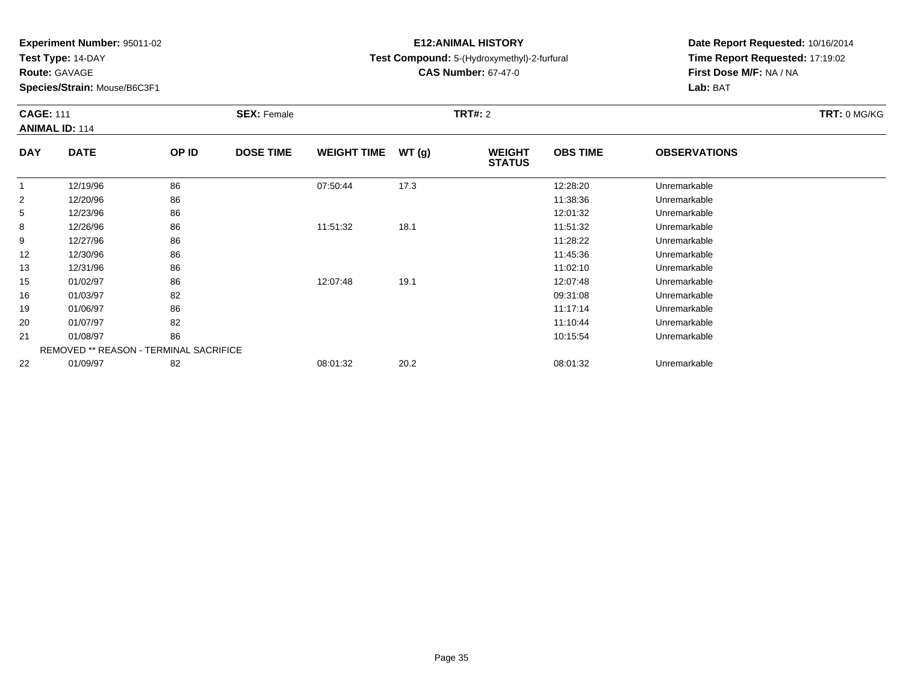**Experiment Number:** 95011-02
**Test Type:** 14-DAY
**Route:** GAVAGE
**Species/Strain:** Mouse/B6C3F1

**E12:ANIMAL HISTORY**
**Test Compound:** 5-(Hydroxymethyl)-2-furfural
**CAS Number:** 67-47-0

**Date Report Requested:** 10/16/2014
**Time Report Requested:** 17:19:02
**First Dose M/F:** NA / NA
**Lab:** BAT

**CAGE:** 111 **SEX:** Female **TRT#:** 2 **TRT:** 0 MG/KG
**ANIMAL ID:** 114

| DAY | DATE | OP ID | DOSE TIME | WEIGHT TIME | WT (g) | WEIGHT STATUS | OBS TIME | OBSERVATIONS |
|---|---|---|---|---|---|---|---|---|
| 1 | 12/19/96 | 86 | | 07:50:44 | 17.3 | | 12:28:20 | Unremarkable |
| 2 | 12/20/96 | 86 | | | | | 11:38:36 | Unremarkable |
| 5 | 12/23/96 | 86 | | | | | 12:01:32 | Unremarkable |
| 8 | 12/26/96 | 86 | | 11:51:32 | 18.1 | | 11:51:32 | Unremarkable |
| 9 | 12/27/96 | 86 | | | | | 11:28:22 | Unremarkable |
| 12 | 12/30/96 | 86 | | | | | 11:45:36 | Unremarkable |
| 13 | 12/31/96 | 86 | | | | | 11:02:10 | Unremarkable |
| 15 | 01/02/97 | 86 | | 12:07:48 | 19.1 | | 12:07:48 | Unremarkable |
| 16 | 01/03/97 | 82 | | | | | 09:31:08 | Unremarkable |
| 19 | 01/06/97 | 86 | | | | | 11:17:14 | Unremarkable |
| 20 | 01/07/97 | 82 | | | | | 11:10:44 | Unremarkable |
| 21 | 01/08/97 | 86 | | | | | 10:15:54 | Unremarkable |
| | REMOVED ** REASON - TERMINAL SACRIFICE | | | | | | | |
| 22 | 01/09/97 | 82 | | 08:01:32 | 20.2 | | 08:01:32 | Unremarkable |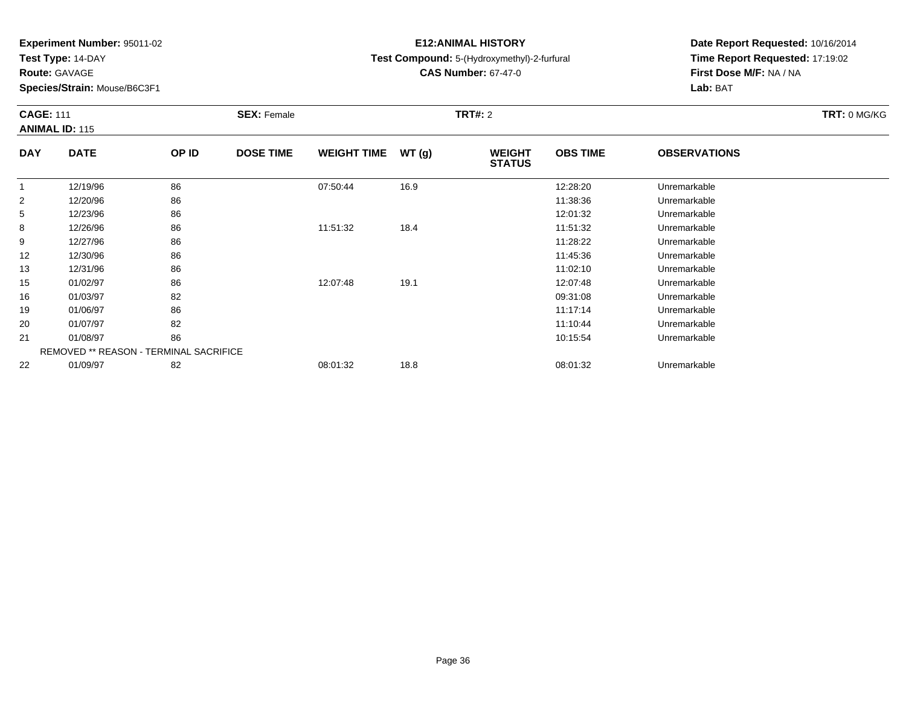**Experiment Number:** 95011-02
**Test Type:** 14-DAY
**Route:** GAVAGE
**Species/Strain:** Mouse/B6C3F1

**E12:ANIMAL HISTORY**
**Test Compound:** 5-(Hydroxymethyl)-2-furfural
**CAS Number:** 67-47-0

**Date Report Requested:** 10/16/2014
**Time Report Requested:** 17:19:02
**First Dose M/F:** NA / NA
**Lab:** BAT

**CAGE:** 111 **SEX:** Female **TRT#:** 2 **TRT:** 0 MG/KG
**ANIMAL ID:** 115

| DAY | DATE | OP ID | DOSE TIME | WEIGHT TIME | WT (g) | WEIGHT STATUS | OBS TIME | OBSERVATIONS |
|---|---|---|---|---|---|---|---|---|
| 1 | 12/19/96 | 86 | | 07:50:44 | 16.9 | | 12:28:20 | Unremarkable |
| 2 | 12/20/96 | 86 | | | | | 11:38:36 | Unremarkable |
| 5 | 12/23/96 | 86 | | | | | 12:01:32 | Unremarkable |
| 8 | 12/26/96 | 86 | | 11:51:32 | 18.4 | | 11:51:32 | Unremarkable |
| 9 | 12/27/96 | 86 | | | | | 11:28:22 | Unremarkable |
| 12 | 12/30/96 | 86 | | | | | 11:45:36 | Unremarkable |
| 13 | 12/31/96 | 86 | | | | | 11:02:10 | Unremarkable |
| 15 | 01/02/97 | 86 | | 12:07:48 | 19.1 | | 12:07:48 | Unremarkable |
| 16 | 01/03/97 | 82 | | | | | 09:31:08 | Unremarkable |
| 19 | 01/06/97 | 86 | | | | | 11:17:14 | Unremarkable |
| 20 | 01/07/97 | 82 | | | | | 11:10:44 | Unremarkable |
| 21 | 01/08/97 | 86 | | | | | 10:15:54 | Unremarkable |
| | REMOVED ** REASON - TERMINAL SACRIFICE | | | | | | | |
| 22 | 01/09/97 | 82 | | 08:01:32 | 18.8 | | 08:01:32 | Unremarkable |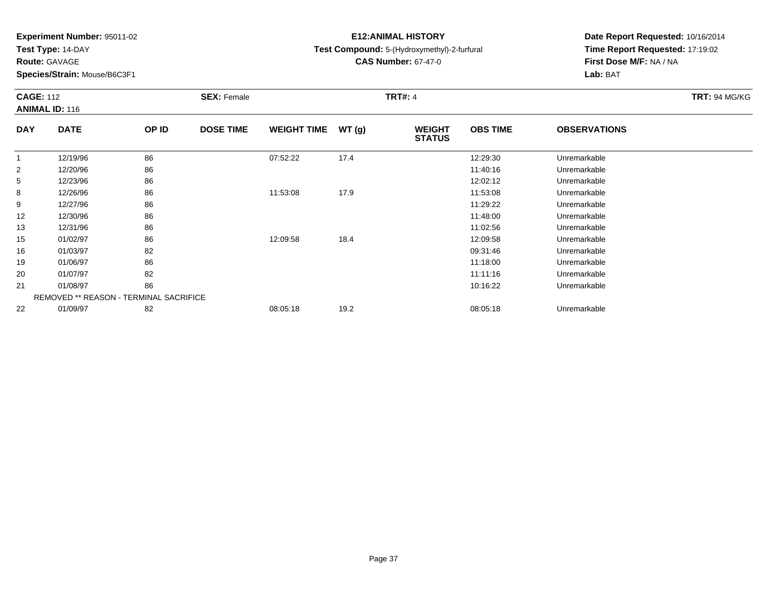**Experiment Number:** 95011-02
**Test Type:** 14-DAY
**Route:** GAVAGE
**Species/Strain:** Mouse/B6C3F1

**E12:ANIMAL HISTORY**
**Test Compound:** 5-(Hydroxymethyl)-2-furfural
**CAS Number:** 67-47-0

**Date Report Requested:** 10/16/2014
**Time Report Requested:** 17:19:02
**First Dose M/F:** NA / NA
**Lab:** BAT

**CAGE:** 112 **SEX:** Female **TRT#:** 4 **TRT:** 94 MG/KG
**ANIMAL ID:** 116

| DAY | DATE | OP ID | DOSE TIME | WEIGHT TIME | WT (g) | WEIGHT STATUS | OBS TIME | OBSERVATIONS |
|---|---|---|---|---|---|---|---|---|
| 1 | 12/19/96 | 86 | | 07:52:22 | 17.4 | | 12:29:30 | Unremarkable |
| 2 | 12/20/96 | 86 | | | | | 11:40:16 | Unremarkable |
| 5 | 12/23/96 | 86 | | | | | 12:02:12 | Unremarkable |
| 8 | 12/26/96 | 86 | | 11:53:08 | 17.9 | | 11:53:08 | Unremarkable |
| 9 | 12/27/96 | 86 | | | | | 11:29:22 | Unremarkable |
| 12 | 12/30/96 | 86 | | | | | 11:48:00 | Unremarkable |
| 13 | 12/31/96 | 86 | | | | | 11:02:56 | Unremarkable |
| 15 | 01/02/97 | 86 | | 12:09:58 | 18.4 | | 12:09:58 | Unremarkable |
| 16 | 01/03/97 | 82 | | | | | 09:31:46 | Unremarkable |
| 19 | 01/06/97 | 86 | | | | | 11:18:00 | Unremarkable |
| 20 | 01/07/97 | 82 | | | | | 11:11:16 | Unremarkable |
| 21 | 01/08/97 | 86 | | | | | 10:16:22 | Unremarkable |
| | REMOVED ** REASON - TERMINAL SACRIFICE | | | | | | | |
| 22 | 01/09/97 | 82 | | 08:05:18 | 19.2 | | 08:05:18 | Unremarkable |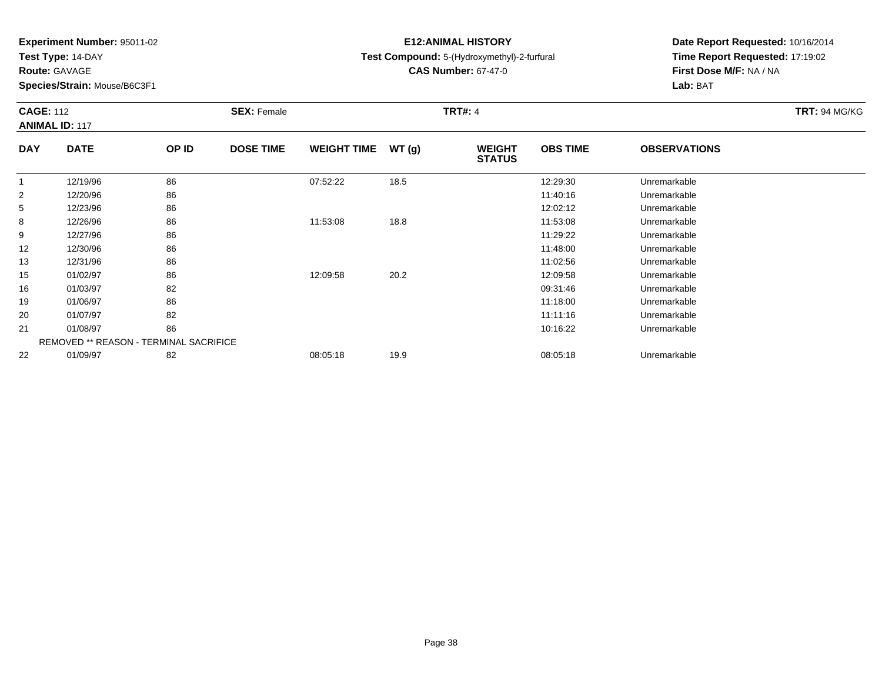**Experiment Number:** 95011-02
**Test Type:** 14-DAY
**Route:** GAVAGE
**Species/Strain:** Mouse/B6C3F1

**E12:ANIMAL HISTORY**
**Test Compound:** 5-(Hydroxymethyl)-2-furfural
**CAS Number:** 67-47-0

**Date Report Requested:** 10/16/2014
**Time Report Requested:** 17:19:02
**First Dose M/F:** NA / NA
**Lab:** BAT

**CAGE:** 112 **SEX:** Female **TRT#:** 4 **TRT:** 94 MG/KG
**ANIMAL ID:** 117

| DAY | DATE | OP ID | DOSE TIME | WEIGHT TIME | WT (g) | WEIGHT STATUS | OBS TIME | OBSERVATIONS |
|---|---|---|---|---|---|---|---|---|
| 1 | 12/19/96 | 86 | | 07:52:22 | 18.5 | | 12:29:30 | Unremarkable |
| 2 | 12/20/96 | 86 | | | | | 11:40:16 | Unremarkable |
| 5 | 12/23/96 | 86 | | | | | 12:02:12 | Unremarkable |
| 8 | 12/26/96 | 86 | | 11:53:08 | 18.8 | | 11:53:08 | Unremarkable |
| 9 | 12/27/96 | 86 | | | | | 11:29:22 | Unremarkable |
| 12 | 12/30/96 | 86 | | | | | 11:48:00 | Unremarkable |
| 13 | 12/31/96 | 86 | | | | | 11:02:56 | Unremarkable |
| 15 | 01/02/97 | 86 | | 12:09:58 | 20.2 | | 12:09:58 | Unremarkable |
| 16 | 01/03/97 | 82 | | | | | 09:31:46 | Unremarkable |
| 19 | 01/06/97 | 86 | | | | | 11:18:00 | Unremarkable |
| 20 | 01/07/97 | 82 | | | | | 11:11:16 | Unremarkable |
| 21 | 01/08/97 | 86 | | | | | 10:16:22 | Unremarkable |
| | REMOVED ** REASON - TERMINAL SACRIFICE | | | | | | | |
| 22 | 01/09/97 | 82 | | 08:05:18 | 19.9 | | 08:05:18 | Unremarkable |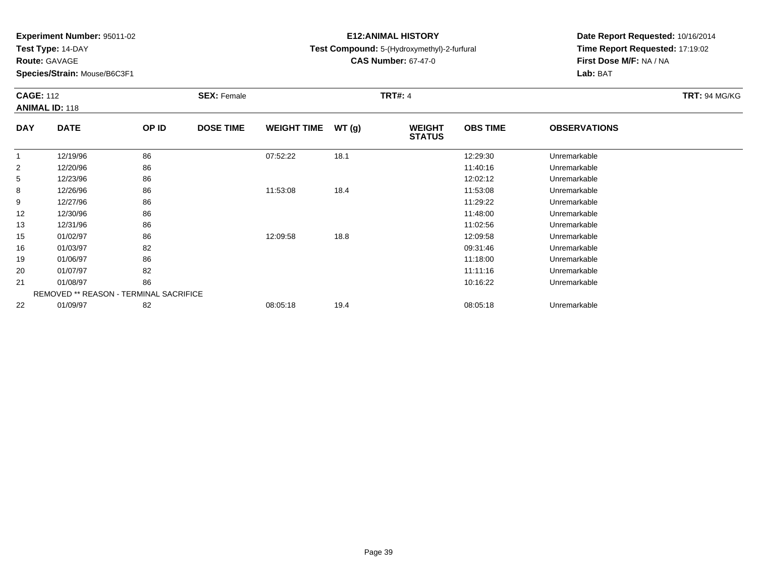**Experiment Number:** 95011-02
**Test Type:** 14-DAY
**Route:** GAVAGE
**Species/Strain:** Mouse/B6C3F1

**E12:ANIMAL HISTORY**
**Test Compound:** 5-(Hydroxymethyl)-2-furfural
**CAS Number:** 67-47-0

**Date Report Requested:** 10/16/2014
**Time Report Requested:** 17:19:02
**First Dose M/F:** NA / NA
**Lab:** BAT

**CAGE:** 112 **SEX:** Female **TRT#:** 4 **TRT:** 94 MG/KG
**ANIMAL ID:** 118

| DAY | DATE | OP ID | DOSE TIME | WEIGHT TIME | WT (g) | WEIGHT STATUS | OBS TIME | OBSERVATIONS |
|---|---|---|---|---|---|---|---|---|
| 1 | 12/19/96 | 86 | | 07:52:22 | 18.1 | | 12:29:30 | Unremarkable |
| 2 | 12/20/96 | 86 | | | | | 11:40:16 | Unremarkable |
| 5 | 12/23/96 | 86 | | | | | 12:02:12 | Unremarkable |
| 8 | 12/26/96 | 86 | | 11:53:08 | 18.4 | | 11:53:08 | Unremarkable |
| 9 | 12/27/96 | 86 | | | | | 11:29:22 | Unremarkable |
| 12 | 12/30/96 | 86 | | | | | 11:48:00 | Unremarkable |
| 13 | 12/31/96 | 86 | | | | | 11:02:56 | Unremarkable |
| 15 | 01/02/97 | 86 | | 12:09:58 | 18.8 | | 12:09:58 | Unremarkable |
| 16 | 01/03/97 | 82 | | | | | 09:31:46 | Unremarkable |
| 19 | 01/06/97 | 86 | | | | | 11:18:00 | Unremarkable |
| 20 | 01/07/97 | 82 | | | | | 11:11:16 | Unremarkable |
| 21 | 01/08/97 | 86 | | | | | 10:16:22 | Unremarkable |
| | REMOVED ** REASON - TERMINAL SACRIFICE | | | | | | | |
| 22 | 01/09/97 | 82 | | 08:05:18 | 19.4 | | 08:05:18 | Unremarkable |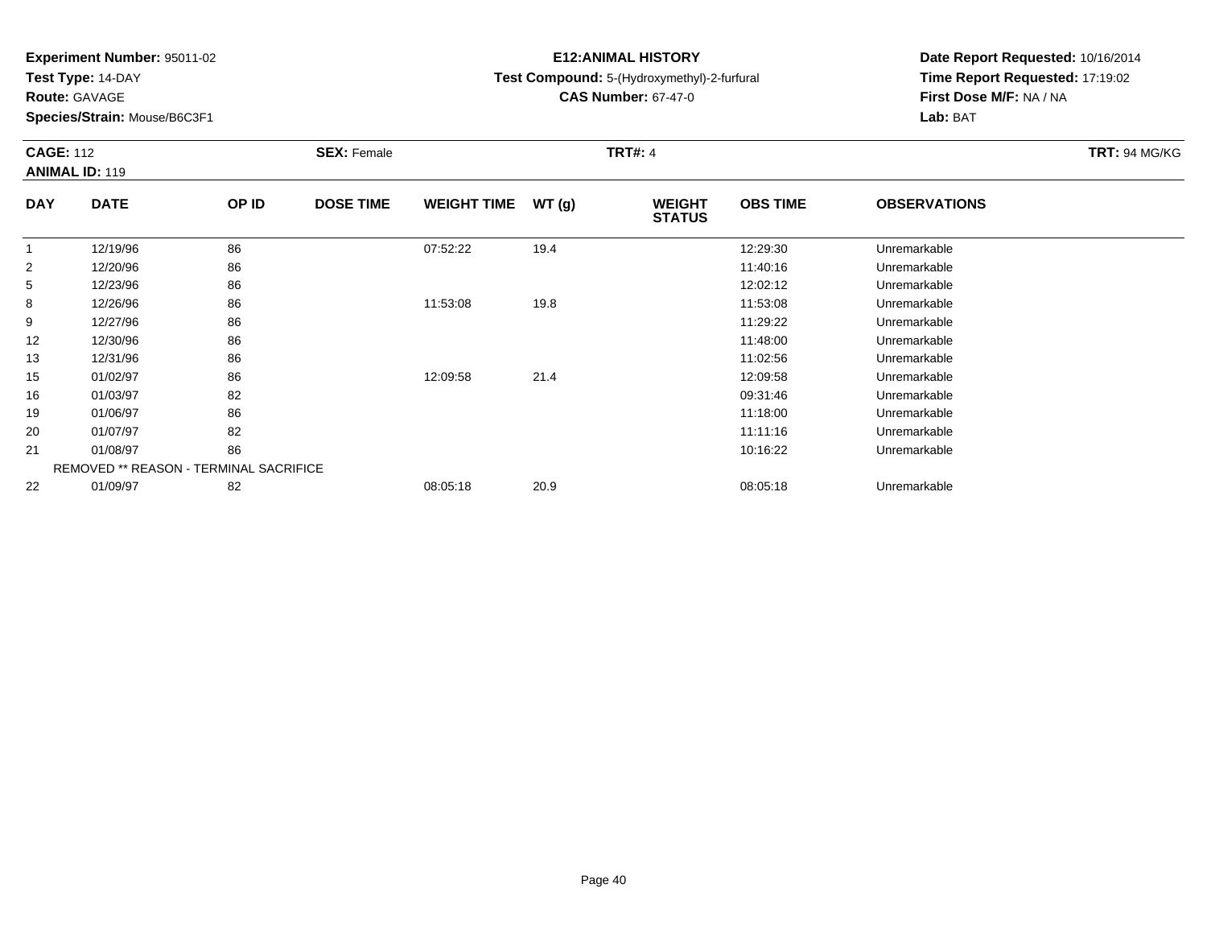**Experiment Number:** 95011-02
**Test Type:** 14-DAY
**Route:** GAVAGE
**Species/Strain:** Mouse/B6C3F1

**E12:ANIMAL HISTORY**
**Test Compound:** 5-(Hydroxymethyl)-2-furfural
**CAS Number:** 67-47-0

**Date Report Requested:** 10/16/2014
**Time Report Requested:** 17:19:02
**First Dose M/F:** NA / NA
**Lab:** BAT

**CAGE:** 112 **SEX:** Female **TRT#:** 4 **TRT:** 94 MG/KG
**ANIMAL ID:** 119

| DAY | DATE | OP ID | DOSE TIME | WEIGHT TIME | WT (g) | WEIGHT STATUS | OBS TIME | OBSERVATIONS |
|---|---|---|---|---|---|---|---|---|
| 1 | 12/19/96 | 86 | | 07:52:22 | 19.4 | | 12:29:30 | Unremarkable |
| 2 | 12/20/96 | 86 | | | | | 11:40:16 | Unremarkable |
| 5 | 12/23/96 | 86 | | | | | 12:02:12 | Unremarkable |
| 8 | 12/26/96 | 86 | | 11:53:08 | 19.8 | | 11:53:08 | Unremarkable |
| 9 | 12/27/96 | 86 | | | | | 11:29:22 | Unremarkable |
| 12 | 12/30/96 | 86 | | | | | 11:48:00 | Unremarkable |
| 13 | 12/31/96 | 86 | | | | | 11:02:56 | Unremarkable |
| 15 | 01/02/97 | 86 | | 12:09:58 | 21.4 | | 12:09:58 | Unremarkable |
| 16 | 01/03/97 | 82 | | | | | 09:31:46 | Unremarkable |
| 19 | 01/06/97 | 86 | | | | | 11:18:00 | Unremarkable |
| 20 | 01/07/97 | 82 | | | | | 11:11:16 | Unremarkable |
| 21 | 01/08/97 | 86 | | | | | 10:16:22 | Unremarkable |
| | REMOVED ** REASON - TERMINAL SACRIFICE | | | | | | | |
| 22 | 01/09/97 | 82 | | 08:05:18 | 20.9 | | 08:05:18 | Unremarkable |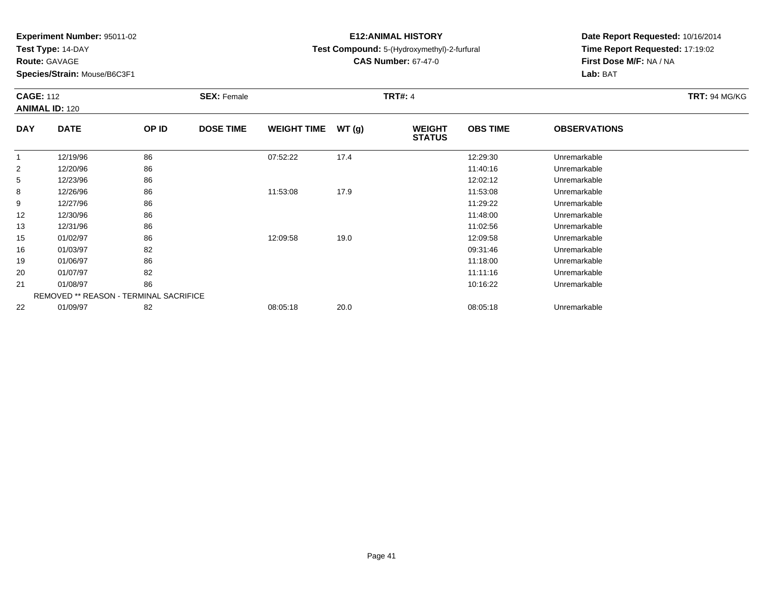**Experiment Number:** 95011-02
**Test Type:** 14-DAY
**Route:** GAVAGE
**Species/Strain:** Mouse/B6C3F1

**E12:ANIMAL HISTORY**
**Test Compound:** 5-(Hydroxymethyl)-2-furfural
**CAS Number:** 67-47-0

**Date Report Requested:** 10/16/2014
**Time Report Requested:** 17:19:02
**First Dose M/F:** NA / NA
**Lab:** BAT

**CAGE:** 112 **SEX:** Female **TRT#:** 4 **TRT:** 94 MG/KG
**ANIMAL ID:** 120

| DAY | DATE | OP ID | DOSE TIME | WEIGHT TIME | WT (g) | WEIGHT STATUS | OBS TIME | OBSERVATIONS |
|---|---|---|---|---|---|---|---|---|
| 1 | 12/19/96 | 86 | | 07:52:22 | 17.4 | | 12:29:30 | Unremarkable |
| 2 | 12/20/96 | 86 | | | | | 11:40:16 | Unremarkable |
| 5 | 12/23/96 | 86 | | | | | 12:02:12 | Unremarkable |
| 8 | 12/26/96 | 86 | | 11:53:08 | 17.9 | | 11:53:08 | Unremarkable |
| 9 | 12/27/96 | 86 | | | | | 11:29:22 | Unremarkable |
| 12 | 12/30/96 | 86 | | | | | 11:48:00 | Unremarkable |
| 13 | 12/31/96 | 86 | | | | | 11:02:56 | Unremarkable |
| 15 | 01/02/97 | 86 | | 12:09:58 | 19.0 | | 12:09:58 | Unremarkable |
| 16 | 01/03/97 | 82 | | | | | 09:31:46 | Unremarkable |
| 19 | 01/06/97 | 86 | | | | | 11:18:00 | Unremarkable |
| 20 | 01/07/97 | 82 | | | | | 11:11:16 | Unremarkable |
| 21 | 01/08/97 | 86 | | | | | 10:16:22 | Unremarkable |
| | REMOVED ** REASON - TERMINAL SACRIFICE | | | | | | | |
| 22 | 01/09/97 | 82 | | 08:05:18 | 20.0 | | 08:05:18 | Unremarkable |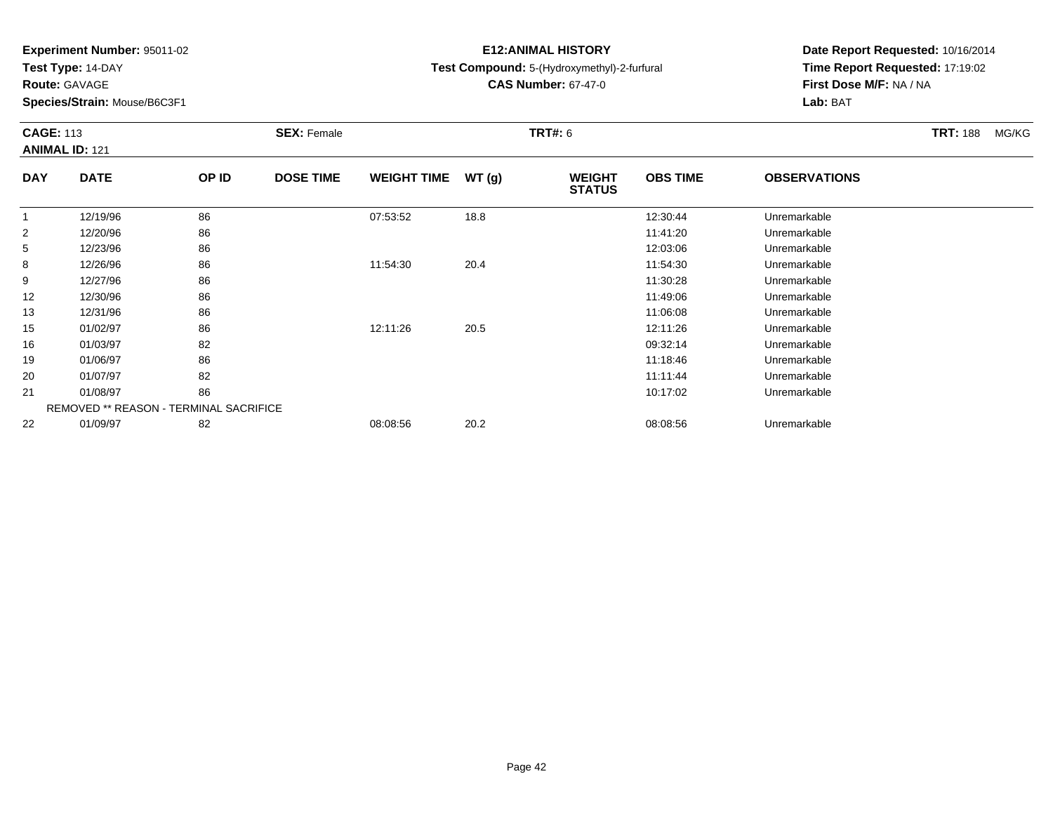**Experiment Number:** 95011-02
**Test Type:** 14-DAY
**Route:** GAVAGE
**Species/Strain:** Mouse/B6C3F1

**E12:ANIMAL HISTORY**
**Test Compound:** 5-(Hydroxymethyl)-2-furfural
**CAS Number:** 67-47-0

**Date Report Requested:** 10/16/2014
**Time Report Requested:** 17:19:02
**First Dose M/F:** NA / NA
**Lab:** BAT

**CAGE:** 113 **SEX:** Female **TRT#:** 6 **TRT:** 188 MG/KG
**ANIMAL ID:** 121

| DAY | DATE | OP ID | DOSE TIME | WEIGHT TIME | WT (g) | WEIGHT STATUS | OBS TIME | OBSERVATIONS |
|---|---|---|---|---|---|---|---|---|
| 1 | 12/19/96 | 86 | | 07:53:52 | 18.8 | | 12:30:44 | Unremarkable |
| 2 | 12/20/96 | 86 | | | | | 11:41:20 | Unremarkable |
| 5 | 12/23/96 | 86 | | | | | 12:03:06 | Unremarkable |
| 8 | 12/26/96 | 86 | | 11:54:30 | 20.4 | | 11:54:30 | Unremarkable |
| 9 | 12/27/96 | 86 | | | | | 11:30:28 | Unremarkable |
| 12 | 12/30/96 | 86 | | | | | 11:49:06 | Unremarkable |
| 13 | 12/31/96 | 86 | | | | | 11:06:08 | Unremarkable |
| 15 | 01/02/97 | 86 | | 12:11:26 | 20.5 | | 12:11:26 | Unremarkable |
| 16 | 01/03/97 | 82 | | | | | 09:32:14 | Unremarkable |
| 19 | 01/06/97 | 86 | | | | | 11:18:46 | Unremarkable |
| 20 | 01/07/97 | 82 | | | | | 11:11:44 | Unremarkable |
| 21 | 01/08/97 | 86 | | | | | 10:17:02 | Unremarkable |
| | REMOVED ** REASON - TERMINAL SACRIFICE | | | | | | | |
| 22 | 01/09/97 | 82 | | 08:08:56 | 20.2 | | 08:08:56 | Unremarkable |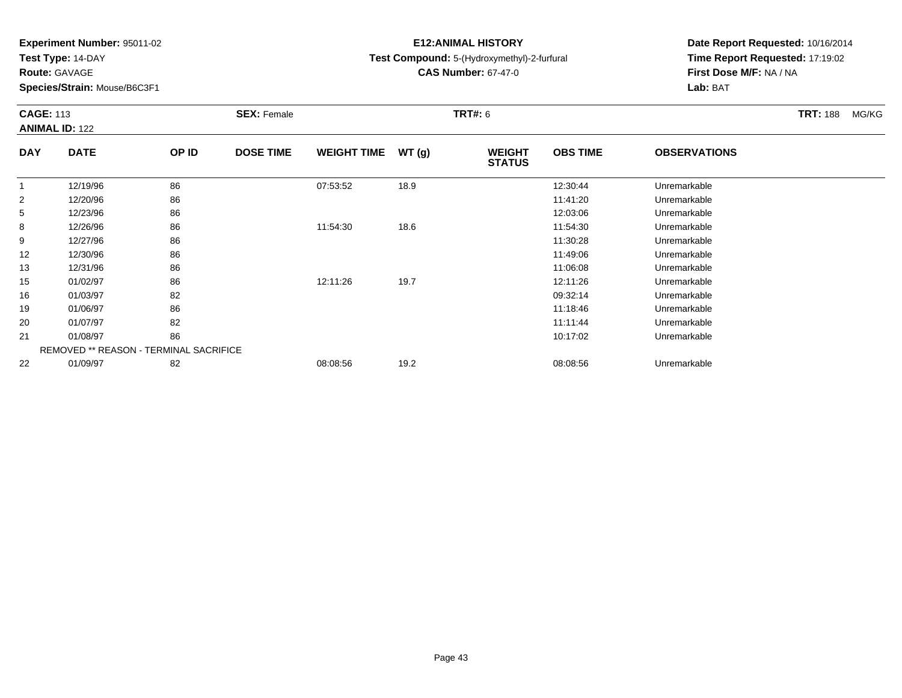**Experiment Number:** 95011-02
**Test Type:** 14-DAY
**Route:** GAVAGE
**Species/Strain:** Mouse/B6C3F1

**E12:ANIMAL HISTORY**
**Test Compound:** 5-(Hydroxymethyl)-2-furfural
**CAS Number:** 67-47-0

**Date Report Requested:** 10/16/2014
**Time Report Requested:** 17:19:02
**First Dose M/F:** NA / NA
**Lab:** BAT

**CAGE:** 113 **SEX:** Female **TRT#:** 6 **TRT:** 188 MG/KG
**ANIMAL ID:** 122

| DAY | DATE | OP ID | DOSE TIME | WEIGHT TIME | WT (g) | WEIGHT STATUS | OBS TIME | OBSERVATIONS |
|---|---|---|---|---|---|---|---|---|
| 1 | 12/19/96 | 86 | | 07:53:52 | 18.9 | | 12:30:44 | Unremarkable |
| 2 | 12/20/96 | 86 | | | | | 11:41:20 | Unremarkable |
| 5 | 12/23/96 | 86 | | | | | 12:03:06 | Unremarkable |
| 8 | 12/26/96 | 86 | | 11:54:30 | 18.6 | | 11:54:30 | Unremarkable |
| 9 | 12/27/96 | 86 | | | | | 11:30:28 | Unremarkable |
| 12 | 12/30/96 | 86 | | | | | 11:49:06 | Unremarkable |
| 13 | 12/31/96 | 86 | | | | | 11:06:08 | Unremarkable |
| 15 | 01/02/97 | 86 | | 12:11:26 | 19.7 | | 12:11:26 | Unremarkable |
| 16 | 01/03/97 | 82 | | | | | 09:32:14 | Unremarkable |
| 19 | 01/06/97 | 86 | | | | | 11:18:46 | Unremarkable |
| 20 | 01/07/97 | 82 | | | | | 11:11:44 | Unremarkable |
| 21 | 01/08/97 | 86 | | | | | 10:17:02 | Unremarkable |
| | REMOVED ** REASON - TERMINAL SACRIFICE | | | | | | | |
| 22 | 01/09/97 | 82 | | 08:08:56 | 19.2 | | 08:08:56 | Unremarkable |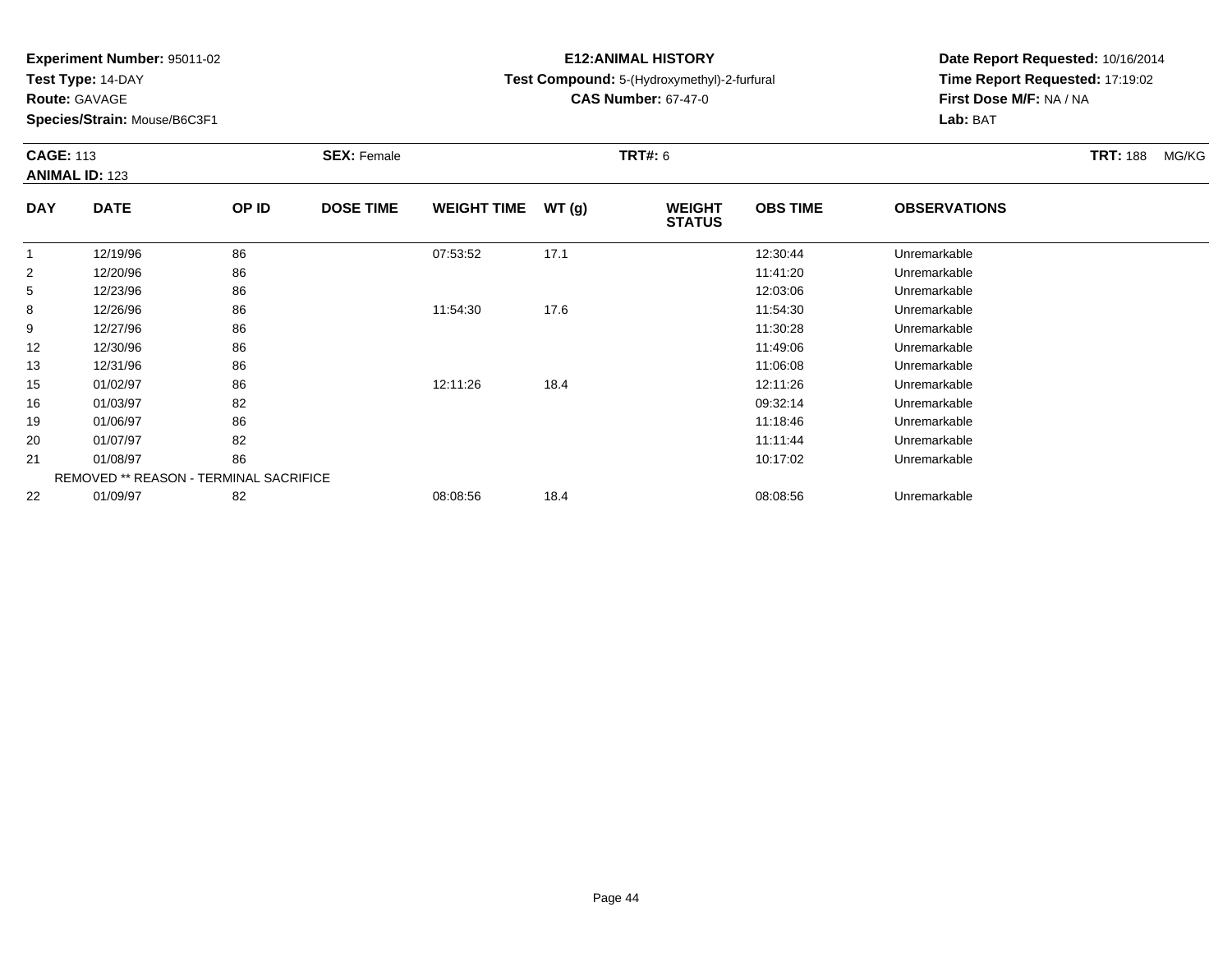**Experiment Number:** 95011-02
**Test Type:** 14-DAY
**Route:** GAVAGE
**Species/Strain:** Mouse/B6C3F1

**E12:ANIMAL HISTORY**
**Test Compound:** 5-(Hydroxymethyl)-2-furfural
**CAS Number:** 67-47-0

**Date Report Requested:** 10/16/2014
**Time Report Requested:** 17:19:02
**First Dose M/F:** NA / NA
**Lab:** BAT

**CAGE:** 113 **SEX:** Female **TRT#:** 6 **TRT:** 188 MG/KG
**ANIMAL ID:** 123

| DAY | DATE | OP ID | DOSE TIME | WEIGHT TIME | WT (g) | WEIGHT STATUS | OBS TIME | OBSERVATIONS |
|---|---|---|---|---|---|---|---|---|
| 1 | 12/19/96 | 86 | | 07:53:52 | 17.1 | | 12:30:44 | Unremarkable |
| 2 | 12/20/96 | 86 | | | | | 11:41:20 | Unremarkable |
| 5 | 12/23/96 | 86 | | | | | 12:03:06 | Unremarkable |
| 8 | 12/26/96 | 86 | | 11:54:30 | 17.6 | | 11:54:30 | Unremarkable |
| 9 | 12/27/96 | 86 | | | | | 11:30:28 | Unremarkable |
| 12 | 12/30/96 | 86 | | | | | 11:49:06 | Unremarkable |
| 13 | 12/31/96 | 86 | | | | | 11:06:08 | Unremarkable |
| 15 | 01/02/97 | 86 | | 12:11:26 | 18.4 | | 12:11:26 | Unremarkable |
| 16 | 01/03/97 | 82 | | | | | 09:32:14 | Unremarkable |
| 19 | 01/06/97 | 86 | | | | | 11:18:46 | Unremarkable |
| 20 | 01/07/97 | 82 | | | | | 11:11:44 | Unremarkable |
| 21 | 01/08/97 | 86 | | | | | 10:17:02 | Unremarkable |
| | REMOVED ** REASON - TERMINAL SACRIFICE | | | | | | | |
| 22 | 01/09/97 | 82 | | 08:08:56 | 18.4 | | 08:08:56 | Unremarkable |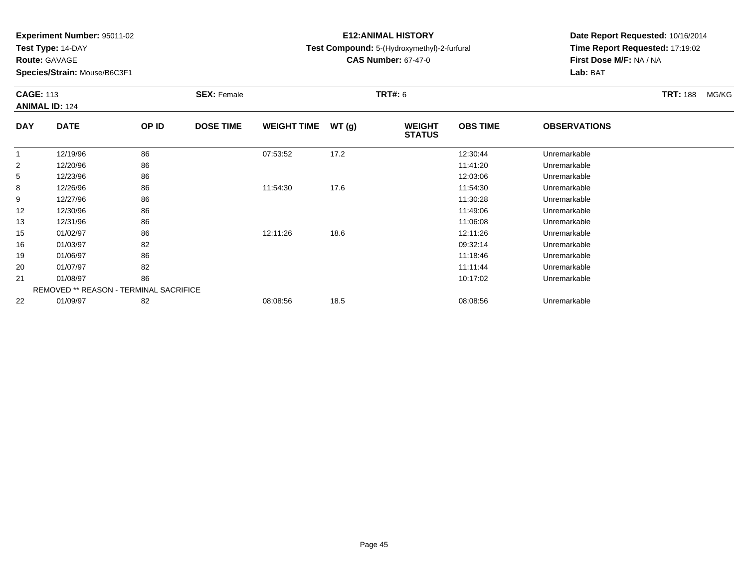**Experiment Number:** 95011-02
**Test Type:** 14-DAY
**Route:** GAVAGE
**Species/Strain:** Mouse/B6C3F1

**E12:ANIMAL HISTORY**
**Test Compound:** 5-(Hydroxymethyl)-2-furfural
**CAS Number:** 67-47-0

**Date Report Requested:** 10/16/2014
**Time Report Requested:** 17:19:02
**First Dose M/F:** NA / NA
**Lab:** BAT

**CAGE:** 113 **SEX:** Female **TRT#:** 6 **TRT:** 188 MG/KG
**ANIMAL ID:** 124

| DAY | DATE | OP ID | DOSE TIME | WEIGHT TIME | WT (g) | WEIGHT STATUS | OBS TIME | OBSERVATIONS |
|---|---|---|---|---|---|---|---|---|
| 1 | 12/19/96 | 86 | | 07:53:52 | 17.2 | | 12:30:44 | Unremarkable |
| 2 | 12/20/96 | 86 | | | | | 11:41:20 | Unremarkable |
| 5 | 12/23/96 | 86 | | | | | 12:03:06 | Unremarkable |
| 8 | 12/26/96 | 86 | | 11:54:30 | 17.6 | | 11:54:30 | Unremarkable |
| 9 | 12/27/96 | 86 | | | | | 11:30:28 | Unremarkable |
| 12 | 12/30/96 | 86 | | | | | 11:49:06 | Unremarkable |
| 13 | 12/31/96 | 86 | | | | | 11:06:08 | Unremarkable |
| 15 | 01/02/97 | 86 | | 12:11:26 | 18.6 | | 12:11:26 | Unremarkable |
| 16 | 01/03/97 | 82 | | | | | 09:32:14 | Unremarkable |
| 19 | 01/06/97 | 86 | | | | | 11:18:46 | Unremarkable |
| 20 | 01/07/97 | 82 | | | | | 11:11:44 | Unremarkable |
| 21 | 01/08/97 | 86 | | | | | 10:17:02 | Unremarkable |
| | REMOVED ** REASON - TERMINAL SACRIFICE | | | | | | | |
| 22 | 01/09/97 | 82 | | 08:08:56 | 18.5 | | 08:08:56 | Unremarkable |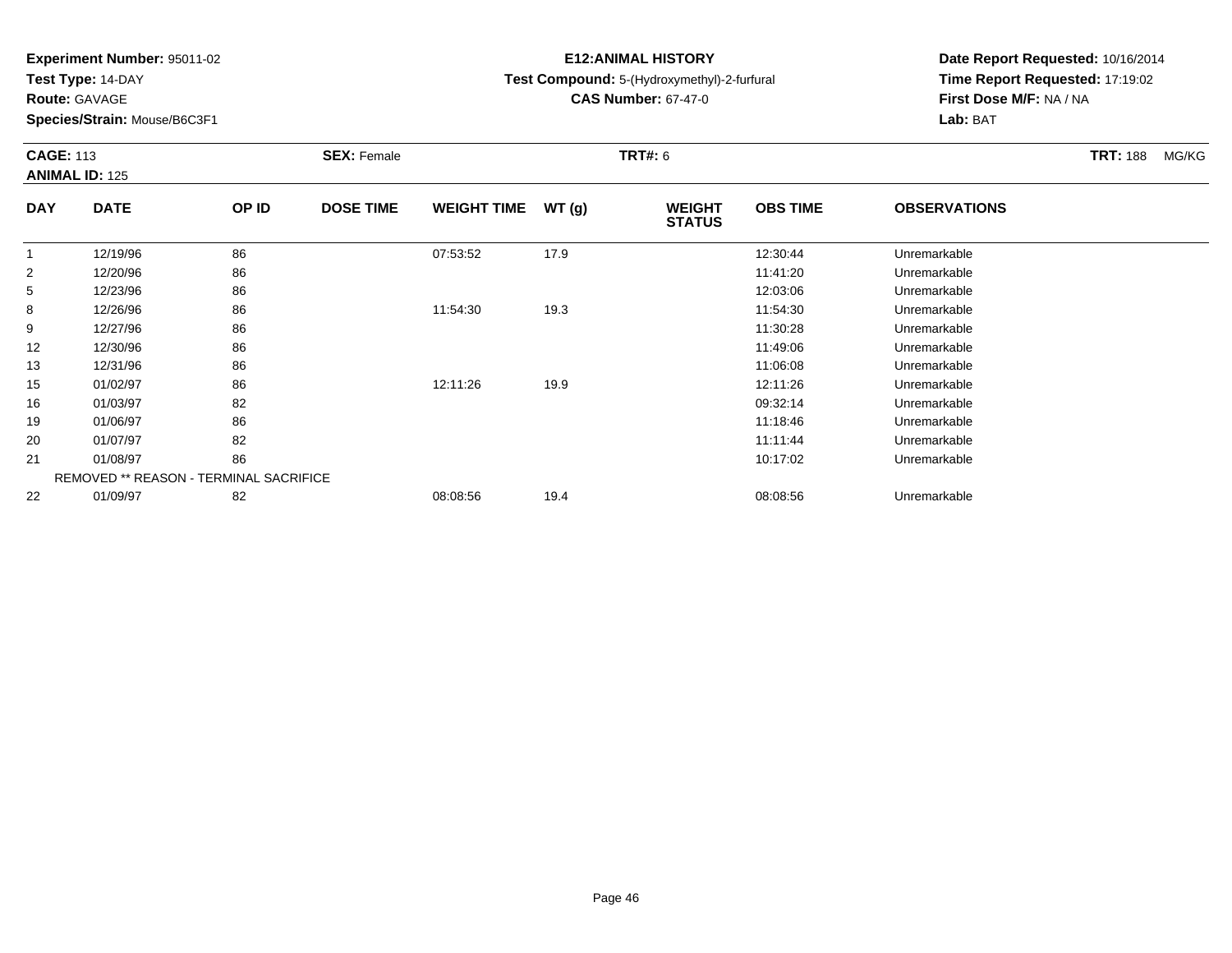**Experiment Number:** 95011-02
**Test Type:** 14-DAY
**Route:** GAVAGE
**Species/Strain:** Mouse/B6C3F1

**E12:ANIMAL HISTORY**
**Test Compound:** 5-(Hydroxymethyl)-2-furfural
**CAS Number:** 67-47-0

**Date Report Requested:** 10/16/2014
**Time Report Requested:** 17:19:02
**First Dose M/F:** NA / NA
**Lab:** BAT

**CAGE:** 113 **SEX:** Female **TRT#:** 6 **TRT:** 188 MG/KG
**ANIMAL ID:** 125

| DAY | DATE | OP ID | DOSE TIME | WEIGHT TIME | WT (g) | WEIGHT STATUS | OBS TIME | OBSERVATIONS |
|---|---|---|---|---|---|---|---|---|
| 1 | 12/19/96 | 86 | | 07:53:52 | 17.9 | | 12:30:44 | Unremarkable |
| 2 | 12/20/96 | 86 | | | | | 11:41:20 | Unremarkable |
| 5 | 12/23/96 | 86 | | | | | 12:03:06 | Unremarkable |
| 8 | 12/26/96 | 86 | | 11:54:30 | 19.3 | | 11:54:30 | Unremarkable |
| 9 | 12/27/96 | 86 | | | | | 11:30:28 | Unremarkable |
| 12 | 12/30/96 | 86 | | | | | 11:49:06 | Unremarkable |
| 13 | 12/31/96 | 86 | | | | | 11:06:08 | Unremarkable |
| 15 | 01/02/97 | 86 | | 12:11:26 | 19.9 | | 12:11:26 | Unremarkable |
| 16 | 01/03/97 | 82 | | | | | 09:32:14 | Unremarkable |
| 19 | 01/06/97 | 86 | | | | | 11:18:46 | Unremarkable |
| 20 | 01/07/97 | 82 | | | | | 11:11:44 | Unremarkable |
| 21 | 01/08/97 | 86 | | | | | 10:17:02 | Unremarkable |
| | REMOVED ** REASON - TERMINAL SACRIFICE | | | | | | | |
| 22 | 01/09/97 | 82 | | 08:08:56 | 19.4 | | 08:08:56 | Unremarkable |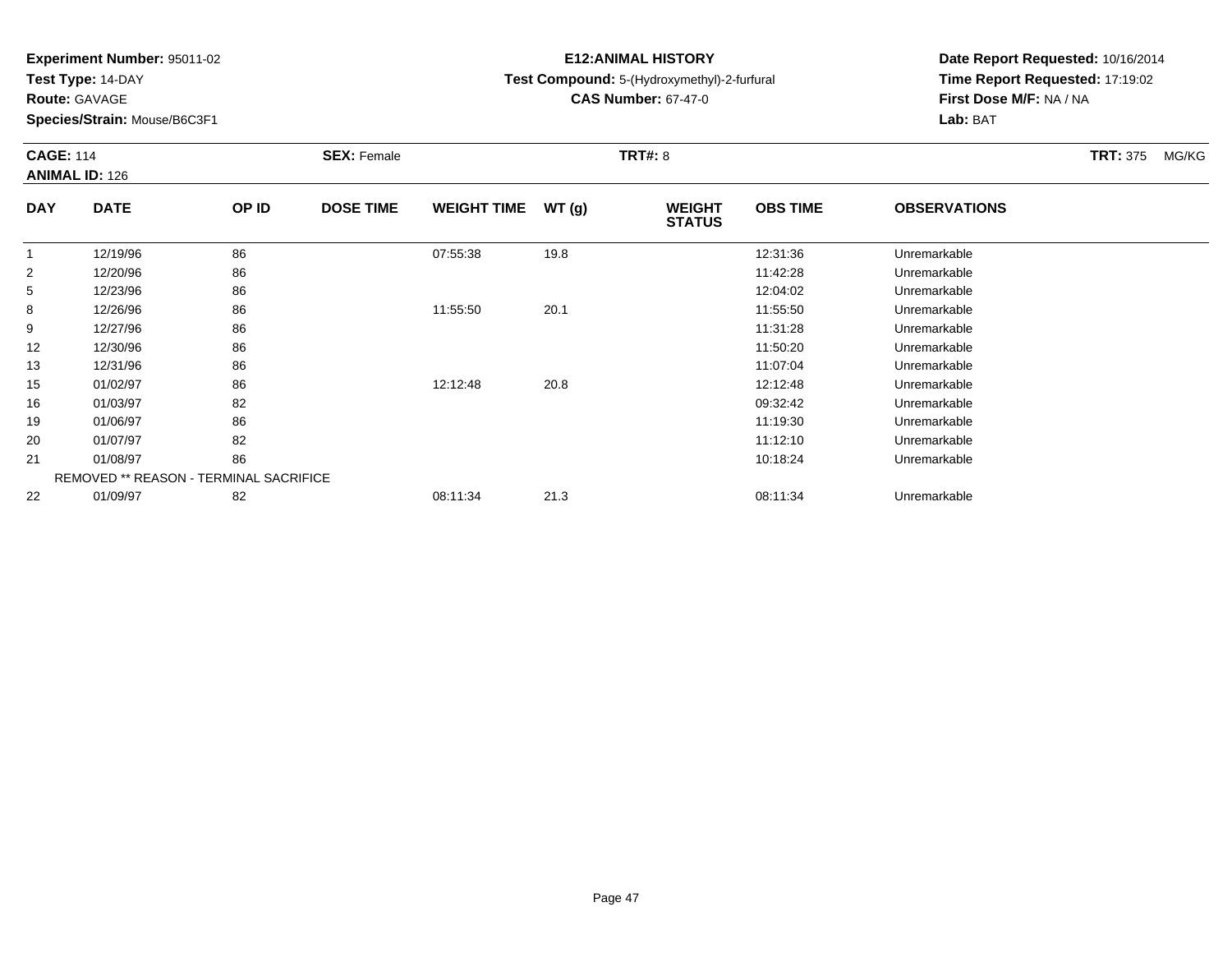**Experiment Number:** 95011-02
**Test Type:** 14-DAY
**Route:** GAVAGE
**Species/Strain:** Mouse/B6C3F1

**E12:ANIMAL HISTORY**
**Test Compound:** 5-(Hydroxymethyl)-2-furfural
**CAS Number:** 67-47-0

**Date Report Requested:** 10/16/2014
**Time Report Requested:** 17:19:02
**First Dose M/F:** NA / NA
**Lab:** BAT

**CAGE:** 114 **SEX:** Female **TRT#:** 8 **TRT:** 375 MG/KG
**ANIMAL ID:** 126

| DAY | DATE | OP ID | DOSE TIME | WEIGHT TIME | WT (g) | WEIGHT STATUS | OBS TIME | OBSERVATIONS |
|---|---|---|---|---|---|---|---|---|
| 1 | 12/19/96 | 86 | | 07:55:38 | 19.8 | | 12:31:36 | Unremarkable |
| 2 | 12/20/96 | 86 | | | | | 11:42:28 | Unremarkable |
| 5 | 12/23/96 | 86 | | | | | 12:04:02 | Unremarkable |
| 8 | 12/26/96 | 86 | | 11:55:50 | 20.1 | | 11:55:50 | Unremarkable |
| 9 | 12/27/96 | 86 | | | | | 11:31:28 | Unremarkable |
| 12 | 12/30/96 | 86 | | | | | 11:50:20 | Unremarkable |
| 13 | 12/31/96 | 86 | | | | | 11:07:04 | Unremarkable |
| 15 | 01/02/97 | 86 | | 12:12:48 | 20.8 | | 12:12:48 | Unremarkable |
| 16 | 01/03/97 | 82 | | | | | 09:32:42 | Unremarkable |
| 19 | 01/06/97 | 86 | | | | | 11:19:30 | Unremarkable |
| 20 | 01/07/97 | 82 | | | | | 11:12:10 | Unremarkable |
| 21 | 01/08/97 | 86 | | | | | 10:18:24 | Unremarkable |
| | REMOVED ** REASON - TERMINAL SACRIFICE | | | | | | | |
| 22 | 01/09/97 | 82 | | 08:11:34 | 21.3 | | 08:11:34 | Unremarkable |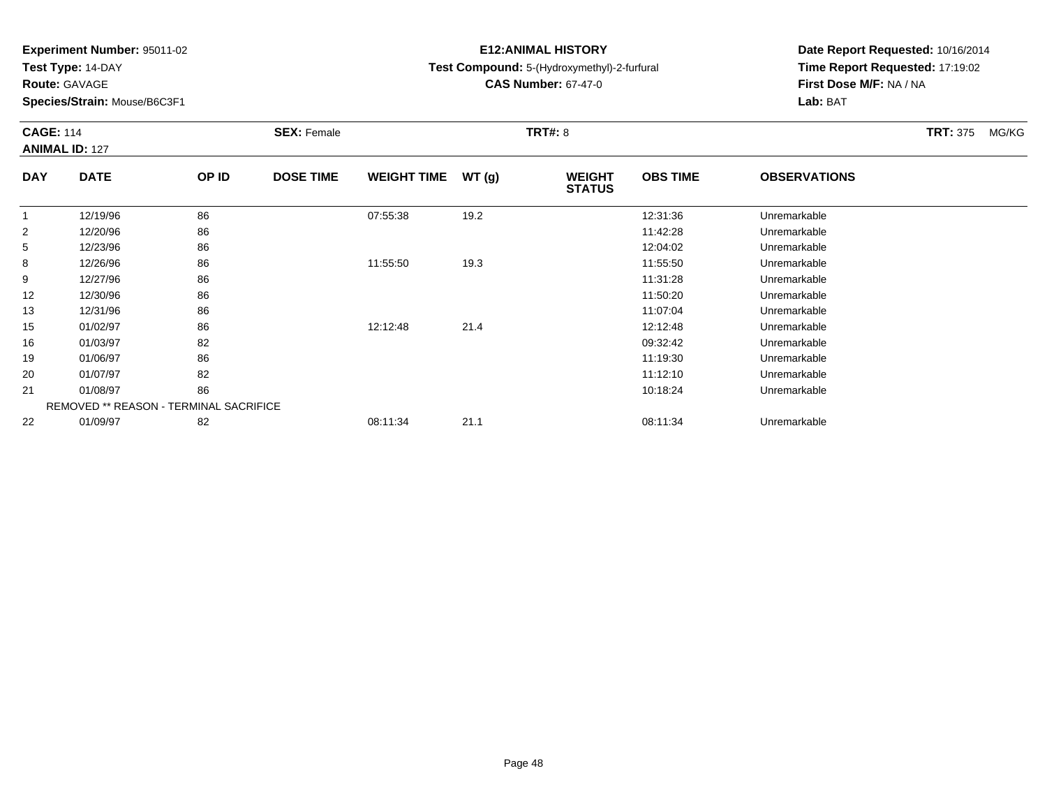**Experiment Number:** 95011-02
**Test Type:** 14-DAY
**Route:** GAVAGE
**Species/Strain:** Mouse/B6C3F1

**E12:ANIMAL HISTORY**
**Test Compound:** 5-(Hydroxymethyl)-2-furfural
**CAS Number:** 67-47-0

**Date Report Requested:** 10/16/2014
**Time Report Requested:** 17:19:02
**First Dose M/F:** NA / NA
**Lab:** BAT

**CAGE:** 114 **SEX:** Female **TRT#:** 8 **TRT:** 375 MG/KG
**ANIMAL ID:** 127

| DAY | DATE | OP ID | DOSE TIME | WEIGHT TIME | WT (g) | WEIGHT STATUS | OBS TIME | OBSERVATIONS |
|---|---|---|---|---|---|---|---|---|
| 1 | 12/19/96 | 86 | | 07:55:38 | 19.2 | | 12:31:36 | Unremarkable |
| 2 | 12/20/96 | 86 | | | | | 11:42:28 | Unremarkable |
| 5 | 12/23/96 | 86 | | | | | 12:04:02 | Unremarkable |
| 8 | 12/26/96 | 86 | | 11:55:50 | 19.3 | | 11:55:50 | Unremarkable |
| 9 | 12/27/96 | 86 | | | | | 11:31:28 | Unremarkable |
| 12 | 12/30/96 | 86 | | | | | 11:50:20 | Unremarkable |
| 13 | 12/31/96 | 86 | | | | | 11:07:04 | Unremarkable |
| 15 | 01/02/97 | 86 | | 12:12:48 | 21.4 | | 12:12:48 | Unremarkable |
| 16 | 01/03/97 | 82 | | | | | 09:32:42 | Unremarkable |
| 19 | 01/06/97 | 86 | | | | | 11:19:30 | Unremarkable |
| 20 | 01/07/97 | 82 | | | | | 11:12:10 | Unremarkable |
| 21 | 01/08/97 | 86 | | | | | 10:18:24 | Unremarkable |
| REMOVED ** REASON - TERMINAL SACRIFICE | | | | | | | | |
| 22 | 01/09/97 | 82 | | 08:11:34 | 21.1 | | 08:11:34 | Unremarkable |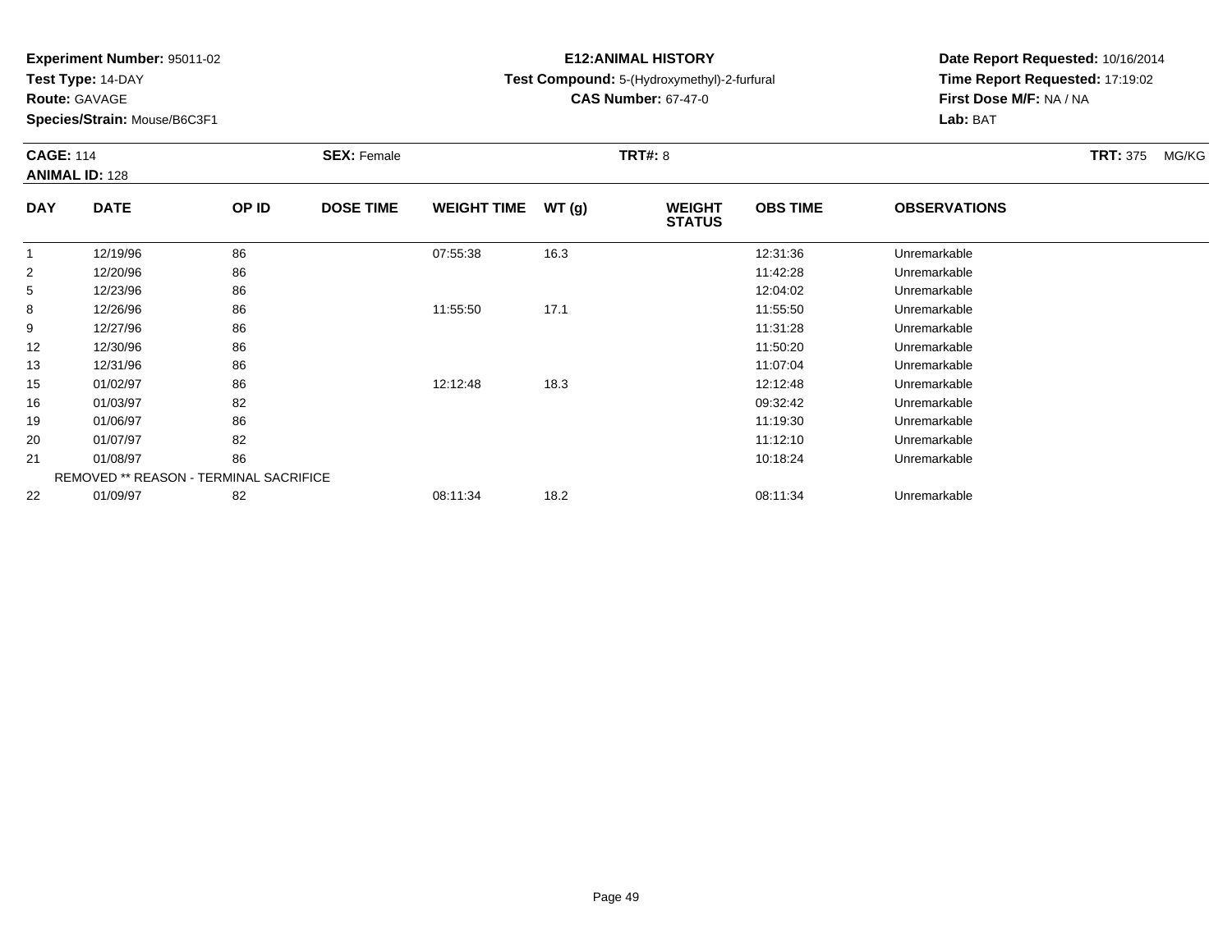**Experiment Number:** 95011-02
**Test Type:** 14-DAY
**Route:** GAVAGE
**Species/Strain:** Mouse/B6C3F1

**E12:ANIMAL HISTORY**
**Test Compound:** 5-(Hydroxymethyl)-2-furfural
**CAS Number:** 67-47-0

**Date Report Requested:** 10/16/2014
**Time Report Requested:** 17:19:02
**First Dose M/F:** NA / NA
**Lab:** BAT

**CAGE:** 114 **SEX:** Female **TRT#:** 8 **TRT:** 375 MG/KG
**ANIMAL ID:** 128

| DAY | DATE | OP ID | DOSE TIME | WEIGHT TIME | WT (g) | WEIGHT STATUS | OBS TIME | OBSERVATIONS |
|---|---|---|---|---|---|---|---|---|
| 1 | 12/19/96 | 86 | | 07:55:38 | 16.3 | | 12:31:36 | Unremarkable |
| 2 | 12/20/96 | 86 | | | | | 11:42:28 | Unremarkable |
| 5 | 12/23/96 | 86 | | | | | 12:04:02 | Unremarkable |
| 8 | 12/26/96 | 86 | | 11:55:50 | 17.1 | | 11:55:50 | Unremarkable |
| 9 | 12/27/96 | 86 | | | | | 11:31:28 | Unremarkable |
| 12 | 12/30/96 | 86 | | | | | 11:50:20 | Unremarkable |
| 13 | 12/31/96 | 86 | | | | | 11:07:04 | Unremarkable |
| 15 | 01/02/97 | 86 | | 12:12:48 | 18.3 | | 12:12:48 | Unremarkable |
| 16 | 01/03/97 | 82 | | | | | 09:32:42 | Unremarkable |
| 19 | 01/06/97 | 86 | | | | | 11:19:30 | Unremarkable |
| 20 | 01/07/97 | 82 | | | | | 11:12:10 | Unremarkable |
| 21 | 01/08/97 | 86 | | | | | 10:18:24 | Unremarkable |
| | REMOVED ** REASON - TERMINAL SACRIFICE | | | | | | | |
| 22 | 01/09/97 | 82 | | 08:11:34 | 18.2 | | 08:11:34 | Unremarkable |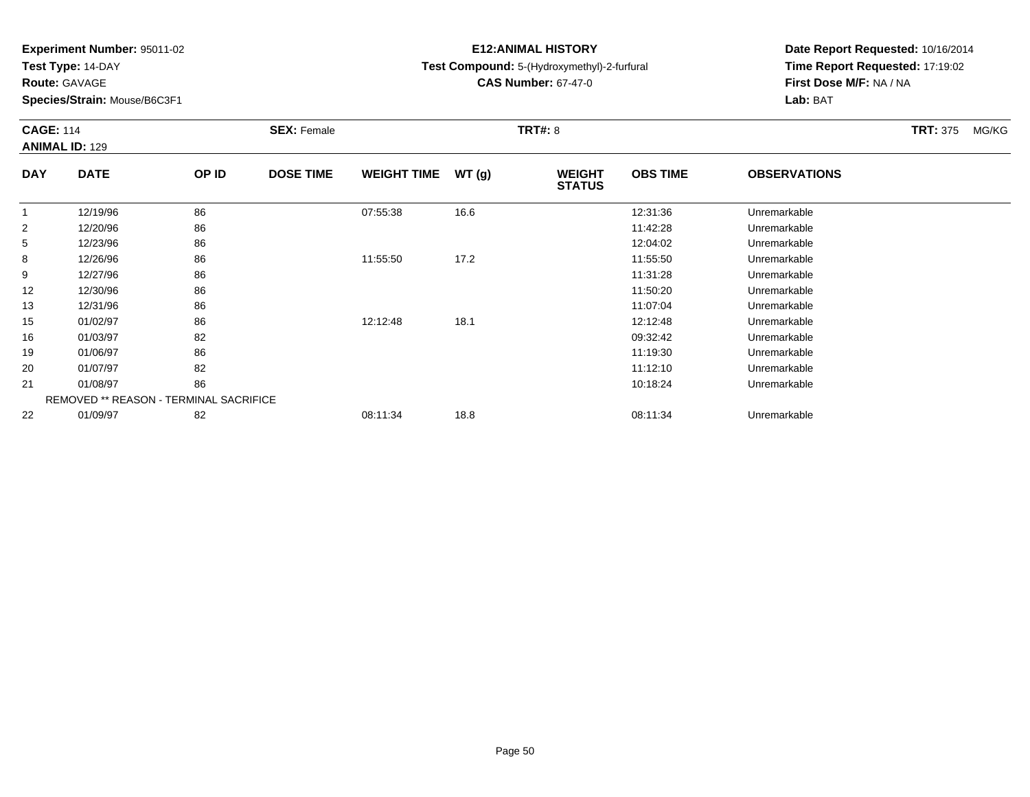**Experiment Number:** 95011-02
**Test Type:** 14-DAY
**Route:** GAVAGE
**Species/Strain:** Mouse/B6C3F1

**E12:ANIMAL HISTORY**
**Test Compound:** 5-(Hydroxymethyl)-2-furfural
**CAS Number:** 67-47-0

**Date Report Requested:** 10/16/2014
**Time Report Requested:** 17:19:02
**First Dose M/F:** NA / NA
**Lab:** BAT

**CAGE:** 114 **SEX:** Female **TRT#:** 8 **TRT:** 375 MG/KG
**ANIMAL ID:** 129

| DAY | DATE | OP ID | DOSE TIME | WEIGHT TIME | WT (g) | WEIGHT STATUS | OBS TIME | OBSERVATIONS |
|---|---|---|---|---|---|---|---|---|
| 1 | 12/19/96 | 86 | | 07:55:38 | 16.6 | | 12:31:36 | Unremarkable |
| 2 | 12/20/96 | 86 | | | | | 11:42:28 | Unremarkable |
| 5 | 12/23/96 | 86 | | | | | 12:04:02 | Unremarkable |
| 8 | 12/26/96 | 86 | | 11:55:50 | 17.2 | | 11:55:50 | Unremarkable |
| 9 | 12/27/96 | 86 | | | | | 11:31:28 | Unremarkable |
| 12 | 12/30/96 | 86 | | | | | 11:50:20 | Unremarkable |
| 13 | 12/31/96 | 86 | | | | | 11:07:04 | Unremarkable |
| 15 | 01/02/97 | 86 | | 12:12:48 | 18.1 | | 12:12:48 | Unremarkable |
| 16 | 01/03/97 | 82 | | | | | 09:32:42 | Unremarkable |
| 19 | 01/06/97 | 86 | | | | | 11:19:30 | Unremarkable |
| 20 | 01/07/97 | 82 | | | | | 11:12:10 | Unremarkable |
| 21 | 01/08/97 | 86 | | | | | 10:18:24 | Unremarkable |
| | REMOVED ** REASON - TERMINAL SACRIFICE | | | | | | | |
| 22 | 01/09/97 | 82 | | 08:11:34 | 18.8 | | 08:11:34 | Unremarkable |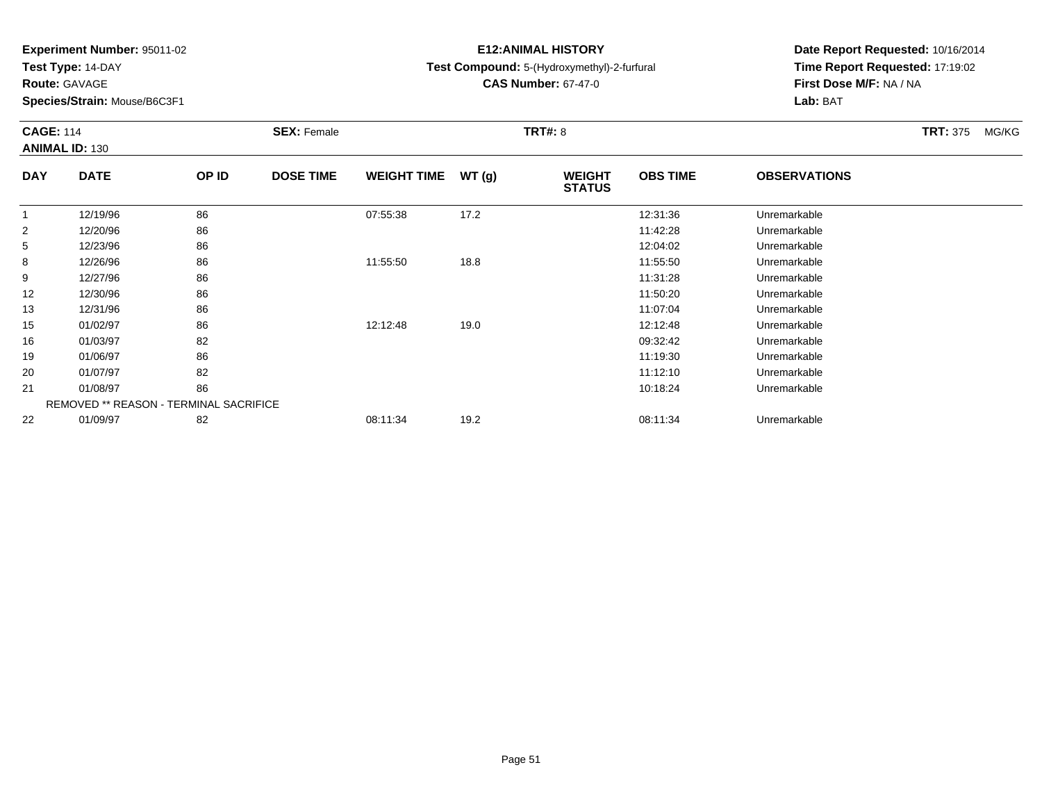**Experiment Number:** 95011-02
**Test Type:** 14-DAY
**Route:** GAVAGE
**Species/Strain:** Mouse/B6C3F1

**E12:ANIMAL HISTORY**
**Test Compound:** 5-(Hydroxymethyl)-2-furfural
**CAS Number:** 67-47-0

**Date Report Requested:** 10/16/2014
**Time Report Requested:** 17:19:02
**First Dose M/F:** NA / NA
**Lab:** BAT

**CAGE:** 114 **SEX:** Female **TRT#:** 8 **TRT:** 375 MG/KG
**ANIMAL ID:** 130

| DAY | DATE | OP ID | DOSE TIME | WEIGHT TIME | WT (g) | WEIGHT STATUS | OBS TIME | OBSERVATIONS |
|---|---|---|---|---|---|---|---|---|
| 1 | 12/19/96 | 86 | | 07:55:38 | 17.2 | | 12:31:36 | Unremarkable |
| 2 | 12/20/96 | 86 | | | | | 11:42:28 | Unremarkable |
| 5 | 12/23/96 | 86 | | | | | 12:04:02 | Unremarkable |
| 8 | 12/26/96 | 86 | | 11:55:50 | 18.8 | | 11:55:50 | Unremarkable |
| 9 | 12/27/96 | 86 | | | | | 11:31:28 | Unremarkable |
| 12 | 12/30/96 | 86 | | | | | 11:50:20 | Unremarkable |
| 13 | 12/31/96 | 86 | | | | | 11:07:04 | Unremarkable |
| 15 | 01/02/97 | 86 | | 12:12:48 | 19.0 | | 12:12:48 | Unremarkable |
| 16 | 01/03/97 | 82 | | | | | 09:32:42 | Unremarkable |
| 19 | 01/06/97 | 86 | | | | | 11:19:30 | Unremarkable |
| 20 | 01/07/97 | 82 | | | | | 11:12:10 | Unremarkable |
| 21 | 01/08/97 | 86 | | | | | 10:18:24 | Unremarkable |
| | REMOVED ** REASON - TERMINAL SACRIFICE | | | | | | | |
| 22 | 01/09/97 | 82 | | 08:11:34 | 19.2 | | 08:11:34 | Unremarkable |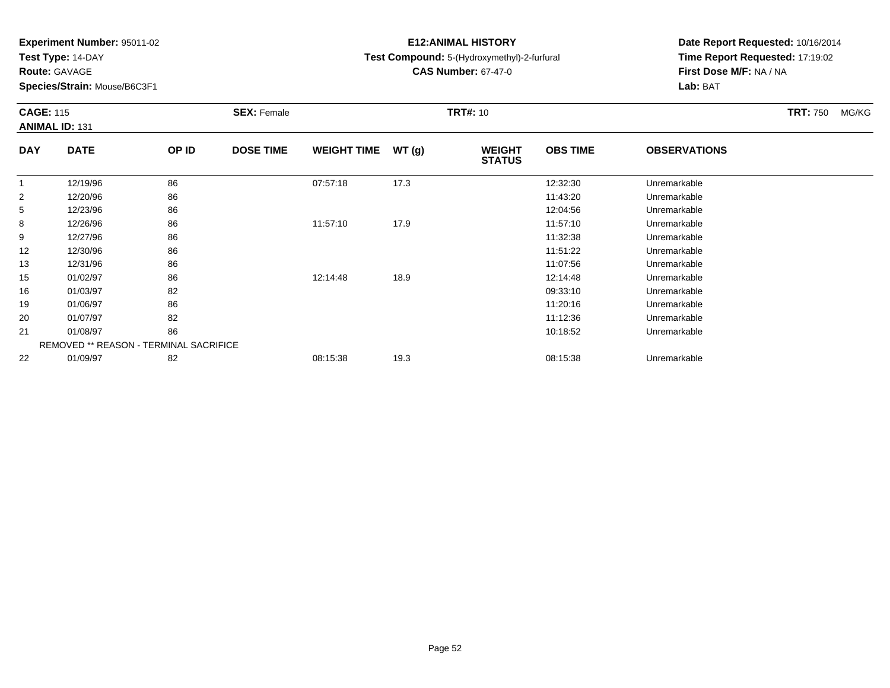**Experiment Number:** 95011-02
**Test Type:** 14-DAY
**Route:** GAVAGE
**Species/Strain:** Mouse/B6C3F1

**E12:ANIMAL HISTORY**
**Test Compound:** 5-(Hydroxymethyl)-2-furfural
**CAS Number:** 67-47-0

**Date Report Requested:** 10/16/2014
**Time Report Requested:** 17:19:02
**First Dose M/F:** NA / NA
**Lab:** BAT

**CAGE:** 115 **SEX:** Female **TRT#:** 10 **TRT:** 750 MG/KG
**ANIMAL ID:** 131

| DAY | DATE | OP ID | DOSE TIME | WEIGHT TIME | WT (g) | WEIGHT STATUS | OBS TIME | OBSERVATIONS |
|---|---|---|---|---|---|---|---|---|
| 1 | 12/19/96 | 86 | | 07:57:18 | 17.3 | | 12:32:30 | Unremarkable |
| 2 | 12/20/96 | 86 | | | | | 11:43:20 | Unremarkable |
| 5 | 12/23/96 | 86 | | | | | 12:04:56 | Unremarkable |
| 8 | 12/26/96 | 86 | | 11:57:10 | 17.9 | | 11:57:10 | Unremarkable |
| 9 | 12/27/96 | 86 | | | | | 11:32:38 | Unremarkable |
| 12 | 12/30/96 | 86 | | | | | 11:51:22 | Unremarkable |
| 13 | 12/31/96 | 86 | | | | | 11:07:56 | Unremarkable |
| 15 | 01/02/97 | 86 | | 12:14:48 | 18.9 | | 12:14:48 | Unremarkable |
| 16 | 01/03/97 | 82 | | | | | 09:33:10 | Unremarkable |
| 19 | 01/06/97 | 86 | | | | | 11:20:16 | Unremarkable |
| 20 | 01/07/97 | 82 | | | | | 11:12:36 | Unremarkable |
| 21 | 01/08/97 | 86 | | | | | 10:18:52 | Unremarkable |
| | REMOVED ** REASON - TERMINAL SACRIFICE | | | | | | | |
| 22 | 01/09/97 | 82 | | 08:15:38 | 19.3 | | 08:15:38 | Unremarkable |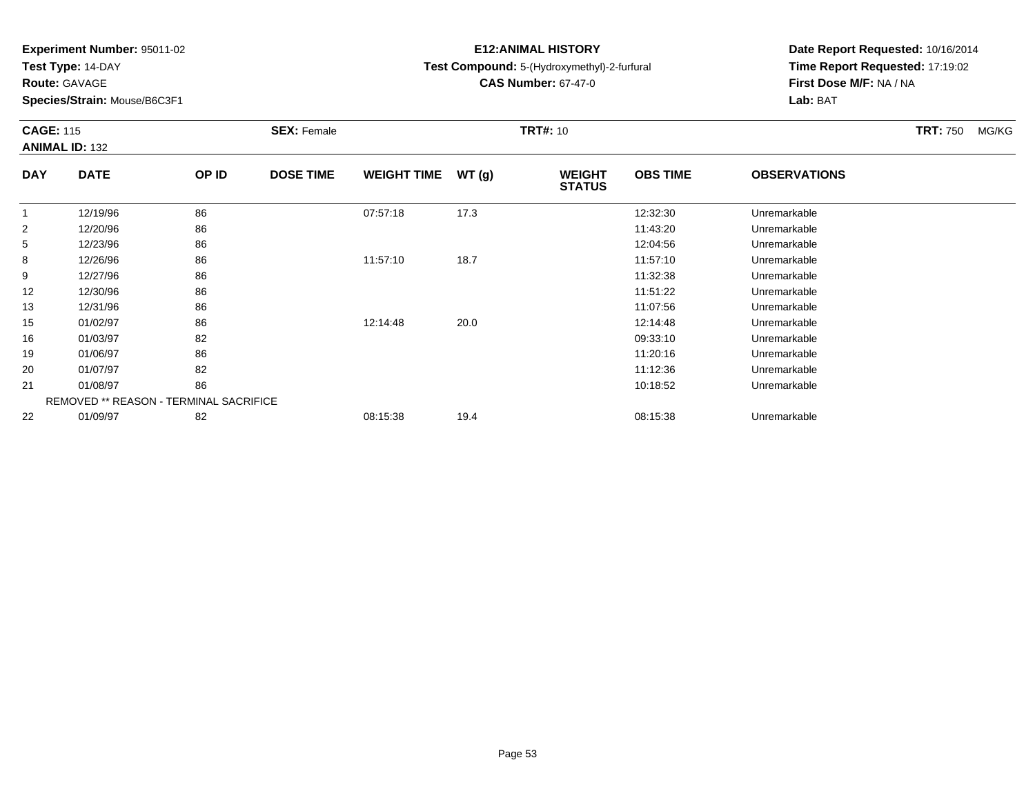**Experiment Number:** 95011-02
**Test Type:** 14-DAY
**Route:** GAVAGE
**Species/Strain:** Mouse/B6C3F1

**E12:ANIMAL HISTORY**
**Test Compound:** 5-(Hydroxymethyl)-2-furfural
**CAS Number:** 67-47-0

**Date Report Requested:** 10/16/2014
**Time Report Requested:** 17:19:02
**First Dose M/F:** NA / NA
**Lab:** BAT

**CAGE:** 115 **SEX:** Female **TRT#:** 10 **TRT:** 750 MG/KG
**ANIMAL ID:** 132

| DAY | DATE | OP ID | DOSE TIME | WEIGHT TIME | WT (g) | WEIGHT STATUS | OBS TIME | OBSERVATIONS |
|---|---|---|---|---|---|---|---|---|
| 1 | 12/19/96 | 86 | | 07:57:18 | 17.3 | | 12:32:30 | Unremarkable |
| 2 | 12/20/96 | 86 | | | | | 11:43:20 | Unremarkable |
| 5 | 12/23/96 | 86 | | | | | 12:04:56 | Unremarkable |
| 8 | 12/26/96 | 86 | | 11:57:10 | 18.7 | | 11:57:10 | Unremarkable |
| 9 | 12/27/96 | 86 | | | | | 11:32:38 | Unremarkable |
| 12 | 12/30/96 | 86 | | | | | 11:51:22 | Unremarkable |
| 13 | 12/31/96 | 86 | | | | | 11:07:56 | Unremarkable |
| 15 | 01/02/97 | 86 | | 12:14:48 | 20.0 | | 12:14:48 | Unremarkable |
| 16 | 01/03/97 | 82 | | | | | 09:33:10 | Unremarkable |
| 19 | 01/06/97 | 86 | | | | | 11:20:16 | Unremarkable |
| 20 | 01/07/97 | 82 | | | | | 11:12:36 | Unremarkable |
| 21 | 01/08/97 | 86 | | | | | 10:18:52 | Unremarkable |
| | REMOVED ** REASON - TERMINAL SACRIFICE | | | | | | | |
| 22 | 01/09/97 | 82 | | 08:15:38 | 19.4 | | 08:15:38 | Unremarkable |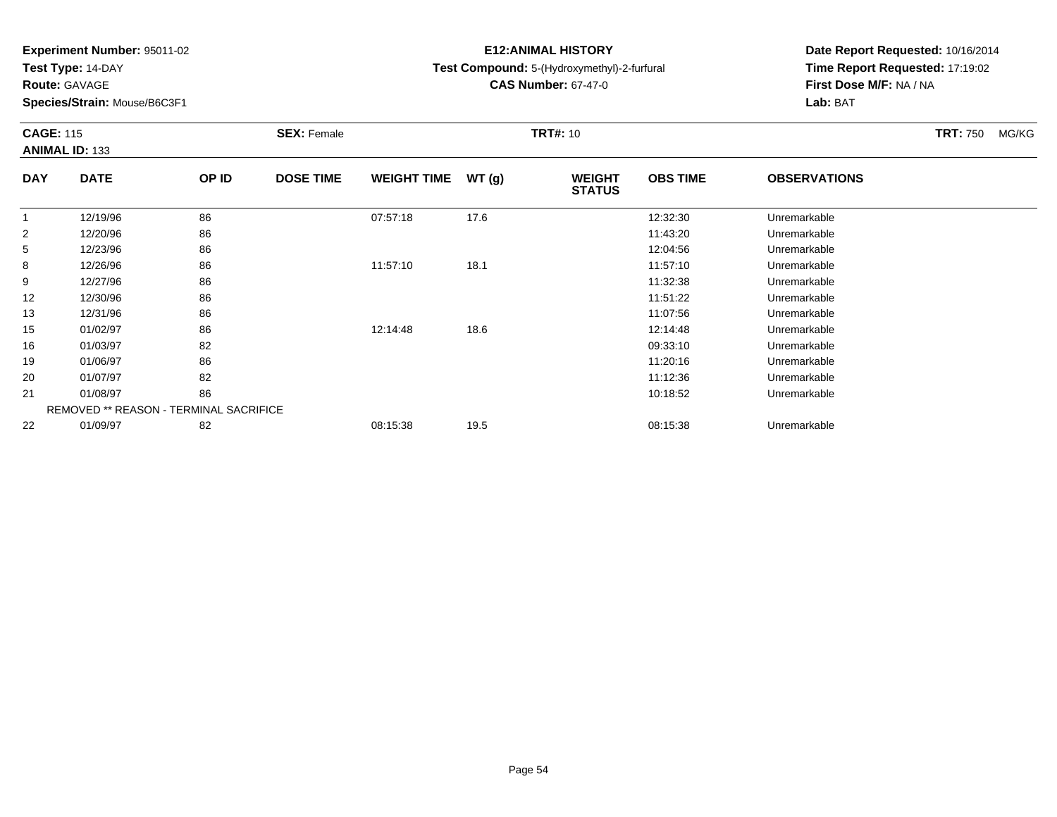**Experiment Number:** 95011-02
**Test Type:** 14-DAY
**Route:** GAVAGE
**Species/Strain:** Mouse/B6C3F1

**E12:ANIMAL HISTORY**
**Test Compound:** 5-(Hydroxymethyl)-2-furfural
**CAS Number:** 67-47-0

**Date Report Requested:** 10/16/2014
**Time Report Requested:** 17:19:02
**First Dose M/F:** NA / NA
**Lab:** BAT

**CAGE:** 115
**ANIMAL ID:** 133
**SEX:** Female
**TRT#:** 10
**TRT:** 750 MG/KG

| DAY | DATE | OP ID | DOSE TIME | WEIGHT TIME | WT (g) | WEIGHT STATUS | OBS TIME | OBSERVATIONS |
|---|---|---|---|---|---|---|---|---|
| 1 | 12/19/96 | 86 | | 07:57:18 | 17.6 | | 12:32:30 | Unremarkable |
| 2 | 12/20/96 | 86 | | | | | 11:43:20 | Unremarkable |
| 5 | 12/23/96 | 86 | | | | | 12:04:56 | Unremarkable |
| 8 | 12/26/96 | 86 | | 11:57:10 | 18.1 | | 11:57:10 | Unremarkable |
| 9 | 12/27/96 | 86 | | | | | 11:32:38 | Unremarkable |
| 12 | 12/30/96 | 86 | | | | | 11:51:22 | Unremarkable |
| 13 | 12/31/96 | 86 | | | | | 11:07:56 | Unremarkable |
| 15 | 01/02/97 | 86 | | 12:14:48 | 18.6 | | 12:14:48 | Unremarkable |
| 16 | 01/03/97 | 82 | | | | | 09:33:10 | Unremarkable |
| 19 | 01/06/97 | 86 | | | | | 11:20:16 | Unremarkable |
| 20 | 01/07/97 | 82 | | | | | 11:12:36 | Unremarkable |
| 21 | 01/08/97 | 86 | | | | | 10:18:52 | Unremarkable |
| | REMOVED ** REASON - TERMINAL SACRIFICE | | | | | | | |
| 22 | 01/09/97 | 82 | | 08:15:38 | 19.5 | | 08:15:38 | Unremarkable |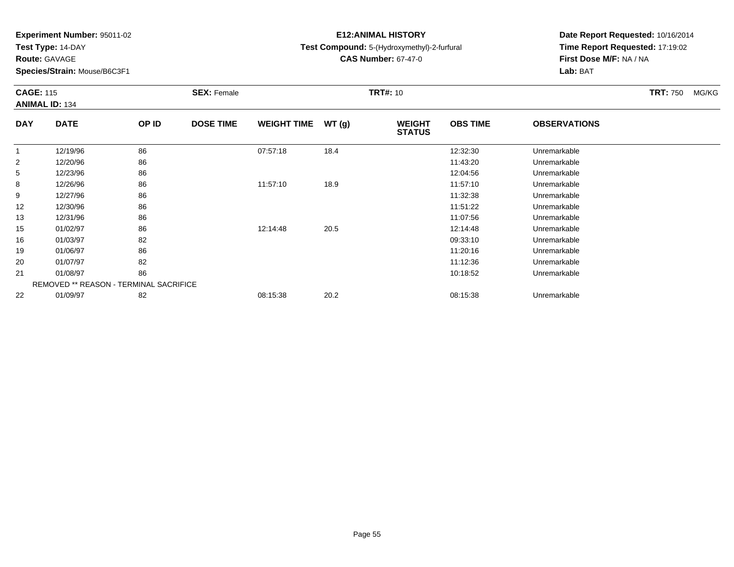**Experiment Number:** 95011-02
**Test Type:** 14-DAY
**Route:** GAVAGE
**Species/Strain:** Mouse/B6C3F1

**E12:ANIMAL HISTORY**
**Test Compound:** 5-(Hydroxymethyl)-2-furfural
**CAS Number:** 67-47-0

**Date Report Requested:** 10/16/2014
**Time Report Requested:** 17:19:02
**First Dose M/F:** NA / NA
**Lab:** BAT

**CAGE:** 115 **SEX:** Female **TRT#:** 10 **TRT:** 750 MG/KG
**ANIMAL ID:** 134

| DAY | DATE | OP ID | DOSE TIME | WEIGHT TIME | WT (g) | WEIGHT STATUS | OBS TIME | OBSERVATIONS |
|---|---|---|---|---|---|---|---|---|
| 1 | 12/19/96 | 86 | | 07:57:18 | 18.4 | | 12:32:30 | Unremarkable |
| 2 | 12/20/96 | 86 | | | | | 11:43:20 | Unremarkable |
| 5 | 12/23/96 | 86 | | | | | 12:04:56 | Unremarkable |
| 8 | 12/26/96 | 86 | | 11:57:10 | 18.9 | | 11:57:10 | Unremarkable |
| 9 | 12/27/96 | 86 | | | | | 11:32:38 | Unremarkable |
| 12 | 12/30/96 | 86 | | | | | 11:51:22 | Unremarkable |
| 13 | 12/31/96 | 86 | | | | | 11:07:56 | Unremarkable |
| 15 | 01/02/97 | 86 | | 12:14:48 | 20.5 | | 12:14:48 | Unremarkable |
| 16 | 01/03/97 | 82 | | | | | 09:33:10 | Unremarkable |
| 19 | 01/06/97 | 86 | | | | | 11:20:16 | Unremarkable |
| 20 | 01/07/97 | 82 | | | | | 11:12:36 | Unremarkable |
| 21 | 01/08/97 | 86 | | | | | 10:18:52 | Unremarkable |
| | REMOVED ** REASON - TERMINAL SACRIFICE | | | | | | | |
| 22 | 01/09/97 | 82 | | 08:15:38 | 20.2 | | 08:15:38 | Unremarkable |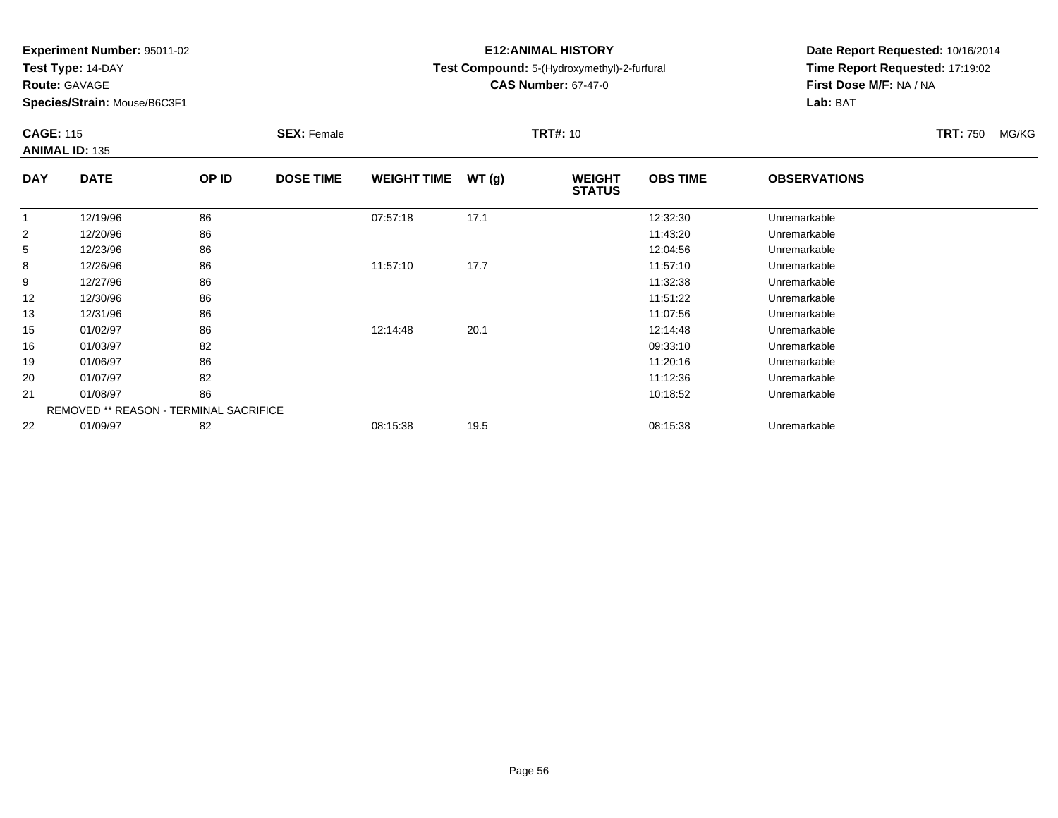**Experiment Number:** 95011-02
**Test Type:** 14-DAY
**Route:** GAVAGE
**Species/Strain:** Mouse/B6C3F1

**E12:ANIMAL HISTORY**
**Test Compound:** 5-(Hydroxymethyl)-2-furfural
**CAS Number:** 67-47-0

**Date Report Requested:** 10/16/2014
**Time Report Requested:** 17:19:02
**First Dose M/F:** NA / NA
**Lab:** BAT

**CAGE:** 115
**ANIMAL ID:** 135
**SEX:** Female
**TRT#:** 10
**TRT:** 750 MG/KG

| DAY | DATE | OP ID | DOSE TIME | WEIGHT TIME | WT (g) | WEIGHT STATUS | OBS TIME | OBSERVATIONS |
|---|---|---|---|---|---|---|---|---|
| 1 | 12/19/96 | 86 | | 07:57:18 | 17.1 | | 12:32:30 | Unremarkable |
| 2 | 12/20/96 | 86 | | | | | 11:43:20 | Unremarkable |
| 5 | 12/23/96 | 86 | | | | | 12:04:56 | Unremarkable |
| 8 | 12/26/96 | 86 | | 11:57:10 | 17.7 | | 11:57:10 | Unremarkable |
| 9 | 12/27/96 | 86 | | | | | 11:32:38 | Unremarkable |
| 12 | 12/30/96 | 86 | | | | | 11:51:22 | Unremarkable |
| 13 | 12/31/96 | 86 | | | | | 11:07:56 | Unremarkable |
| 15 | 01/02/97 | 86 | | 12:14:48 | 20.1 | | 12:14:48 | Unremarkable |
| 16 | 01/03/97 | 82 | | | | | 09:33:10 | Unremarkable |
| 19 | 01/06/97 | 86 | | | | | 11:20:16 | Unremarkable |
| 20 | 01/07/97 | 82 | | | | | 11:12:36 | Unremarkable |
| 21 | 01/08/97 | 86 | | | | | 10:18:52 | Unremarkable |
| | REMOVED ** REASON - TERMINAL SACRIFICE | | | | | | | |
| 22 | 01/09/97 | 82 | | 08:15:38 | 19.5 | | 08:15:38 | Unremarkable |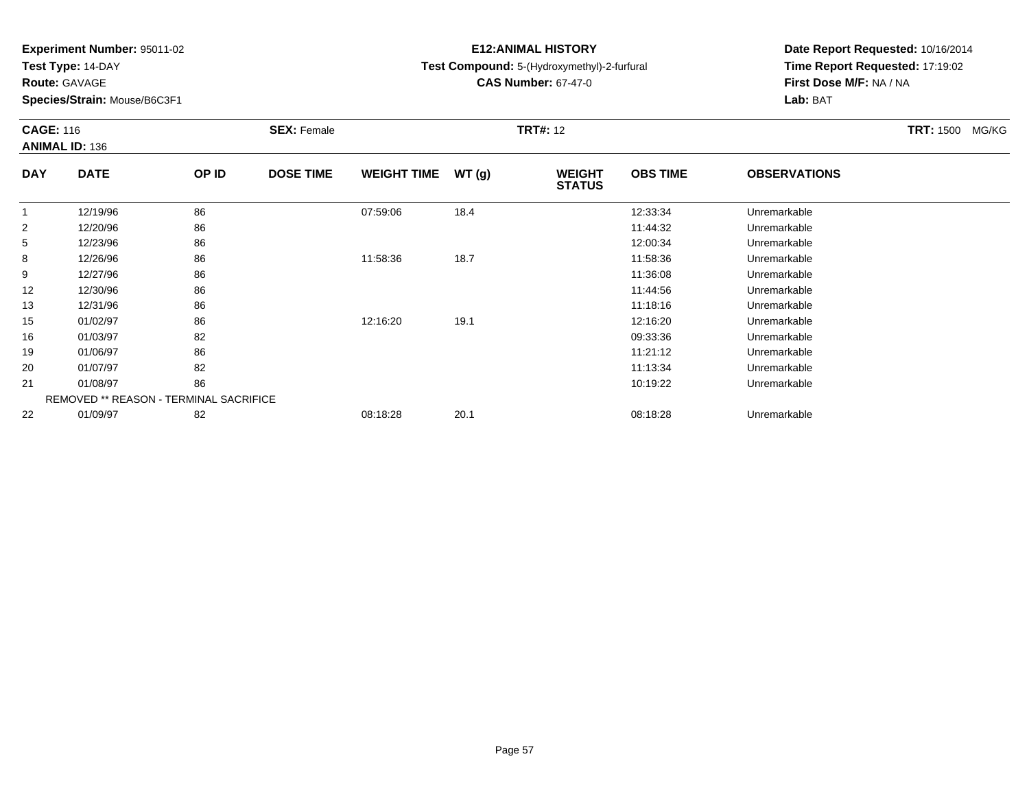**Experiment Number:** 95011-02
**Test Type:** 14-DAY
**Route:** GAVAGE
**Species/Strain:** Mouse/B6C3F1

**E12:ANIMAL HISTORY**
**Test Compound:** 5-(Hydroxymethyl)-2-furfural
**CAS Number:** 67-47-0

**Date Report Requested:** 10/16/2014
**Time Report Requested:** 17:19:02
**First Dose M/F:** NA / NA
**Lab:** BAT

**CAGE:** 116 **SEX:** Female **TRT#:** 12 **TRT:** 1500 MG/KG
**ANIMAL ID:** 136

| DAY | DATE | OP ID | DOSE TIME | WEIGHT TIME | WT (g) | WEIGHT STATUS | OBS TIME | OBSERVATIONS |
|---|---|---|---|---|---|---|---|---|
| 1 | 12/19/96 | 86 | | 07:59:06 | 18.4 | | 12:33:34 | Unremarkable |
| 2 | 12/20/96 | 86 | | | | | 11:44:32 | Unremarkable |
| 5 | 12/23/96 | 86 | | | | | 12:00:34 | Unremarkable |
| 8 | 12/26/96 | 86 | | 11:58:36 | 18.7 | | 11:58:36 | Unremarkable |
| 9 | 12/27/96 | 86 | | | | | 11:36:08 | Unremarkable |
| 12 | 12/30/96 | 86 | | | | | 11:44:56 | Unremarkable |
| 13 | 12/31/96 | 86 | | | | | 11:18:16 | Unremarkable |
| 15 | 01/02/97 | 86 | | 12:16:20 | 19.1 | | 12:16:20 | Unremarkable |
| 16 | 01/03/97 | 82 | | | | | 09:33:36 | Unremarkable |
| 19 | 01/06/97 | 86 | | | | | 11:21:12 | Unremarkable |
| 20 | 01/07/97 | 82 | | | | | 11:13:34 | Unremarkable |
| 21 | 01/08/97 | 86 | | | | | 10:19:22 | Unremarkable |
| | REMOVED ** REASON - TERMINAL SACRIFICE | | | | | | | |
| 22 | 01/09/97 | 82 | | 08:18:28 | 20.1 | | 08:18:28 | Unremarkable |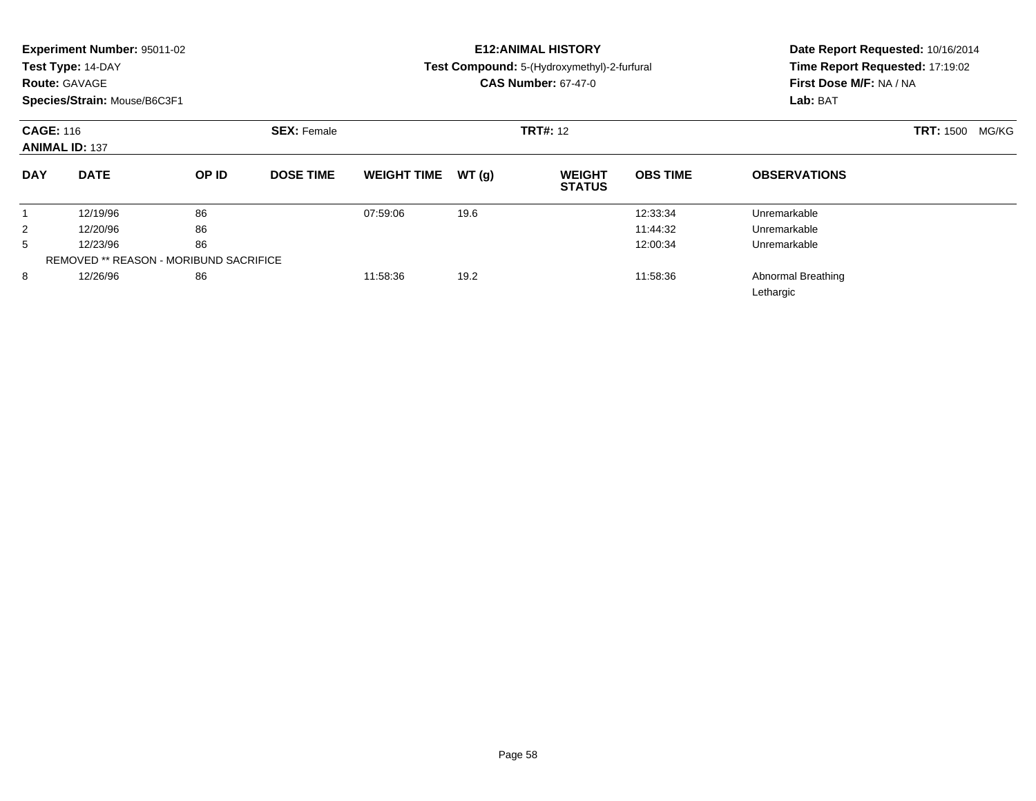**Experiment Number:** 95011-02
**Test Type:** 14-DAY
**Route:** GAVAGE
**Species/Strain:** Mouse/B6C3F1

**E12:ANIMAL HISTORY**
**Test Compound:** 5-(Hydroxymethyl)-2-furfural
**CAS Number:** 67-47-0

**Date Report Requested:** 10/16/2014
**Time Report Requested:** 17:19:02
**First Dose M/F:** NA / NA
**Lab:** BAT

**CAGE:** 116 **SEX:** Female **TRT#:** 12 **TRT:** 1500 MG/KG
**ANIMAL ID:** 137

| DAY | DATE | OP ID | DOSE TIME | WEIGHT TIME | WT (g) | WEIGHT STATUS | OBS TIME | OBSERVATIONS |
|---|---|---|---|---|---|---|---|---|
| 1 | 12/19/96 | 86 | | 07:59:06 | 19.6 | | 12:33:34 | Unremarkable |
| 2 | 12/20/96 | 86 | | | | | 11:44:32 | Unremarkable |
| 5 | 12/23/96 | 86 | | | | | 12:00:34 | Unremarkable |
| REMOVED ** REASON - MORIBUND SACRIFICE | | | | | | | | |
| 8 | 12/26/96 | 86 | | 11:58:36 | 19.2 | | 11:58:36 | Abnormal Breathing<br>Lethargic |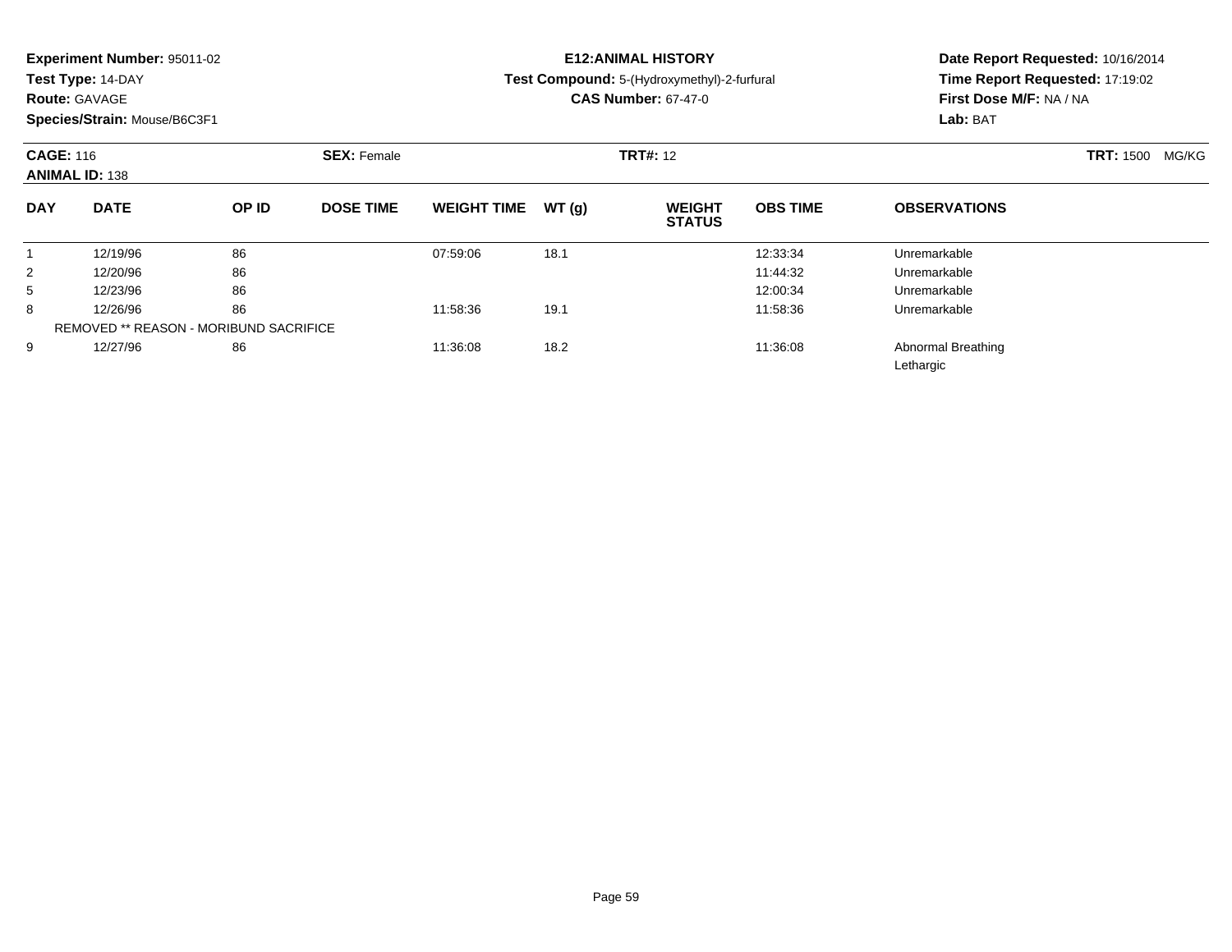**Experiment Number:** 95011-02
**Test Type:** 14-DAY
**Route:** GAVAGE
**Species/Strain:** Mouse/B6C3F1

**E12:ANIMAL HISTORY**
**Test Compound:** 5-(Hydroxymethyl)-2-furfural
**CAS Number:** 67-47-0

**Date Report Requested:** 10/16/2014
**Time Report Requested:** 17:19:02
**First Dose M/F:** NA / NA
**Lab:** BAT

**CAGE:** 116
**ANIMAL ID:** 138
**SEX:** Female
**TRT#:** 12
**TRT:** 1500 MG/KG

| DAY | DATE | OP ID | DOSE TIME | WEIGHT TIME | WT (g) | WEIGHT STATUS | OBS TIME | OBSERVATIONS |
|---|---|---|---|---|---|---|---|---|
| 1 | 12/19/96 | 86 | | 07:59:06 | 18.1 | | 12:33:34 | Unremarkable |
| 2 | 12/20/96 | 86 | | | | | 11:44:32 | Unremarkable |
| 5 | 12/23/96 | 86 | | | | | 12:00:34 | Unremarkable |
| 8 | 12/26/96 | 86 | | 11:58:36 | 19.1 | | 11:58:36 | Unremarkable |
| REMOVED ** REASON - MORIBUND SACRIFICE | | | | | | | | |
| 9 | 12/27/96 | 86 | | 11:36:08 | 18.2 | | 11:36:08 | Abnormal Breathing<br>Lethargic |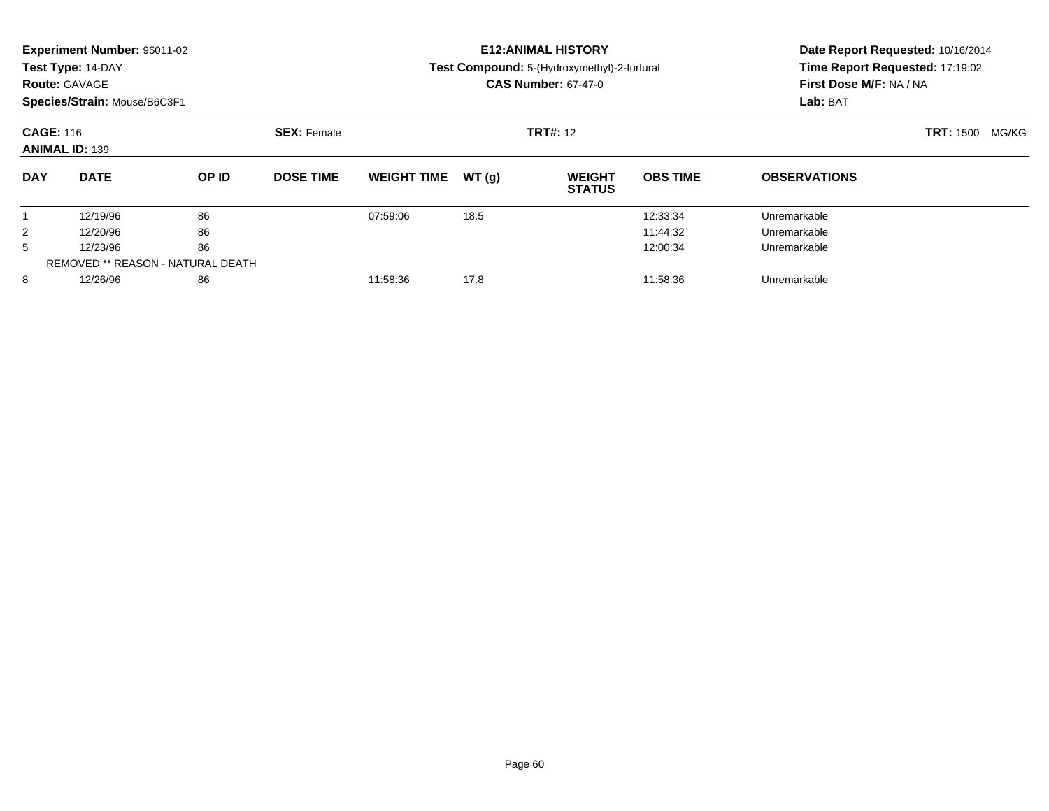**Experiment Number:** 95011-02
**Test Type:** 14-DAY
**Route:** GAVAGE
**Species/Strain:** Mouse/B6C3F1

**E12:ANIMAL HISTORY**
**Test Compound:** 5-(Hydroxymethyl)-2-furfural
**CAS Number:** 67-47-0

**Date Report Requested:** 10/16/2014
**Time Report Requested:** 17:19:02
**First Dose M/F:** NA / NA
**Lab:** BAT

**CAGE:** 116 **SEX:** Female **TRT#:** 12 **TRT:** 1500 MG/KG
**ANIMAL ID:** 139

| DAY | DATE | OP ID | DOSE TIME | WEIGHT TIME | WT (g) | WEIGHT STATUS | OBS TIME | OBSERVATIONS |
|---|---|---|---|---|---|---|---|---|
| 1 | 12/19/96 | 86 | | 07:59:06 | 18.5 | | 12:33:34 | Unremarkable |
| 2 | 12/20/96 | 86 | | | | | 11:44:32 | Unremarkable |
| 5 | 12/23/96 | 86 | | | | | 12:00:34 | Unremarkable |
| REMOVED ** REASON - NATURAL DEATH | | | | | | | | |
| 8 | 12/26/96 | 86 | | 11:58:36 | 17.8 | | 11:58:36 | Unremarkable |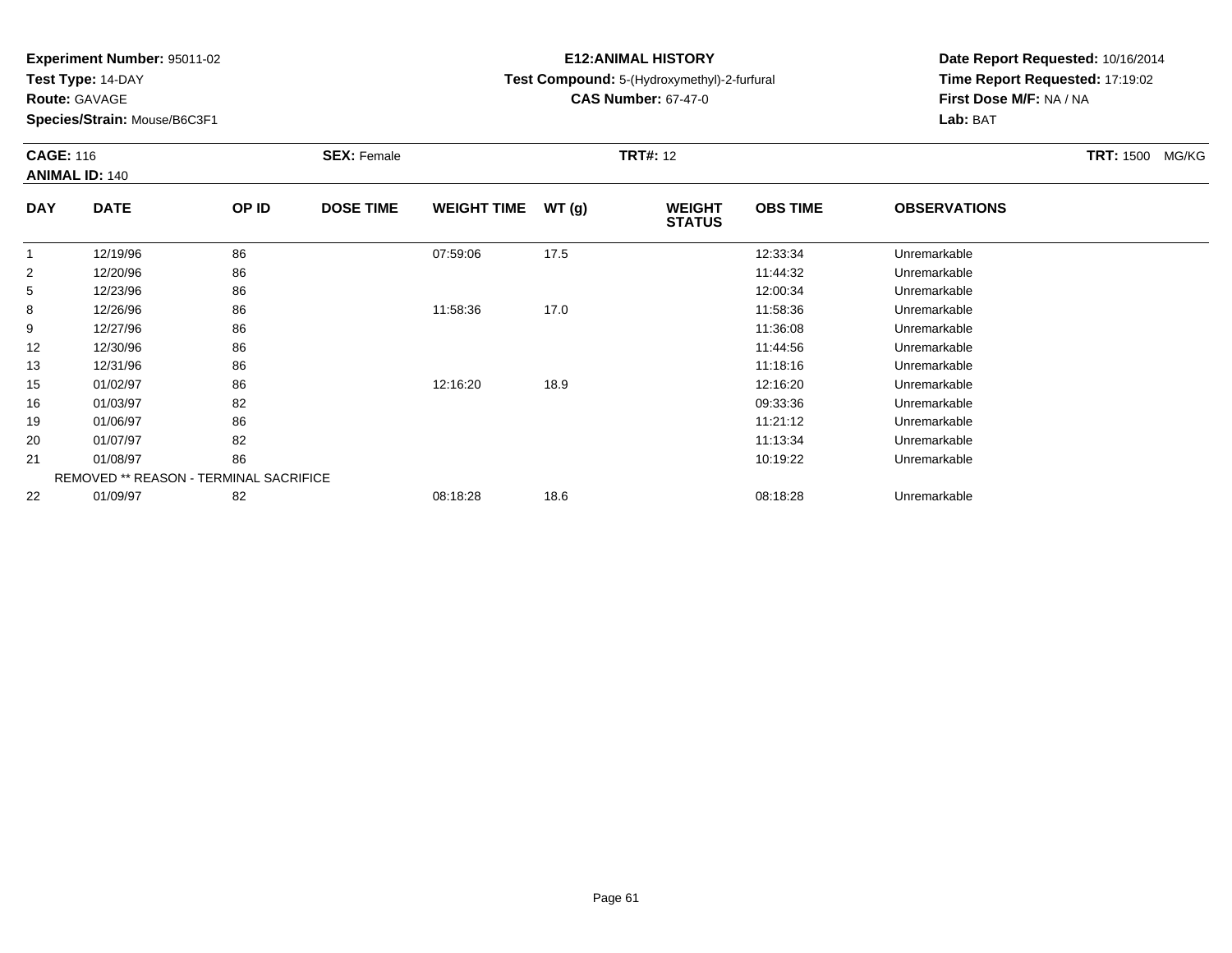**Experiment Number:** 95011-02
**Test Type:** 14-DAY
**Route:** GAVAGE
**Species/Strain:** Mouse/B6C3F1

**E12:ANIMAL HISTORY**
**Test Compound:** 5-(Hydroxymethyl)-2-furfural
**CAS Number:** 67-47-0

**Date Report Requested:** 10/16/2014
**Time Report Requested:** 17:19:02
**First Dose M/F:** NA / NA
**Lab:** BAT

**CAGE:** 116 **SEX:** Female **TRT#:** 12 **TRT:** 1500 MG/KG
**ANIMAL ID:** 140

| DAY | DATE | OP ID | DOSE TIME | WEIGHT TIME | WT (g) | WEIGHT STATUS | OBS TIME | OBSERVATIONS |
|---|---|---|---|---|---|---|---|---|
| 1 | 12/19/96 | 86 | | 07:59:06 | 17.5 | | 12:33:34 | Unremarkable |
| 2 | 12/20/96 | 86 | | | | | 11:44:32 | Unremarkable |
| 5 | 12/23/96 | 86 | | | | | 12:00:34 | Unremarkable |
| 8 | 12/26/96 | 86 | | 11:58:36 | 17.0 | | 11:58:36 | Unremarkable |
| 9 | 12/27/96 | 86 | | | | | 11:36:08 | Unremarkable |
| 12 | 12/30/96 | 86 | | | | | 11:44:56 | Unremarkable |
| 13 | 12/31/96 | 86 | | | | | 11:18:16 | Unremarkable |
| 15 | 01/02/97 | 86 | | 12:16:20 | 18.9 | | 12:16:20 | Unremarkable |
| 16 | 01/03/97 | 82 | | | | | 09:33:36 | Unremarkable |
| 19 | 01/06/97 | 86 | | | | | 11:21:12 | Unremarkable |
| 20 | 01/07/97 | 82 | | | | | 11:13:34 | Unremarkable |
| 21 | 01/08/97 | 86 | | | | | 10:19:22 | Unremarkable |
| | REMOVED ** REASON - TERMINAL SACRIFICE | | | | | | | |
| 22 | 01/09/97 | 82 | | 08:18:28 | 18.6 | | 08:18:28 | Unremarkable |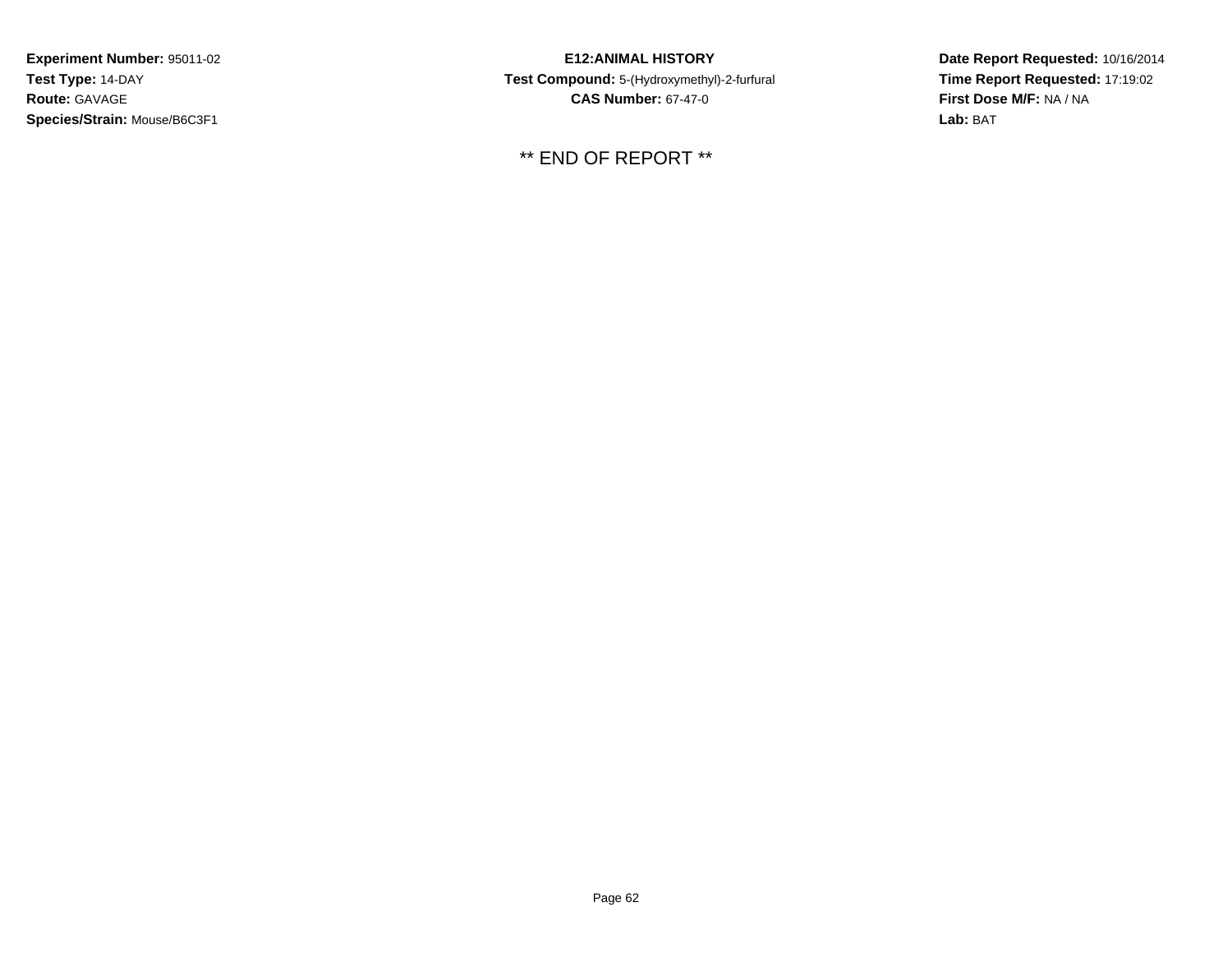**Experiment Number:** 95011-02
**Test Type:** 14-DAY
**Route:** GAVAGE
**Species/Strain:** Mouse/B6C3F1

**E12:ANIMAL HISTORY**
**Test Compound:** 5-(Hydroxymethyl)-2-furfural
**CAS Number:** 67-47-0

**Date Report Requested:** 10/16/2014
**Time Report Requested:** 17:19:02
**First Dose M/F:** NA / NA
**Lab:** BAT

** END OF REPORT **